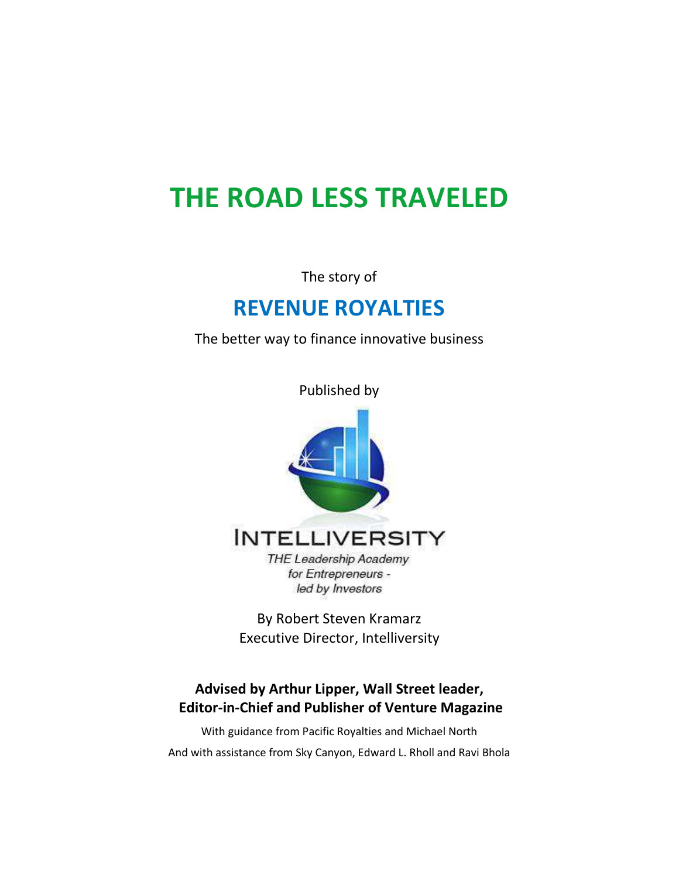# THE ROAD LESS TRAVELED

The story of

## REVENUE ROYALTIES

The better way to finance innovative business

Published by

INTELLIVERSITY

*THE Leadership Academy for Entrepreneurs - led by Investors*

By Robert Steven Kramarz
Executive Director, Intelliversity

**Advised by Arthur Lipper, Wall Street leader, Editor-in-Chief and Publisher of Venture Magazine**

With guidance from Pacific Royalties and Michael North

And with assistance from Sky Canyon, Edward L. Rholl and Ravi Bhola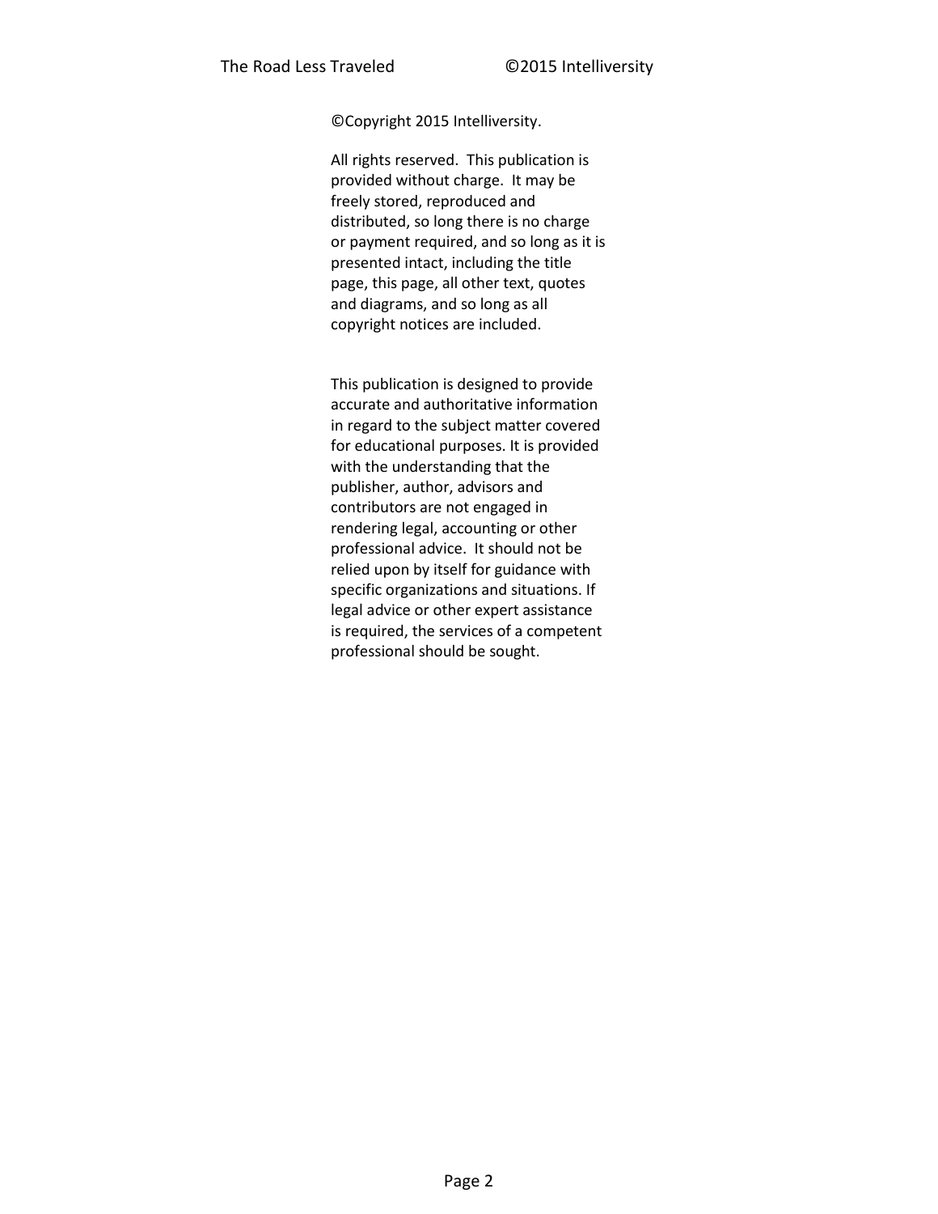©Copyright 2015 Intelliversity.

All rights reserved. This publication is provided without charge. It may be freely stored, reproduced and distributed, so long there is no charge or payment required, and so long as it is presented intact, including the title page, this page, all other text, quotes and diagrams, and so long as all copyright notices are included.

This publication is designed to provide accurate and authoritative information in regard to the subject matter covered for educational purposes. It is provided with the understanding that the publisher, author, advisors and contributors are not engaged in rendering legal, accounting or other professional advice. It should not be relied upon by itself for guidance with specific organizations and situations. If legal advice or other expert assistance is required, the services of a competent professional should be sought.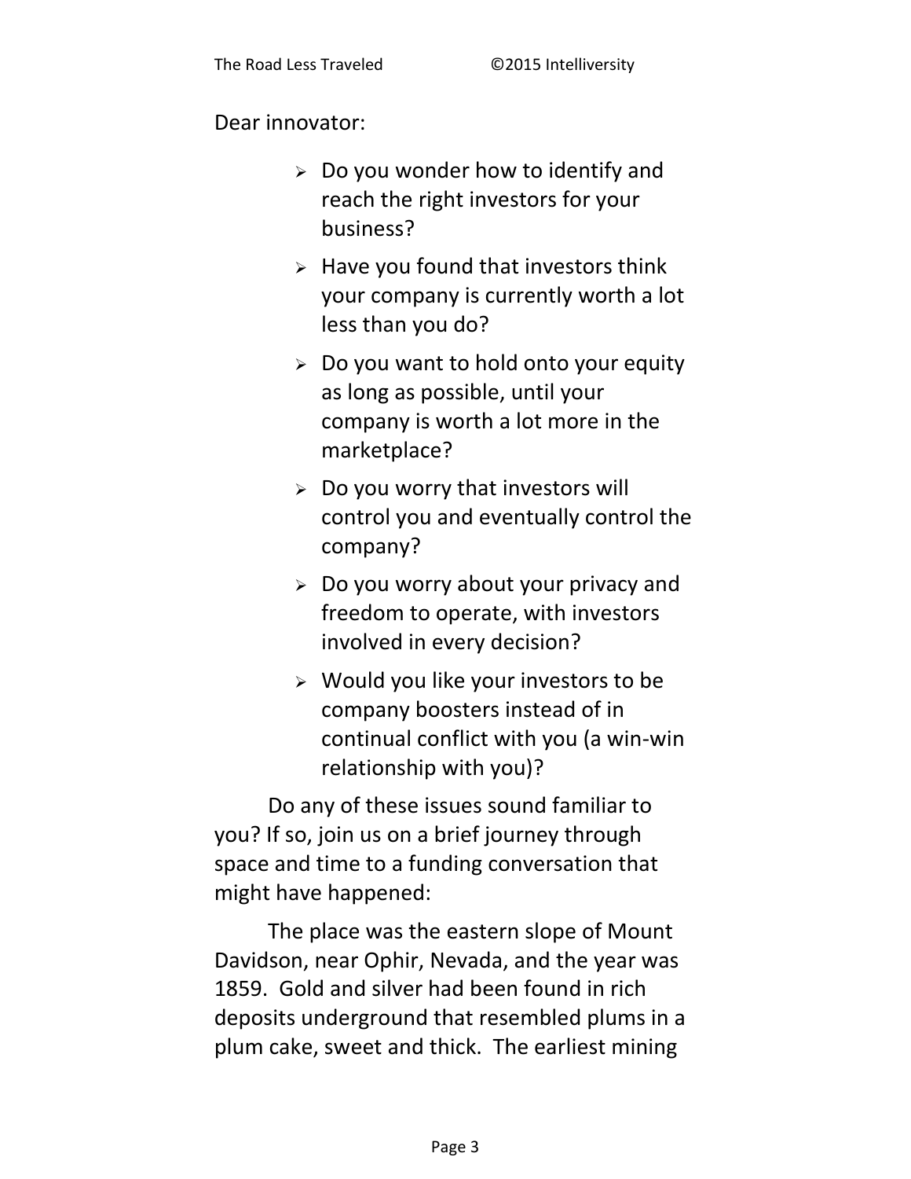Dear innovator:

- Do you wonder how to identify and reach the right investors for your business?
- Have you found that investors think your company is currently worth a lot less than you do?
- Do you want to hold onto your equity as long as possible, until your company is worth a lot more in the marketplace?
- Do you worry that investors will control you and eventually control the company?
- Do you worry about your privacy and freedom to operate, with investors involved in every decision?
- Would you like your investors to be company boosters instead of in continual conflict with you (a win-win relationship with you)?

Do any of these issues sound familiar to you? If so, join us on a brief journey through space and time to a funding conversation that might have happened:

The place was the eastern slope of Mount Davidson, near Ophir, Nevada, and the year was 1859. Gold and silver had been found in rich deposits underground that resembled plums in a plum cake, sweet and thick. The earliest mining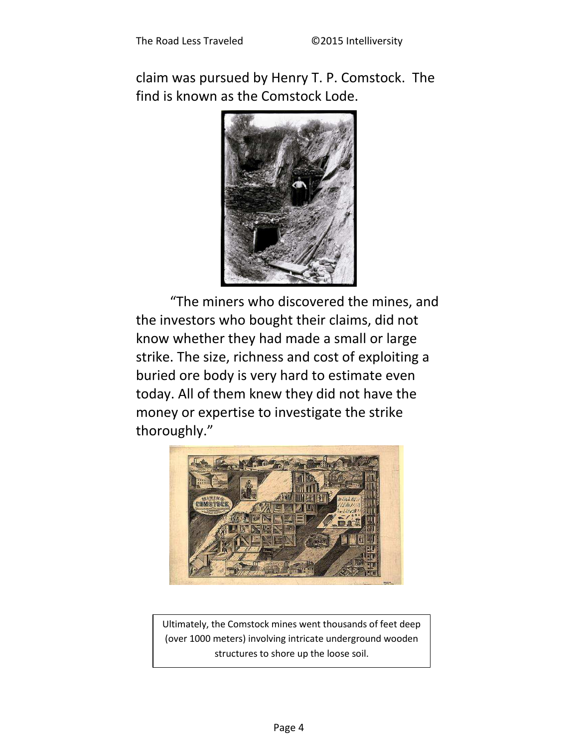claim was pursued by Henry T. P. Comstock. The find is known as the Comstock Lode.

"The miners who discovered the mines, and the investors who bought their claims, did not know whether they had made a small or large strike. The size, richness and cost of exploiting a buried ore body is very hard to estimate even today. All of them knew they did not have the money or expertise to investigate the strike thoroughly."

Ultimately, the Comstock mines went thousands of feet deep (over 1000 meters) involving intricate underground wooden structures to shore up the loose soil.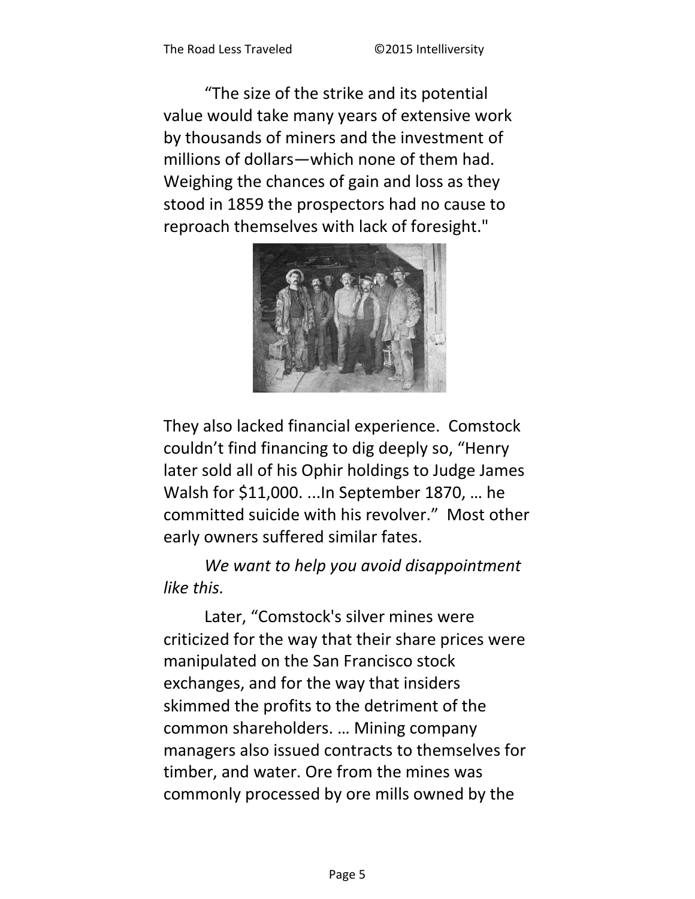“The size of the strike and its potential value would take many years of extensive work by thousands of miners and the investment of millions of dollars—which none of them had. Weighing the chances of gain and loss as they stood in 1859 the prospectors had no cause to reproach themselves with lack of foresight."

They also lacked financial experience. Comstock couldn’t find financing to dig deeply so, “Henry later sold all of his Ophir holdings to Judge James Walsh for $11,000. ...In September 1870, … he committed suicide with his revolver.” Most other early owners suffered similar fates.

*We want to help you avoid disappointment like this.*

Later, “Comstock's silver mines were criticized for the way that their share prices were manipulated on the San Francisco stock exchanges, and for the way that insiders skimmed the profits to the detriment of the common shareholders. … Mining company managers also issued contracts to themselves for timber, and water. Ore from the mines was commonly processed by ore mills owned by the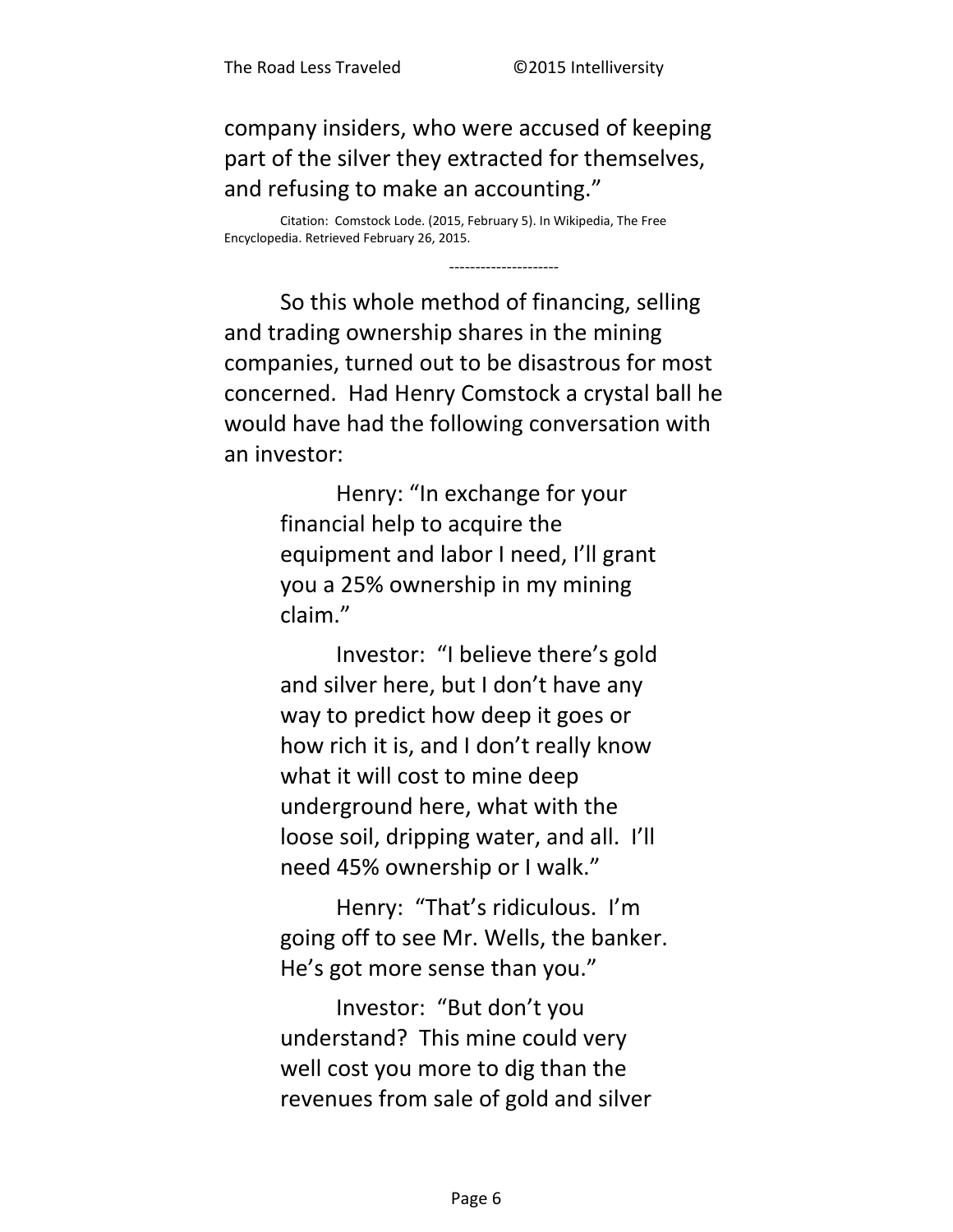company insiders, who were accused of keeping part of the silver they extracted for themselves, and refusing to make an accounting."

Citation: Comstock Lode. (2015, February 5). In Wikipedia, The Free Encyclopedia. Retrieved February 26, 2015.

---------------------

So this whole method of financing, selling and trading ownership shares in the mining companies, turned out to be disastrous for most concerned. Had Henry Comstock a crystal ball he would have had the following conversation with an investor:

> Henry: "In exchange for your financial help to acquire the equipment and labor I need, I'll grant you a 25% ownership in my mining claim."
>
> Investor: "I believe there's gold and silver here, but I don't have any way to predict how deep it goes or how rich it is, and I don't really know what it will cost to mine deep underground here, what with the loose soil, dripping water, and all. I'll need 45% ownership or I walk."
>
> Henry: "That's ridiculous. I'm going off to see Mr. Wells, the banker. He's got more sense than you."
>
> Investor: "But don't you understand? This mine could very well cost you more to dig than the revenues from sale of gold and silver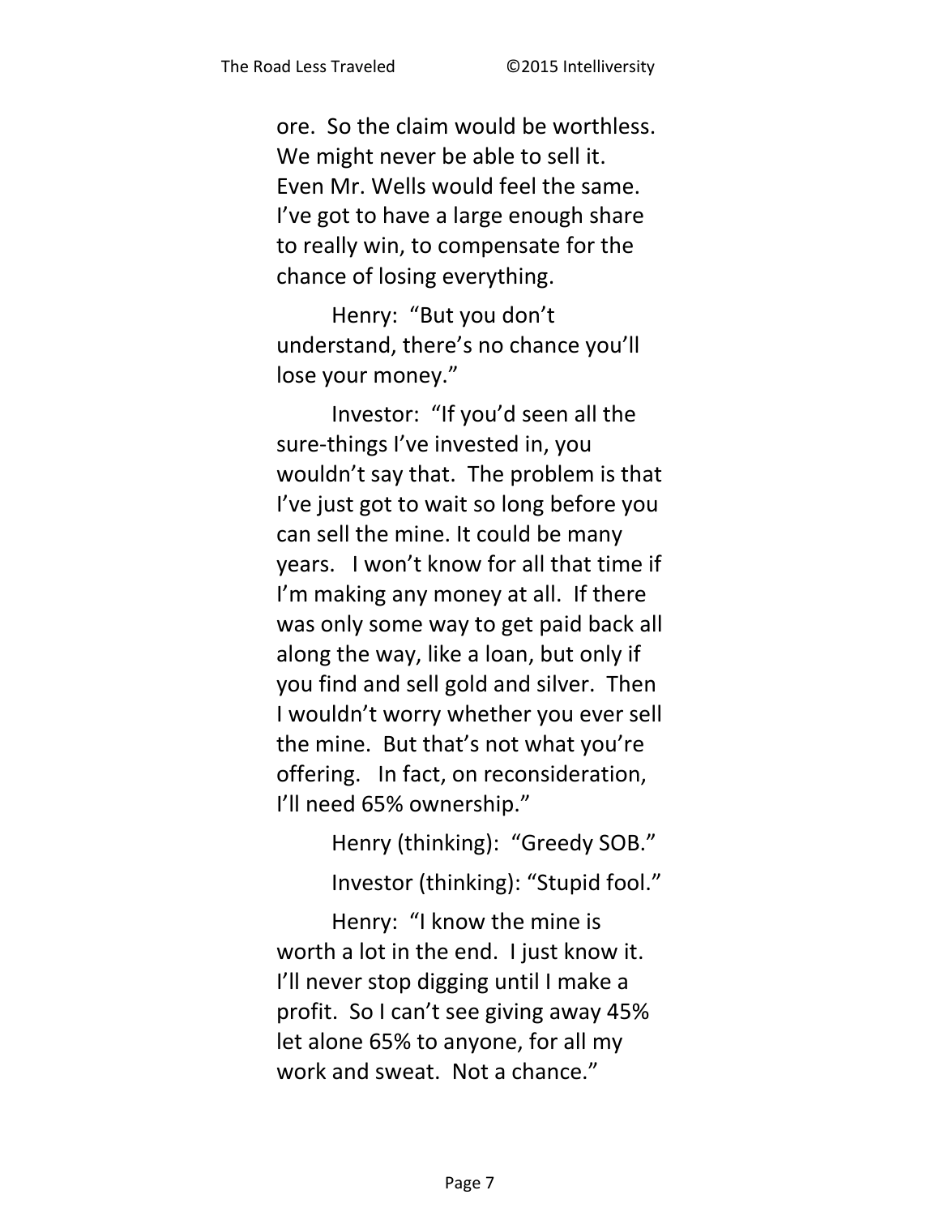ore. So the claim would be worthless. We might never be able to sell it. Even Mr. Wells would feel the same. I've got to have a large enough share to really win, to compensate for the chance of losing everything.

Henry: "But you don't understand, there's no chance you'll lose your money."

Investor: "If you'd seen all the sure-things I've invested in, you wouldn't say that. The problem is that I've just got to wait so long before you can sell the mine. It could be many years. I won't know for all that time if I'm making any money at all. If there was only some way to get paid back all along the way, like a loan, but only if you find and sell gold and silver. Then I wouldn't worry whether you ever sell the mine. But that's not what you're offering. In fact, on reconsideration, I'll need 65% ownership."

Henry (thinking): "Greedy SOB."

Investor (thinking): "Stupid fool."

Henry: "I know the mine is worth a lot in the end. I just know it. I'll never stop digging until I make a profit. So I can't see giving away 45% let alone 65% to anyone, for all my work and sweat. Not a chance."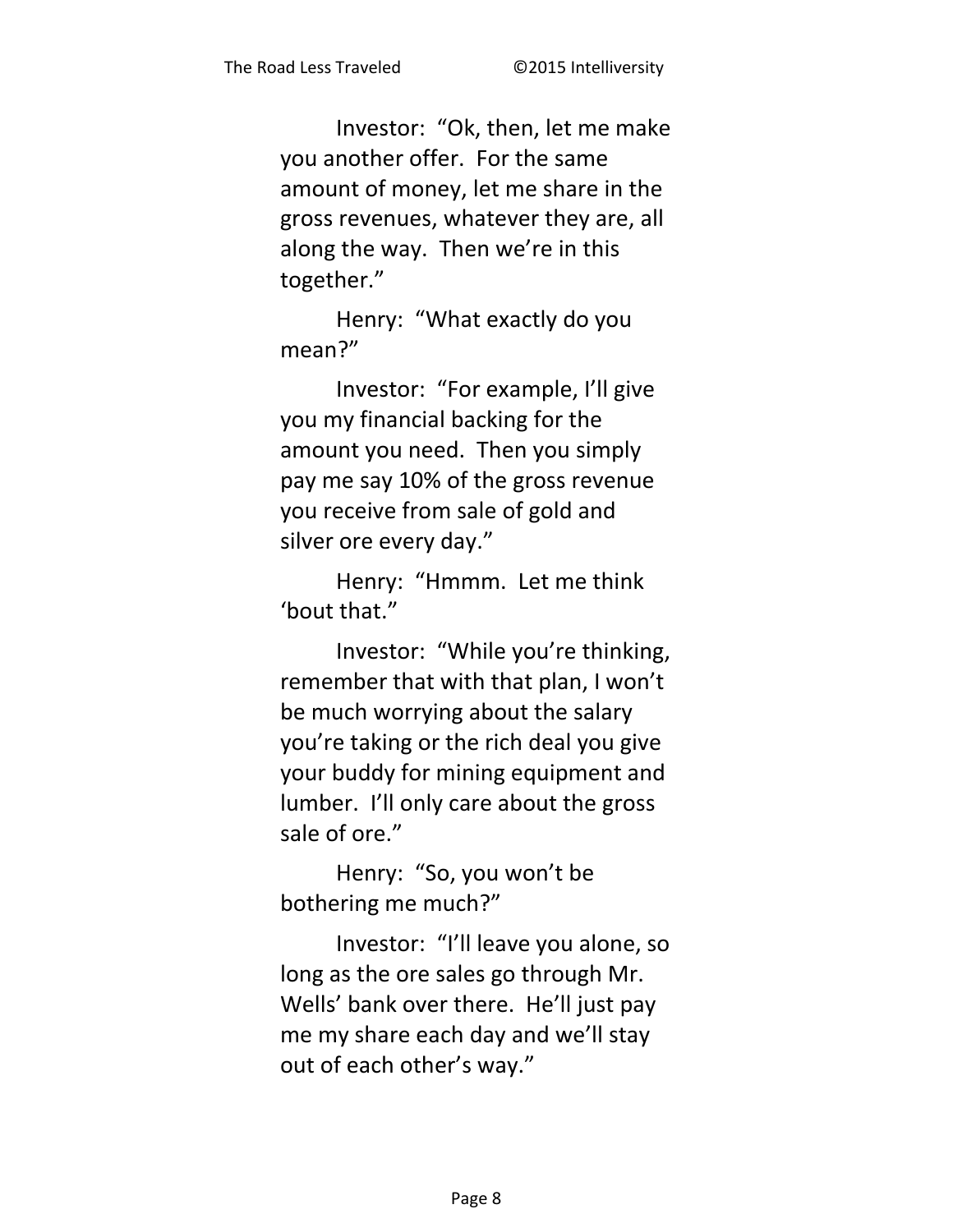Investor: "Ok, then, let me make you another offer. For the same amount of money, let me share in the gross revenues, whatever they are, all along the way. Then we're in this together."

Henry: "What exactly do you mean?"

Investor: "For example, I'll give you my financial backing for the amount you need. Then you simply pay me say 10% of the gross revenue you receive from sale of gold and silver ore every day."

Henry: "Hmmm. Let me think 'bout that."

Investor: "While you're thinking, remember that with that plan, I won't be much worrying about the salary you're taking or the rich deal you give your buddy for mining equipment and lumber. I'll only care about the gross sale of ore."

Henry: "So, you won't be bothering me much?"

Investor: "I'll leave you alone, so long as the ore sales go through Mr. Wells' bank over there. He'll just pay me my share each day and we'll stay out of each other's way."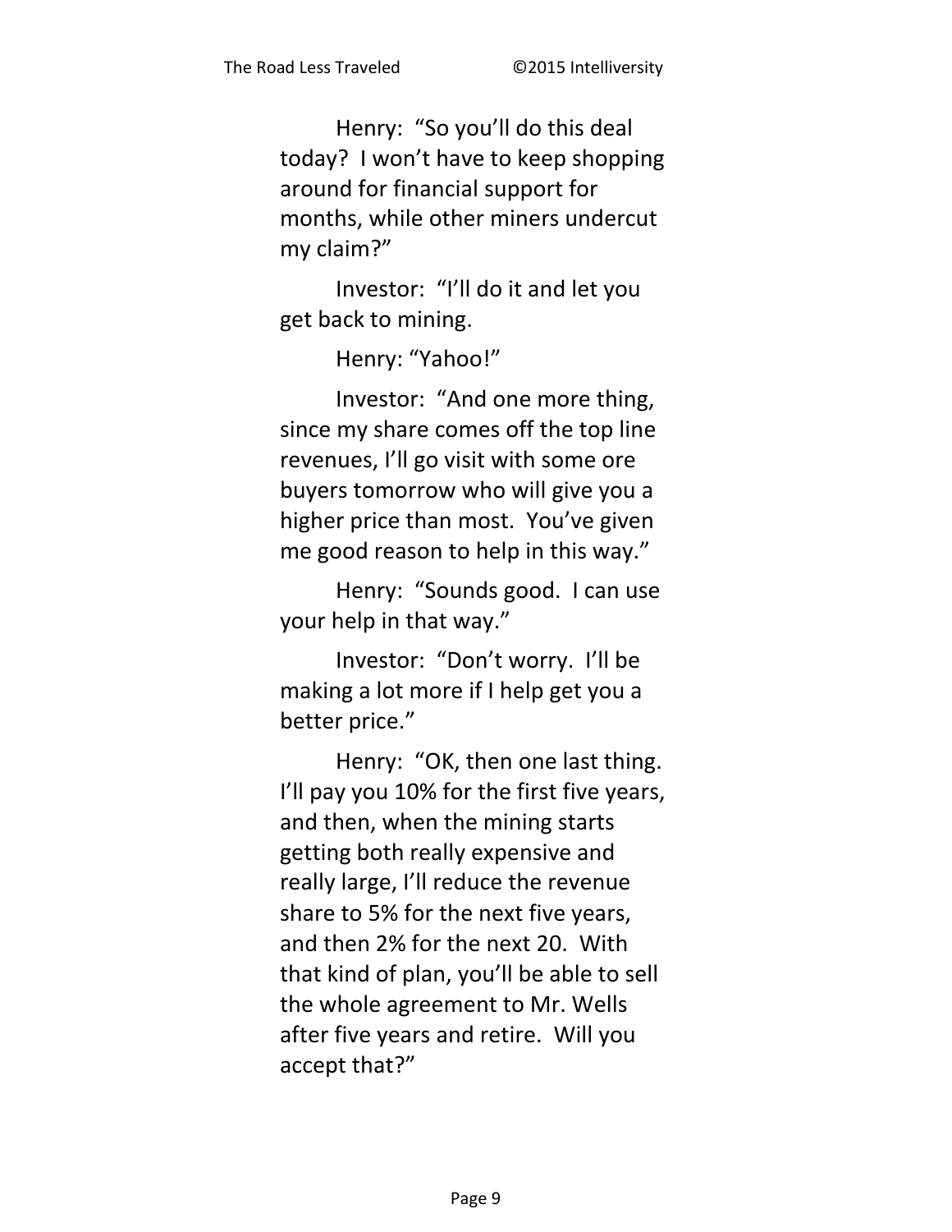Henry: "So you'll do this deal today? I won't have to keep shopping around for financial support for months, while other miners undercut my claim?"

Investor: "I'll do it and let you get back to mining.

Henry: "Yahoo!"

Investor: "And one more thing, since my share comes off the top line revenues, I'll go visit with some ore buyers tomorrow who will give you a higher price than most. You've given me good reason to help in this way."

Henry: "Sounds good. I can use your help in that way."

Investor: "Don't worry. I'll be making a lot more if I help get you a better price."

Henry: "OK, then one last thing. I'll pay you 10% for the first five years, and then, when the mining starts getting both really expensive and really large, I'll reduce the revenue share to 5% for the next five years, and then 2% for the next 20. With that kind of plan, you'll be able to sell the whole agreement to Mr. Wells after five years and retire. Will you accept that?"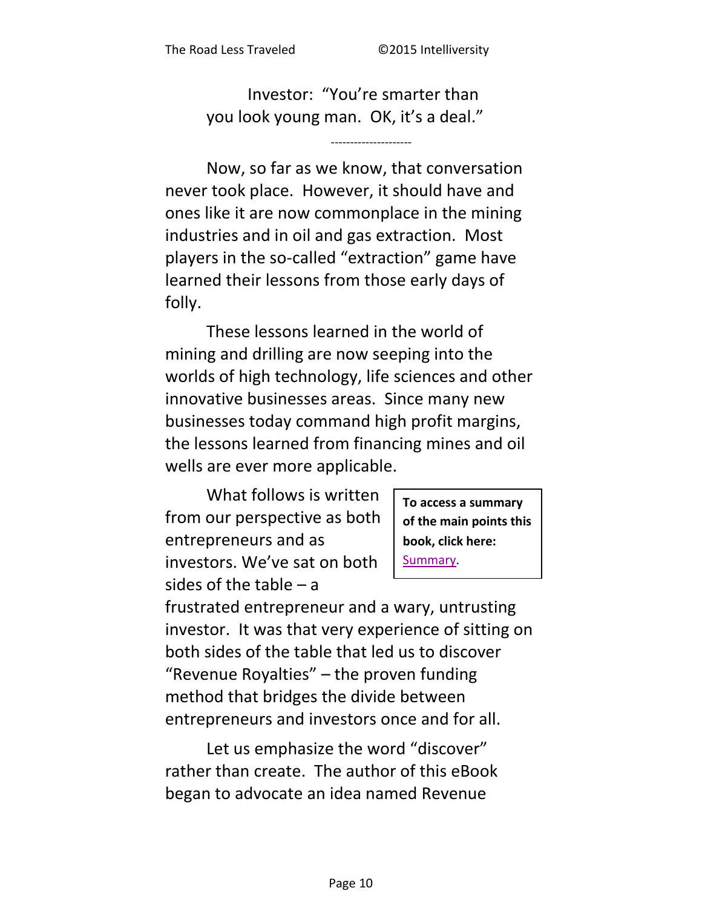Investor: "You're smarter than you look young man. OK, it's a deal."

---------------------

Now, so far as we know, that conversation never took place. However, it should have and ones like it are now commonplace in the mining industries and in oil and gas extraction. Most players in the so-called "extraction" game have learned their lessons from those early days of folly.

These lessons learned in the world of mining and drilling are now seeping into the worlds of high technology, life sciences and other innovative businesses areas. Since many new businesses today command high profit margins, the lessons learned from financing mines and oil wells are ever more applicable.

What follows is written from our perspective as both entrepreneurs and as investors. We've sat on both sides of the table – a frustrated entrepreneur and a wary, untrusting investor. It was that very experience of sitting on both sides of the table that led us to discover "Revenue Royalties" – the proven funding method that bridges the divide between entrepreneurs and investors once and for all.

> **To access a summary of the main points this book, click here:** Summary.

Let us emphasize the word "discover" rather than create. The author of this eBook began to advocate an idea named Revenue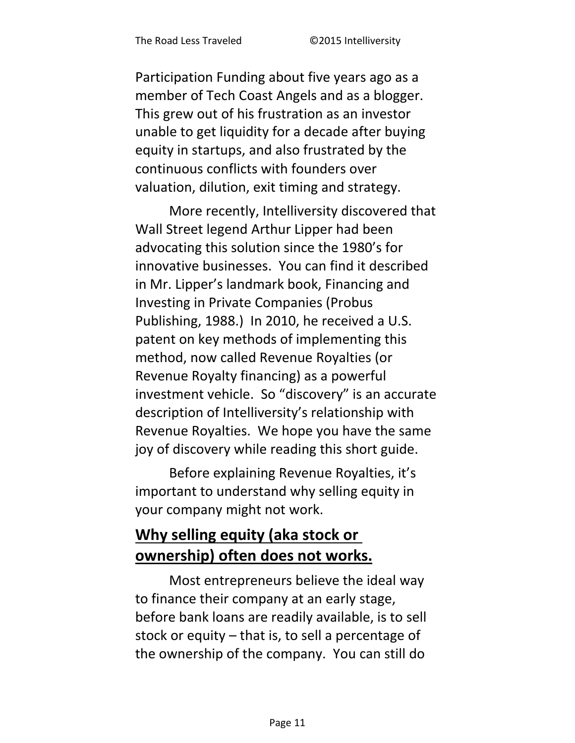Participation Funding about five years ago as a member of Tech Coast Angels and as a blogger. This grew out of his frustration as an investor unable to get liquidity for a decade after buying equity in startups, and also frustrated by the continuous conflicts with founders over valuation, dilution, exit timing and strategy.

More recently, Intelliversity discovered that Wall Street legend Arthur Lipper had been advocating this solution since the 1980's for innovative businesses. You can find it described in Mr. Lipper's landmark book, Financing and Investing in Private Companies (Probus Publishing, 1988.) In 2010, he received a U.S. patent on key methods of implementing this method, now called Revenue Royalties (or Revenue Royalty financing) as a powerful investment vehicle. So "discovery" is an accurate description of Intelliversity's relationship with Revenue Royalties. We hope you have the same joy of discovery while reading this short guide.

Before explaining Revenue Royalties, it's important to understand why selling equity in your company might not work.

## Why selling equity (aka stock or ownership) often does not works.

Most entrepreneurs believe the ideal way to finance their company at an early stage, before bank loans are readily available, is to sell stock or equity – that is, to sell a percentage of the ownership of the company. You can still do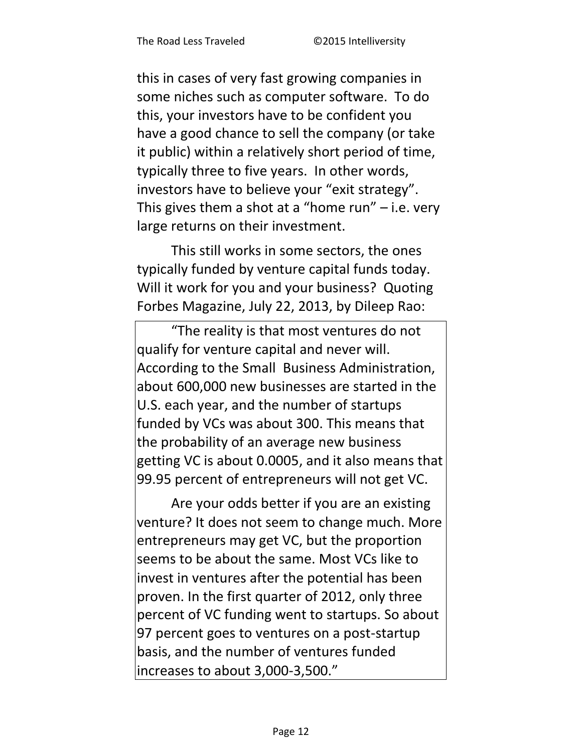this in cases of very fast growing companies in some niches such as computer software. To do this, your investors have to be confident you have a good chance to sell the company (or take it public) within a relatively short period of time, typically three to five years. In other words, investors have to believe your "exit strategy". This gives them a shot at a "home run" – i.e. very large returns on their investment.

This still works in some sectors, the ones typically funded by venture capital funds today. Will it work for you and your business? Quoting Forbes Magazine, July 22, 2013, by Dileep Rao:

> "The reality is that most ventures do not qualify for venture capital and never will. According to the Small Business Administration, about 600,000 new businesses are started in the U.S. each year, and the number of startups funded by VCs was about 300. This means that the probability of an average new business getting VC is about 0.0005, and it also means that 99.95 percent of entrepreneurs will not get VC.
>
> Are your odds better if you are an existing venture? It does not seem to change much. More entrepreneurs may get VC, but the proportion seems to be about the same. Most VCs like to invest in ventures after the potential has been proven. In the first quarter of 2012, only three percent of VC funding went to startups. So about 97 percent goes to ventures on a post-startup basis, and the number of ventures funded increases to about 3,000-3,500."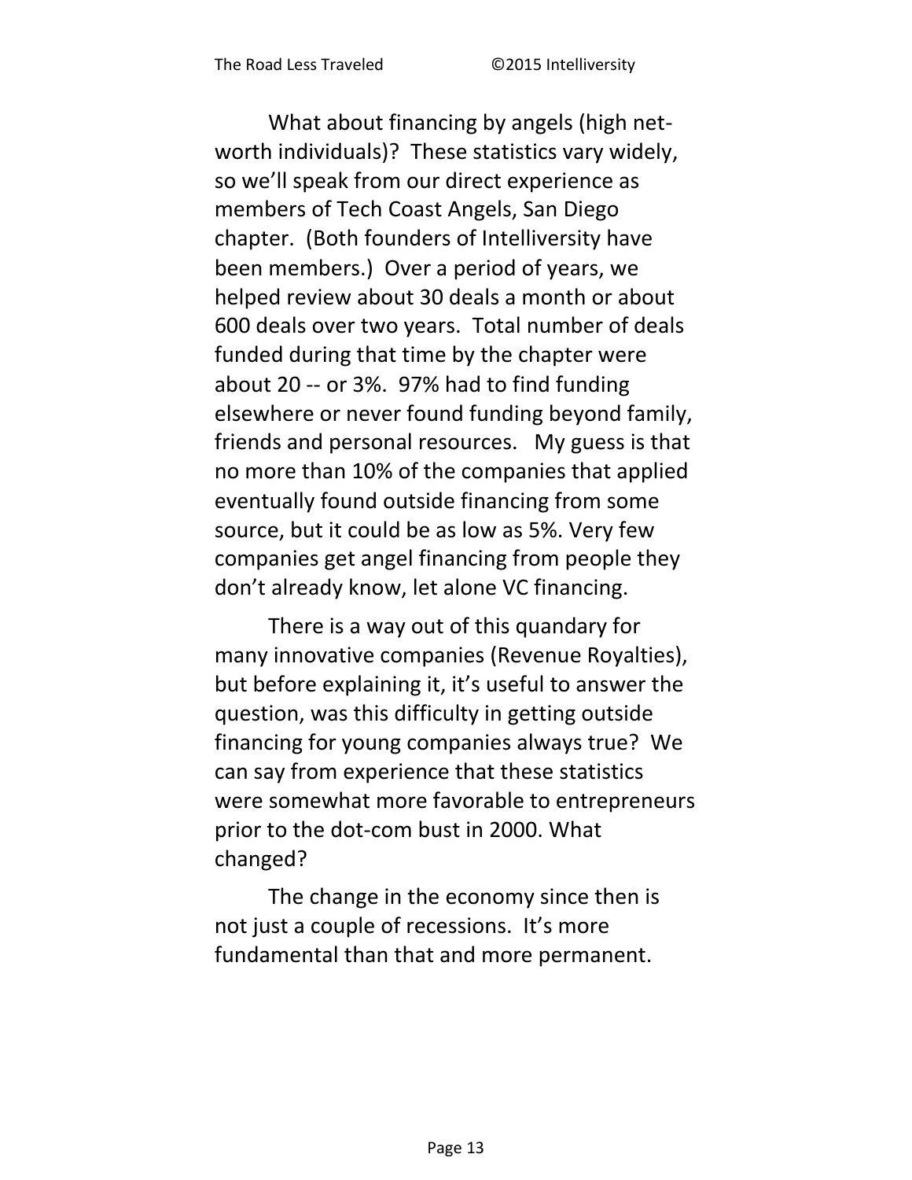What about financing by angels (high net-worth individuals)? These statistics vary widely, so we'll speak from our direct experience as members of Tech Coast Angels, San Diego chapter. (Both founders of Intelliversity have been members.) Over a period of years, we helped review about 30 deals a month or about 600 deals over two years. Total number of deals funded during that time by the chapter were about 20 -- or 3%. 97% had to find funding elsewhere or never found funding beyond family, friends and personal resources. My guess is that no more than 10% of the companies that applied eventually found outside financing from some source, but it could be as low as 5%. Very few companies get angel financing from people they don't already know, let alone VC financing.

There is a way out of this quandary for many innovative companies (Revenue Royalties), but before explaining it, it's useful to answer the question, was this difficulty in getting outside financing for young companies always true? We can say from experience that these statistics were somewhat more favorable to entrepreneurs prior to the dot-com bust in 2000. What changed?

The change in the economy since then is not just a couple of recessions. It's more fundamental than that and more permanent.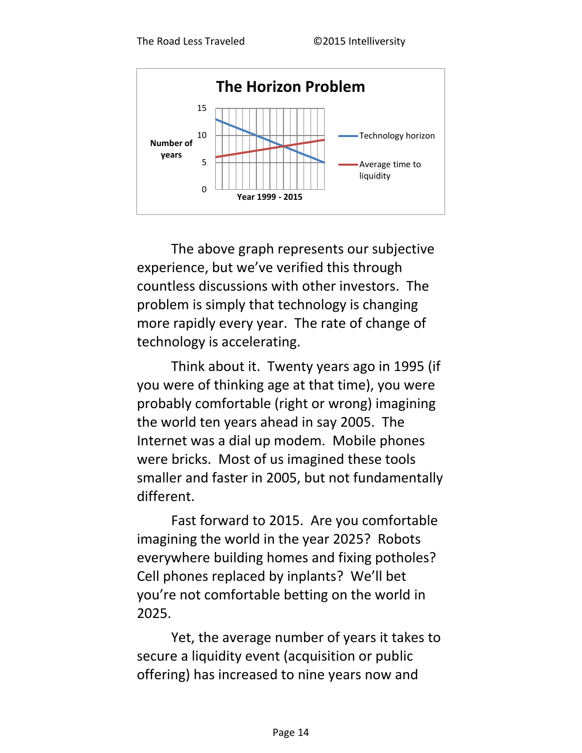**The Horizon Problem**

Number of years (0–15) vs. Year 1999 - 2015

- Technology horizon
- Average time to liquidity

The above graph represents our subjective experience, but we've verified this through countless discussions with other investors. The problem is simply that technology is changing more rapidly every year. The rate of change of technology is accelerating.

Think about it. Twenty years ago in 1995 (if you were of thinking age at that time), you were probably comfortable (right or wrong) imagining the world ten years ahead in say 2005. The Internet was a dial up modem. Mobile phones were bricks. Most of us imagined these tools smaller and faster in 2005, but not fundamentally different.

Fast forward to 2015. Are you comfortable imagining the world in the year 2025? Robots everywhere building homes and fixing potholes? Cell phones replaced by inplants? We'll bet you're not comfortable betting on the world in 2025.

Yet, the average number of years it takes to secure a liquidity event (acquisition or public offering) has increased to nine years now and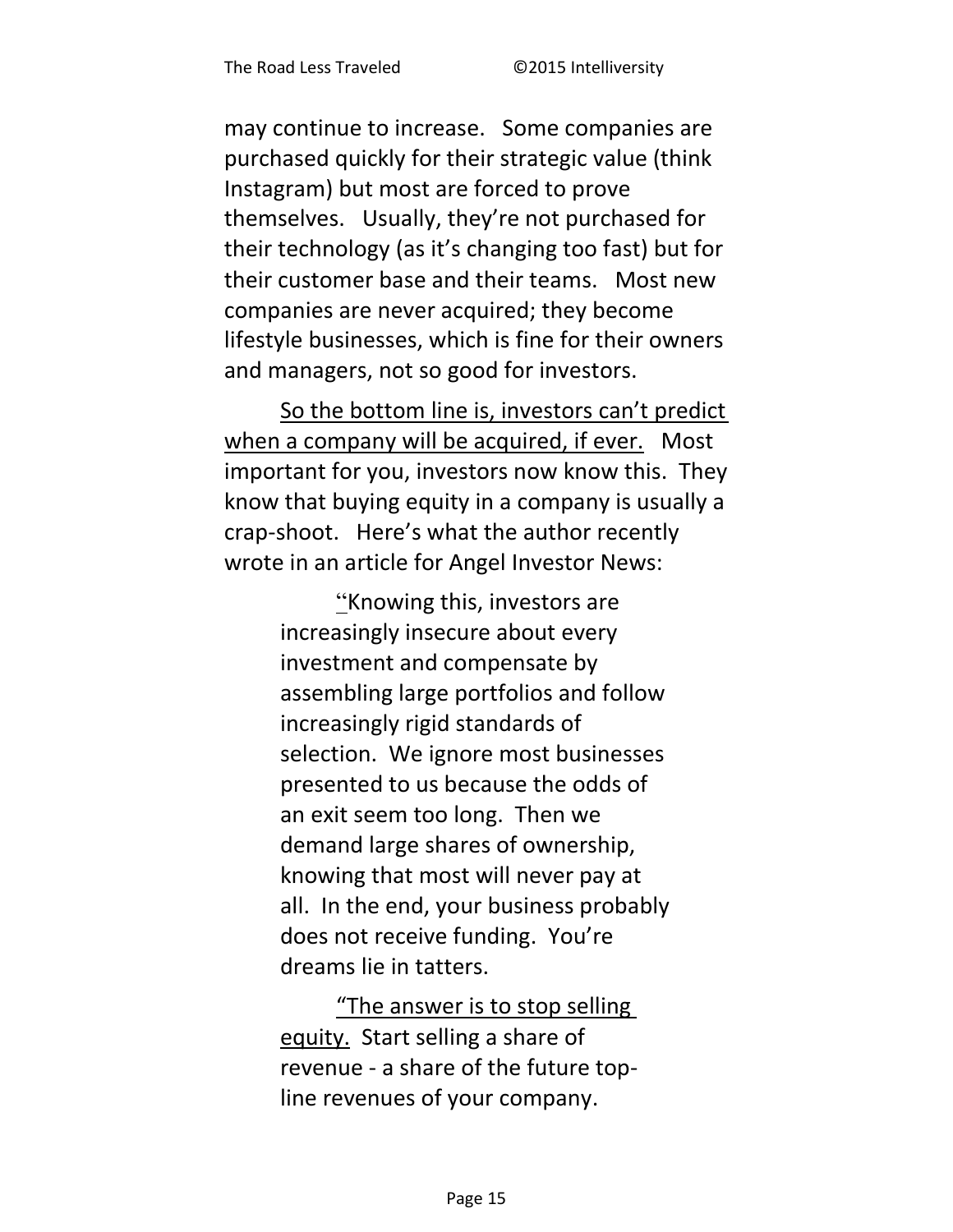may continue to increase. Some companies are purchased quickly for their strategic value (think Instagram) but most are forced to prove themselves. Usually, they're not purchased for their technology (as it's changing too fast) but for their customer base and their teams. Most new companies are never acquired; they become lifestyle businesses, which is fine for their owners and managers, not so good for investors.

<u>So the bottom line is, investors can't predict when a company will be acquired, if ever.</u> Most important for you, investors now know this. They know that buying equity in a company is usually a crap-shoot. Here's what the author recently wrote in an article for Angel Investor News:

> "Knowing this, investors are increasingly insecure about every investment and compensate by assembling large portfolios and follow increasingly rigid standards of selection. We ignore most businesses presented to us because the odds of an exit seem too long. Then we demand large shares of ownership, knowing that most will never pay at all. In the end, your business probably does not receive funding. You're dreams lie in tatters.
>
> <u>"The answer is to stop selling equity.</u> Start selling a share of revenue - a share of the future top-line revenues of your company.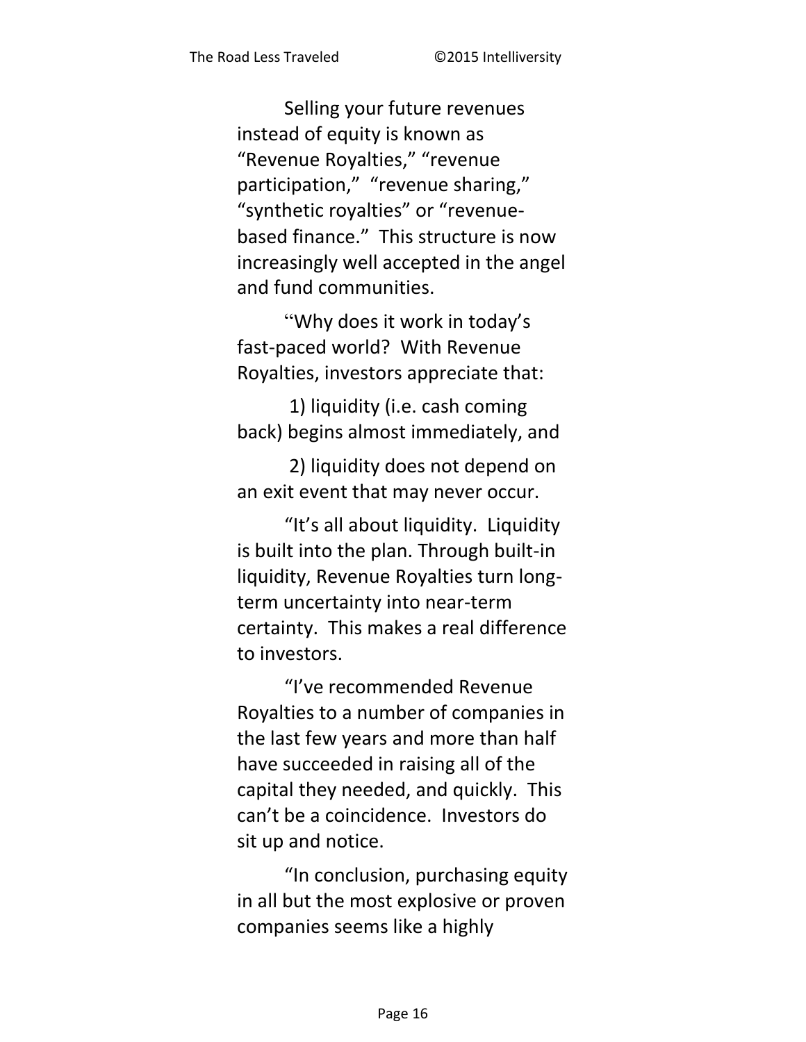Selling your future revenues instead of equity is known as "Revenue Royalties," "revenue participation," "revenue sharing," "synthetic royalties" or "revenue-based finance." This structure is now increasingly well accepted in the angel and fund communities.

"Why does it work in today's fast-paced world? With Revenue Royalties, investors appreciate that:

1) liquidity (i.e. cash coming back) begins almost immediately, and

2) liquidity does not depend on an exit event that may never occur.

"It's all about liquidity. Liquidity is built into the plan. Through built-in liquidity, Revenue Royalties turn long-term uncertainty into near-term certainty. This makes a real difference to investors.

"I've recommended Revenue Royalties to a number of companies in the last few years and more than half have succeeded in raising all of the capital they needed, and quickly. This can't be a coincidence. Investors do sit up and notice.

"In conclusion, purchasing equity in all but the most explosive or proven companies seems like a highly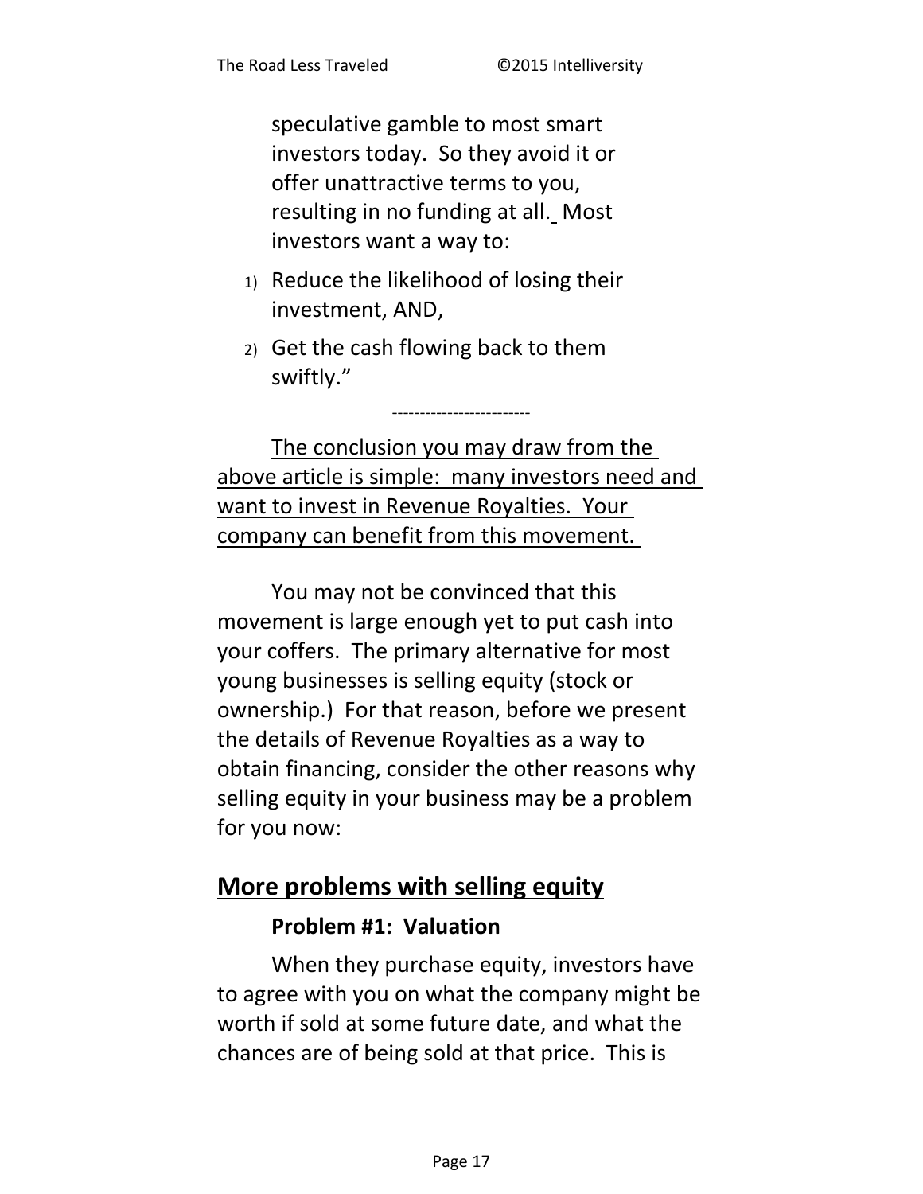speculative gamble to most smart investors today. So they avoid it or offer unattractive terms to you, resulting in no funding at all. Most investors want a way to:

1) Reduce the likelihood of losing their investment, AND,
2) Get the cash flowing back to them swiftly."

-------------------------

<u>The conclusion you may draw from the above article is simple: many investors need and want to invest in Revenue Royalties. Your company can benefit from this movement.</u>

You may not be convinced that this movement is large enough yet to put cash into your coffers. The primary alternative for most young businesses is selling equity (stock or ownership.) For that reason, before we present the details of Revenue Royalties as a way to obtain financing, consider the other reasons why selling equity in your business may be a problem for you now:

## More problems with selling equity

### Problem #1: Valuation

When they purchase equity, investors have to agree with you on what the company might be worth if sold at some future date, and what the chances are of being sold at that price. This is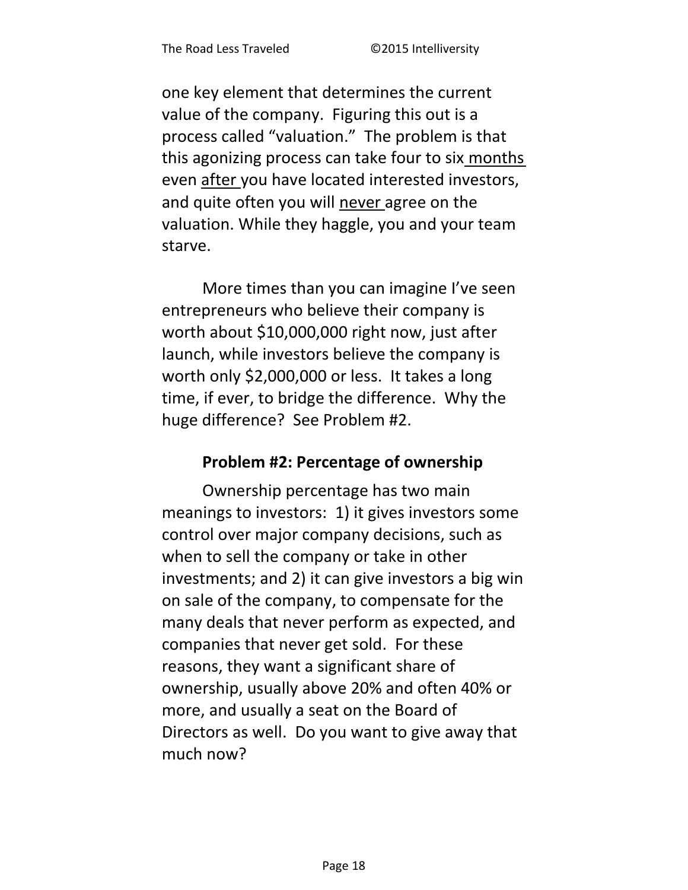one key element that determines the current value of the company. Figuring this out is a process called “valuation.” The problem is that this agonizing process can take four to six months even after you have located interested investors, and quite often you will never agree on the valuation. While they haggle, you and your team starve.

More times than you can imagine I’ve seen entrepreneurs who believe their company is worth about $10,000,000 right now, just after launch, while investors believe the company is worth only $2,000,000 or less. It takes a long time, if ever, to bridge the difference. Why the huge difference? See Problem #2.

**Problem #2: Percentage of ownership**

Ownership percentage has two main meanings to investors: 1) it gives investors some control over major company decisions, such as when to sell the company or take in other investments; and 2) it can give investors a big win on sale of the company, to compensate for the many deals that never perform as expected, and companies that never get sold. For these reasons, they want a significant share of ownership, usually above 20% and often 40% or more, and usually a seat on the Board of Directors as well. Do you want to give away that much now?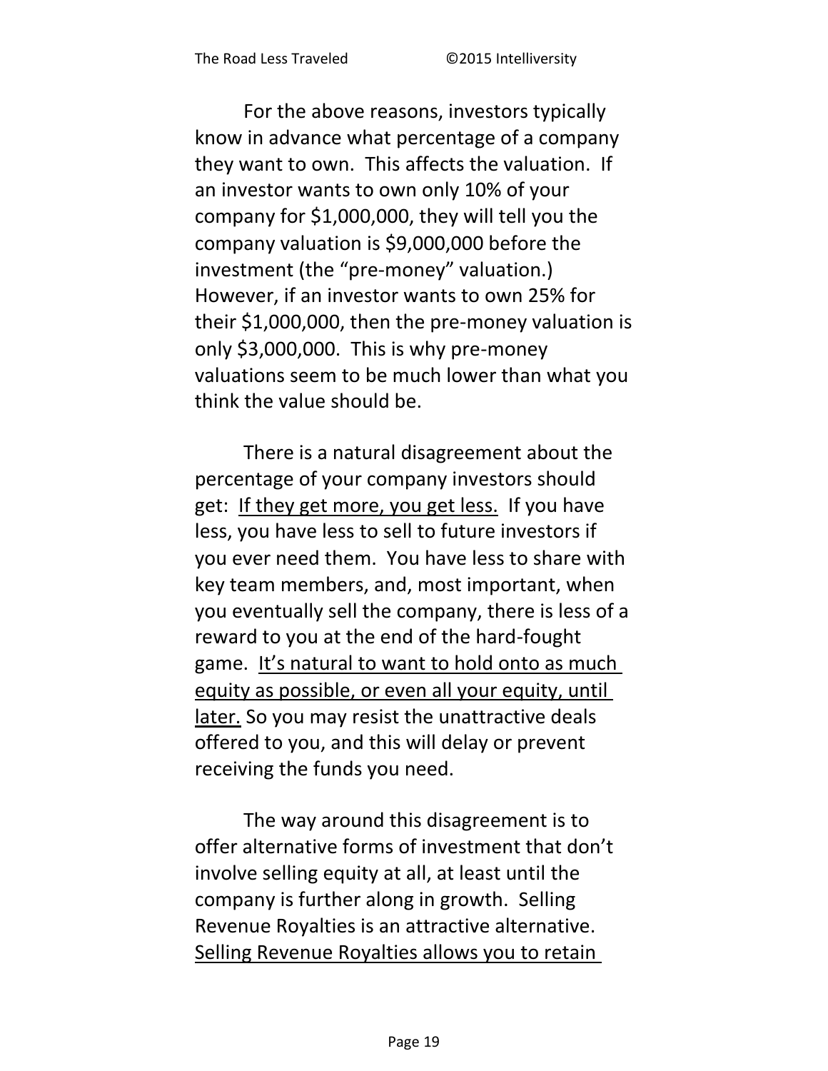For the above reasons, investors typically know in advance what percentage of a company they want to own. This affects the valuation. If an investor wants to own only 10% of your company for $1,000,000, they will tell you the company valuation is $9,000,000 before the investment (the "pre-money" valuation.) However, if an investor wants to own 25% for their $1,000,000, then the pre-money valuation is only $3,000,000. This is why pre-money valuations seem to be much lower than what you think the value should be.

There is a natural disagreement about the percentage of your company investors should get: <u>If they get more, you get less.</u> If you have less, you have less to sell to future investors if you ever need them. You have less to share with key team members, and, most important, when you eventually sell the company, there is less of a reward to you at the end of the hard-fought game. <u>It's natural to want to hold onto as much equity as possible, or even all your equity, until later.</u> So you may resist the unattractive deals offered to you, and this will delay or prevent receiving the funds you need.

The way around this disagreement is to offer alternative forms of investment that don't involve selling equity at all, at least until the company is further along in growth. Selling Revenue Royalties is an attractive alternative. <u>Selling Revenue Royalties allows you to retain</u>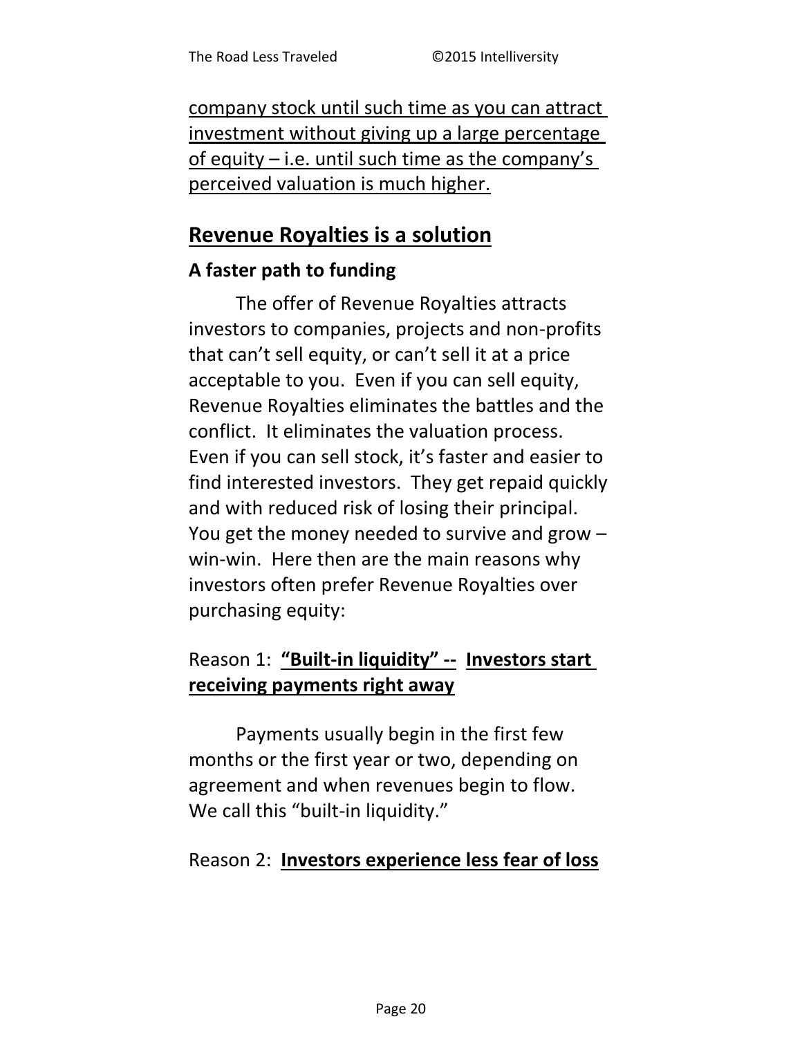<u>company stock until such time as you can attract investment without giving up a large percentage of equity – i.e. until such time as the company's perceived valuation is much higher.</u>

## <u>Revenue Royalties is a solution</u>

### A faster path to funding

The offer of Revenue Royalties attracts investors to companies, projects and non-profits that can't sell equity, or can't sell it at a price acceptable to you. Even if you can sell equity, Revenue Royalties eliminates the battles and the conflict. It eliminates the valuation process. Even if you can sell stock, it's faster and easier to find interested investors. They get repaid quickly and with reduced risk of losing their principal. You get the money needed to survive and grow – win-win. Here then are the main reasons why investors often prefer Revenue Royalties over purchasing equity:

Reason 1: **<u>"Built-in liquidity" --</u>** **<u>Investors start receiving payments right away</u>**

Payments usually begin in the first few months or the first year or two, depending on agreement and when revenues begin to flow. We call this "built-in liquidity."

Reason 2: **<u>Investors experience less fear of loss</u>**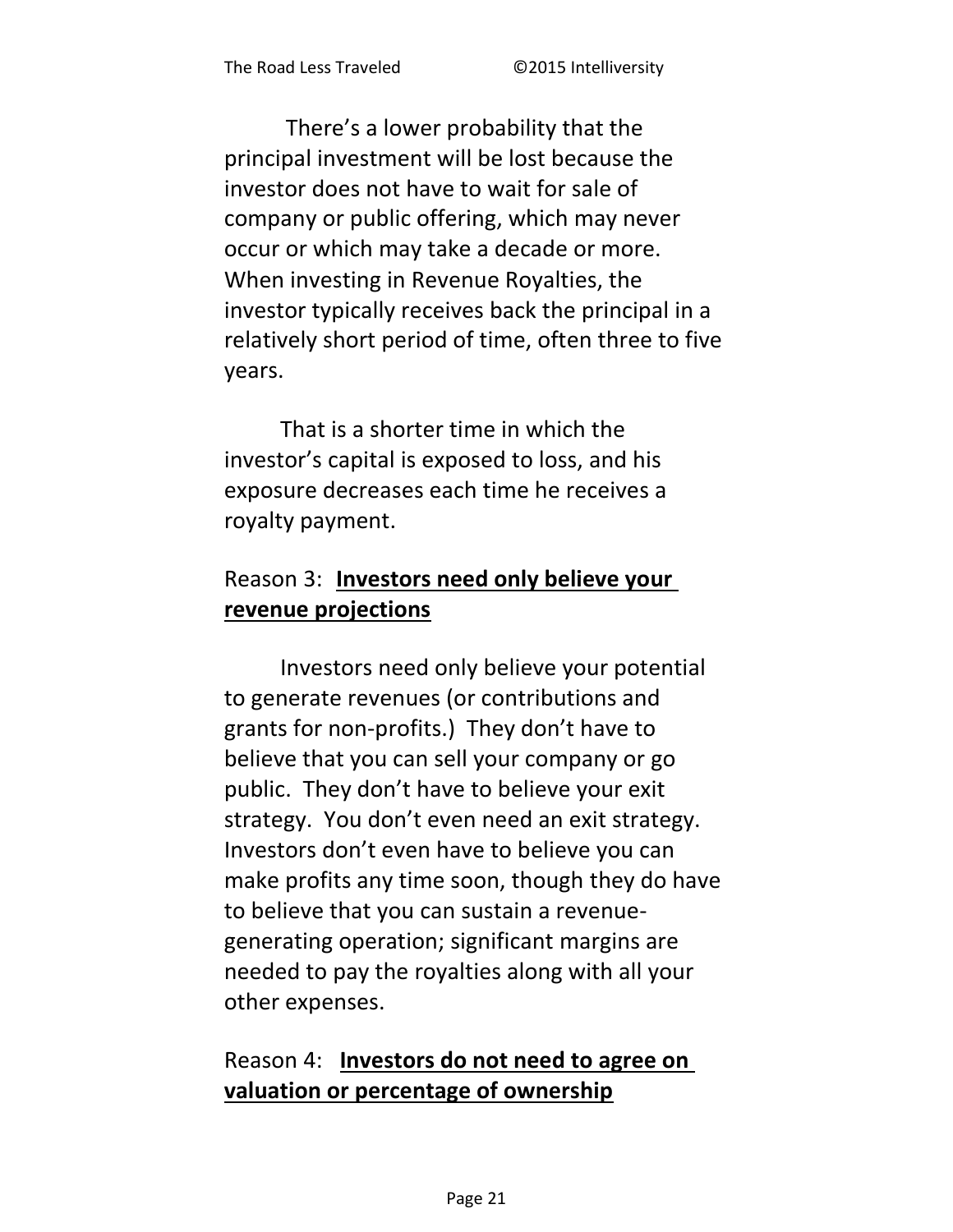There's a lower probability that the principal investment will be lost because the investor does not have to wait for sale of company or public offering, which may never occur or which may take a decade or more. When investing in Revenue Royalties, the investor typically receives back the principal in a relatively short period of time, often three to five years.

That is a shorter time in which the investor's capital is exposed to loss, and his exposure decreases each time he receives a royalty payment.

### Reason 3: **Investors need only believe your revenue projections**

Investors need only believe your potential to generate revenues (or contributions and grants for non-profits.) They don't have to believe that you can sell your company or go public. They don't have to believe your exit strategy. You don't even need an exit strategy. Investors don't even have to believe you can make profits any time soon, though they do have to believe that you can sustain a revenue-generating operation; significant margins are needed to pay the royalties along with all your other expenses.

### Reason 4: **Investors do not need to agree on valuation or percentage of ownership**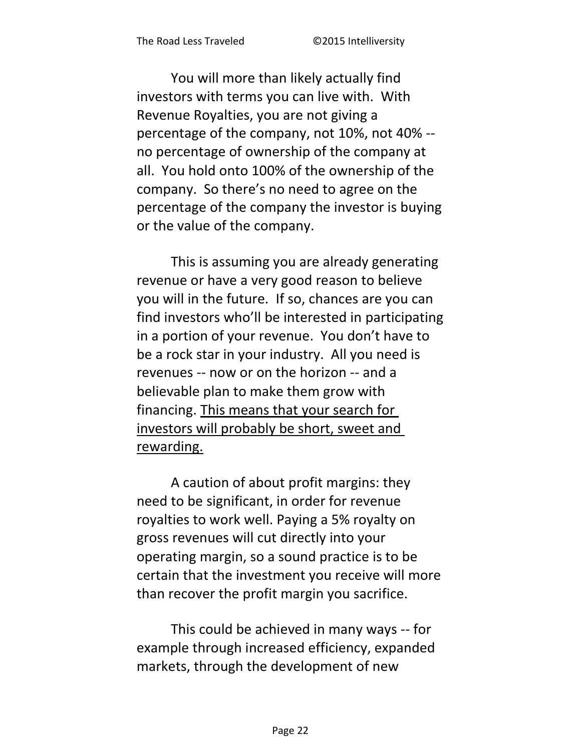You will more than likely actually find investors with terms you can live with. With Revenue Royalties, you are not giving a percentage of the company, not 10%, not 40% -- no percentage of ownership of the company at all. You hold onto 100% of the ownership of the company. So there's no need to agree on the percentage of the company the investor is buying or the value of the company.

This is assuming you are already generating revenue or have a very good reason to believe you will in the future. If so, chances are you can find investors who'll be interested in participating in a portion of your revenue. You don't have to be a rock star in your industry. All you need is revenues -- now or on the horizon -- and a believable plan to make them grow with financing. <u>This means that your search for investors will probably be short, sweet and rewarding.</u>

A caution of about profit margins: they need to be significant, in order for revenue royalties to work well. Paying a 5% royalty on gross revenues will cut directly into your operating margin, so a sound practice is to be certain that the investment you receive will more than recover the profit margin you sacrifice.

This could be achieved in many ways -- for example through increased efficiency, expanded markets, through the development of new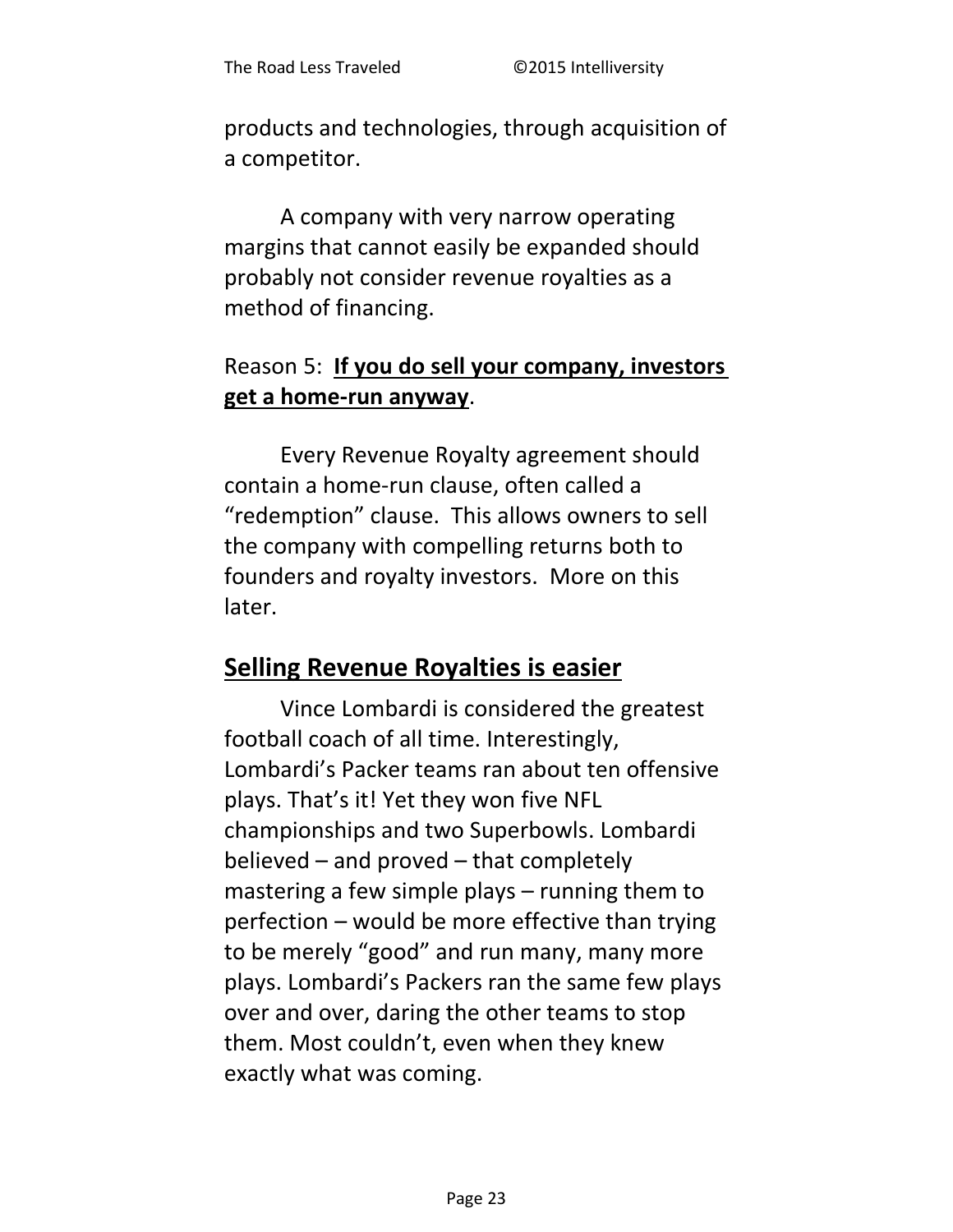products and technologies, through acquisition of a competitor.

A company with very narrow operating margins that cannot easily be expanded should probably not consider revenue royalties as a method of financing.

Reason 5: **<u>If you do sell your company, investors get a home-run anyway</u>**.

Every Revenue Royalty agreement should contain a home-run clause, often called a “redemption” clause. This allows owners to sell the company with compelling returns both to founders and royalty investors. More on this later.

## <u>Selling Revenue Royalties is easier</u>

Vince Lombardi is considered the greatest football coach of all time. Interestingly, Lombardi’s Packer teams ran about ten offensive plays. That’s it! Yet they won five NFL championships and two Superbowls. Lombardi believed – and proved – that completely mastering a few simple plays – running them to perfection – would be more effective than trying to be merely “good” and run many, many more plays. Lombardi’s Packers ran the same few plays over and over, daring the other teams to stop them. Most couldn’t, even when they knew exactly what was coming.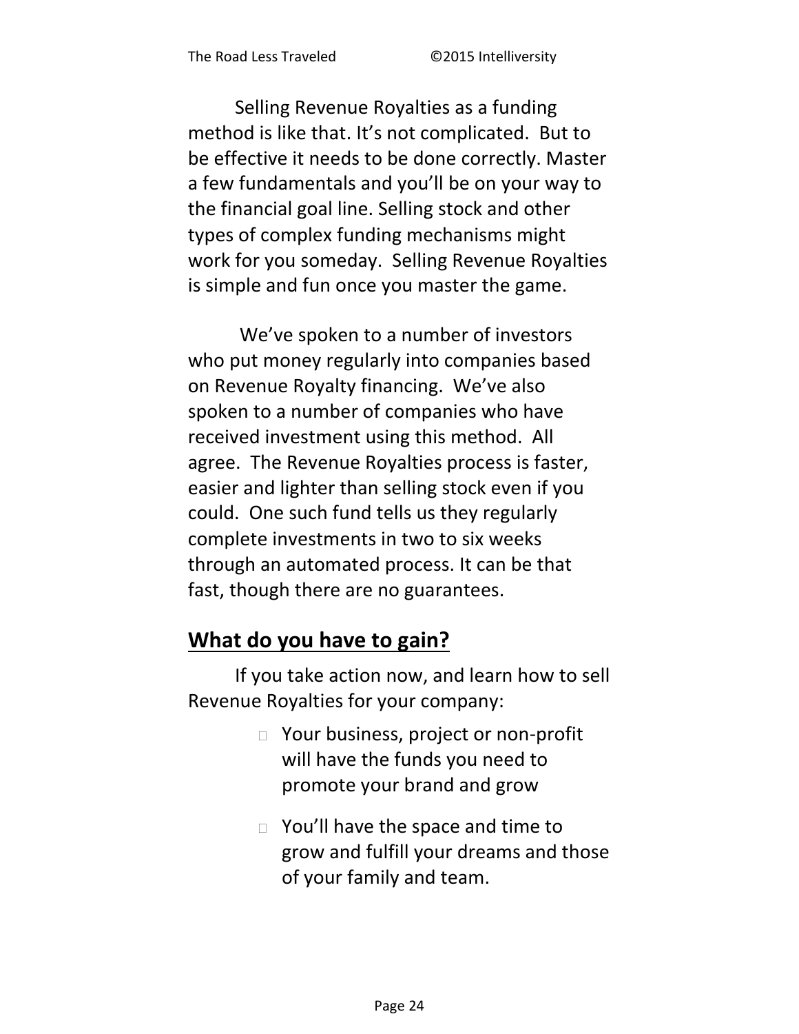Selling Revenue Royalties as a funding method is like that. It's not complicated. But to be effective it needs to be done correctly. Master a few fundamentals and you'll be on your way to the financial goal line. Selling stock and other types of complex funding mechanisms might work for you someday. Selling Revenue Royalties is simple and fun once you master the game.

We've spoken to a number of investors who put money regularly into companies based on Revenue Royalty financing. We've also spoken to a number of companies who have received investment using this method. All agree. The Revenue Royalties process is faster, easier and lighter than selling stock even if you could. One such fund tells us they regularly complete investments in two to six weeks through an automated process. It can be that fast, though there are no guarantees.

## What do you have to gain?

If you take action now, and learn how to sell Revenue Royalties for your company:

- Your business, project or non-profit will have the funds you need to promote your brand and grow
- You'll have the space and time to grow and fulfill your dreams and those of your family and team.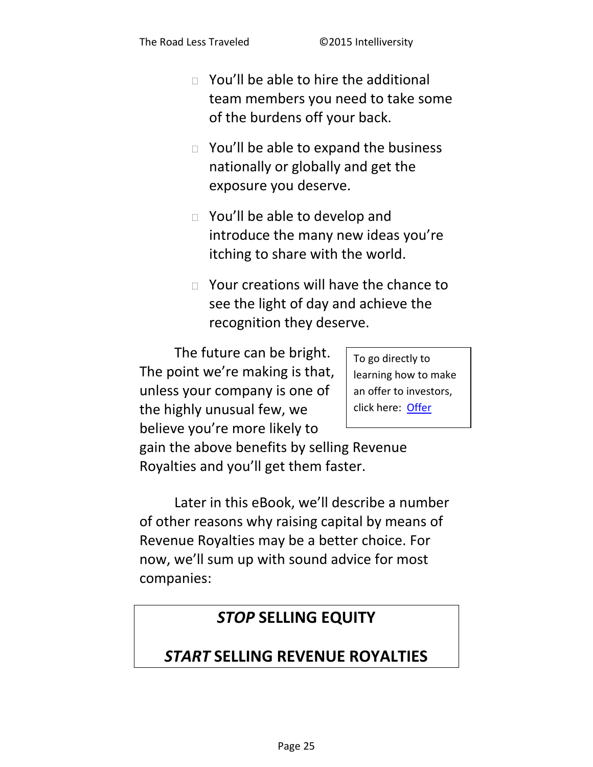- You'll be able to hire the additional team members you need to take some of the burdens off your back.

- You'll be able to expand the business nationally or globally and get the exposure you deserve.

- You'll be able to develop and introduce the many new ideas you're itching to share with the world.

- Your creations will have the chance to see the light of day and achieve the recognition they deserve.

The future can be bright. The point we're making is that, unless your company is one of the highly unusual few, we believe you're more likely to gain the above benefits by selling Revenue Royalties and you'll get them faster.

> To go directly to learning how to make an offer to investors, click here: Offer

Later in this eBook, we'll describe a number of other reasons why raising capital by means of Revenue Royalties may be a better choice. For now, we'll sum up with sound advice for most companies:

> ***STOP*** **SELLING EQUITY**
>
> ***START*** **SELLING REVENUE ROYALTIES**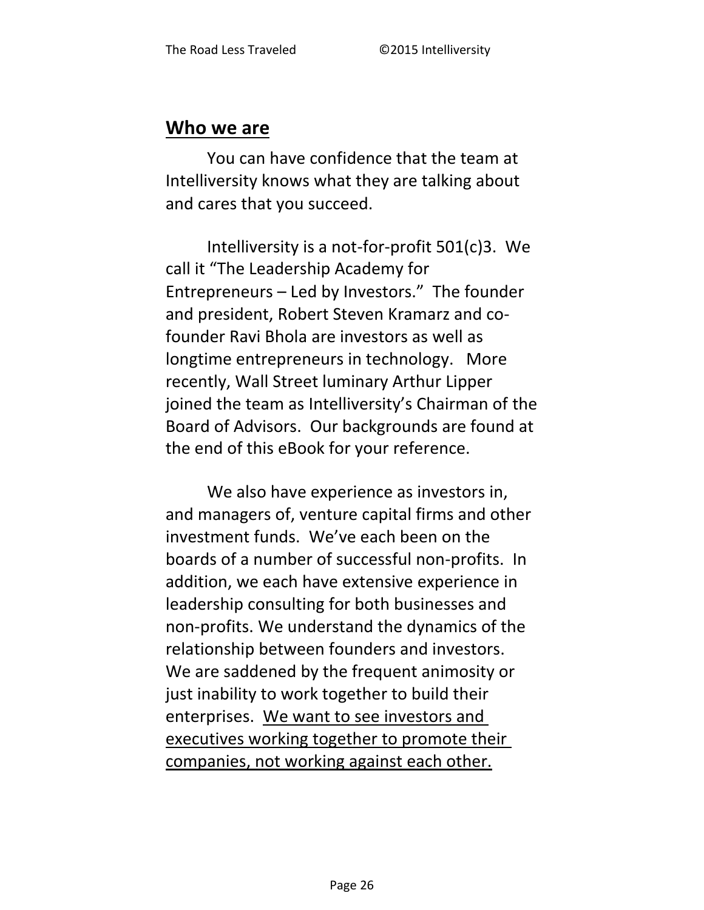## <u>Who we are</u>

You can have confidence that the team at Intelliversity knows what they are talking about and cares that you succeed.

Intelliversity is a not-for-profit 501(c)3. We call it "The Leadership Academy for Entrepreneurs – Led by Investors." The founder and president, Robert Steven Kramarz and co-founder Ravi Bhola are investors as well as longtime entrepreneurs in technology. More recently, Wall Street luminary Arthur Lipper joined the team as Intelliversity's Chairman of the Board of Advisors. Our backgrounds are found at the end of this eBook for your reference.

We also have experience as investors in, and managers of, venture capital firms and other investment funds. We've each been on the boards of a number of successful non-profits. In addition, we each have extensive experience in leadership consulting for both businesses and non-profits. We understand the dynamics of the relationship between founders and investors. We are saddened by the frequent animosity or just inability to work together to build their enterprises. <u>We want to see investors and executives working together to promote their companies, not working against each other.</u>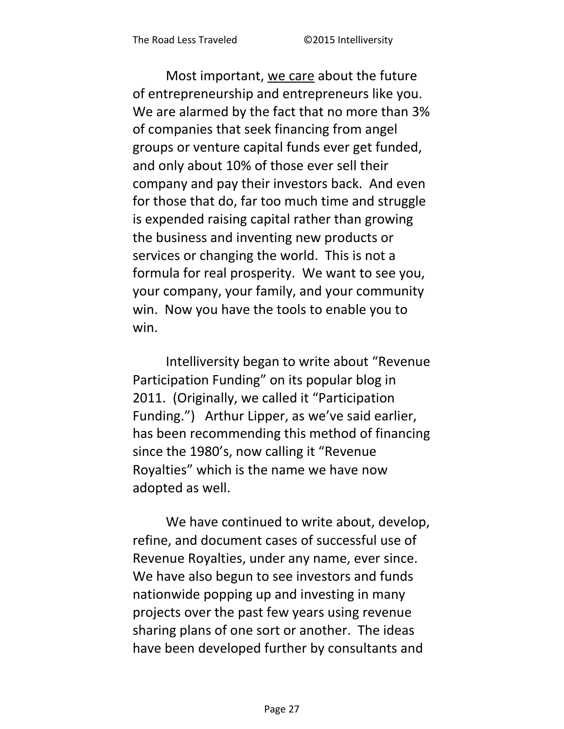Most important, <u>we care</u> about the future of entrepreneurship and entrepreneurs like you. We are alarmed by the fact that no more than 3% of companies that seek financing from angel groups or venture capital funds ever get funded, and only about 10% of those ever sell their company and pay their investors back. And even for those that do, far too much time and struggle is expended raising capital rather than growing the business and inventing new products or services or changing the world. This is not a formula for real prosperity. We want to see you, your company, your family, and your community win. Now you have the tools to enable you to win.

Intelliversity began to write about "Revenue Participation Funding" on its popular blog in 2011. (Originally, we called it "Participation Funding.") Arthur Lipper, as we've said earlier, has been recommending this method of financing since the 1980's, now calling it "Revenue Royalties" which is the name we have now adopted as well.

We have continued to write about, develop, refine, and document cases of successful use of Revenue Royalties, under any name, ever since. We have also begun to see investors and funds nationwide popping up and investing in many projects over the past few years using revenue sharing plans of one sort or another. The ideas have been developed further by consultants and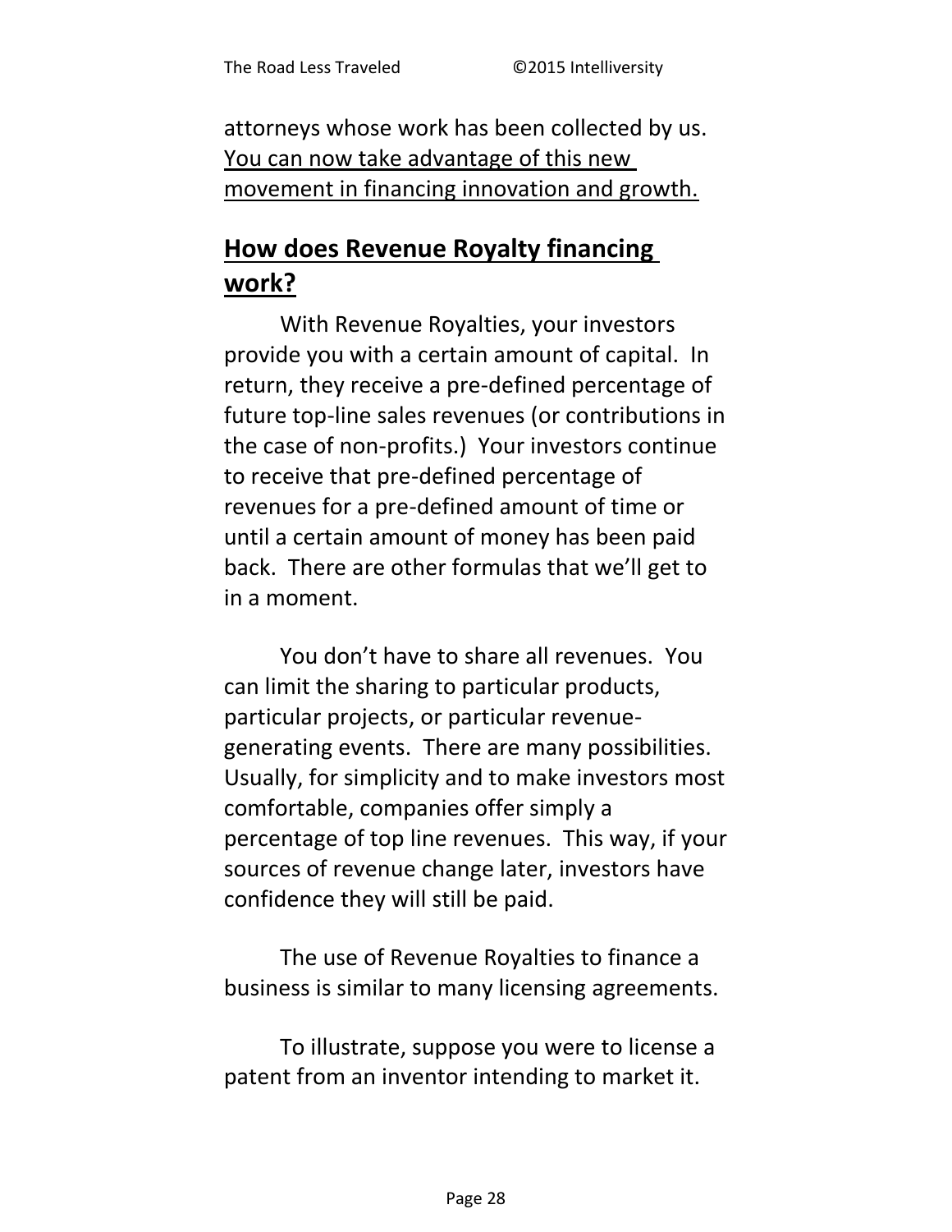attorneys whose work has been collected by us. <u>You can now take advantage of this new movement in financing innovation and growth.</u>

## <u>How does Revenue Royalty financing work?</u>

With Revenue Royalties, your investors provide you with a certain amount of capital. In return, they receive a pre-defined percentage of future top-line sales revenues (or contributions in the case of non-profits.) Your investors continue to receive that pre-defined percentage of revenues for a pre-defined amount of time or until a certain amount of money has been paid back. There are other formulas that we'll get to in a moment.

You don't have to share all revenues. You can limit the sharing to particular products, particular projects, or particular revenue-generating events. There are many possibilities. Usually, for simplicity and to make investors most comfortable, companies offer simply a percentage of top line revenues. This way, if your sources of revenue change later, investors have confidence they will still be paid.

The use of Revenue Royalties to finance a business is similar to many licensing agreements.

To illustrate, suppose you were to license a patent from an inventor intending to market it.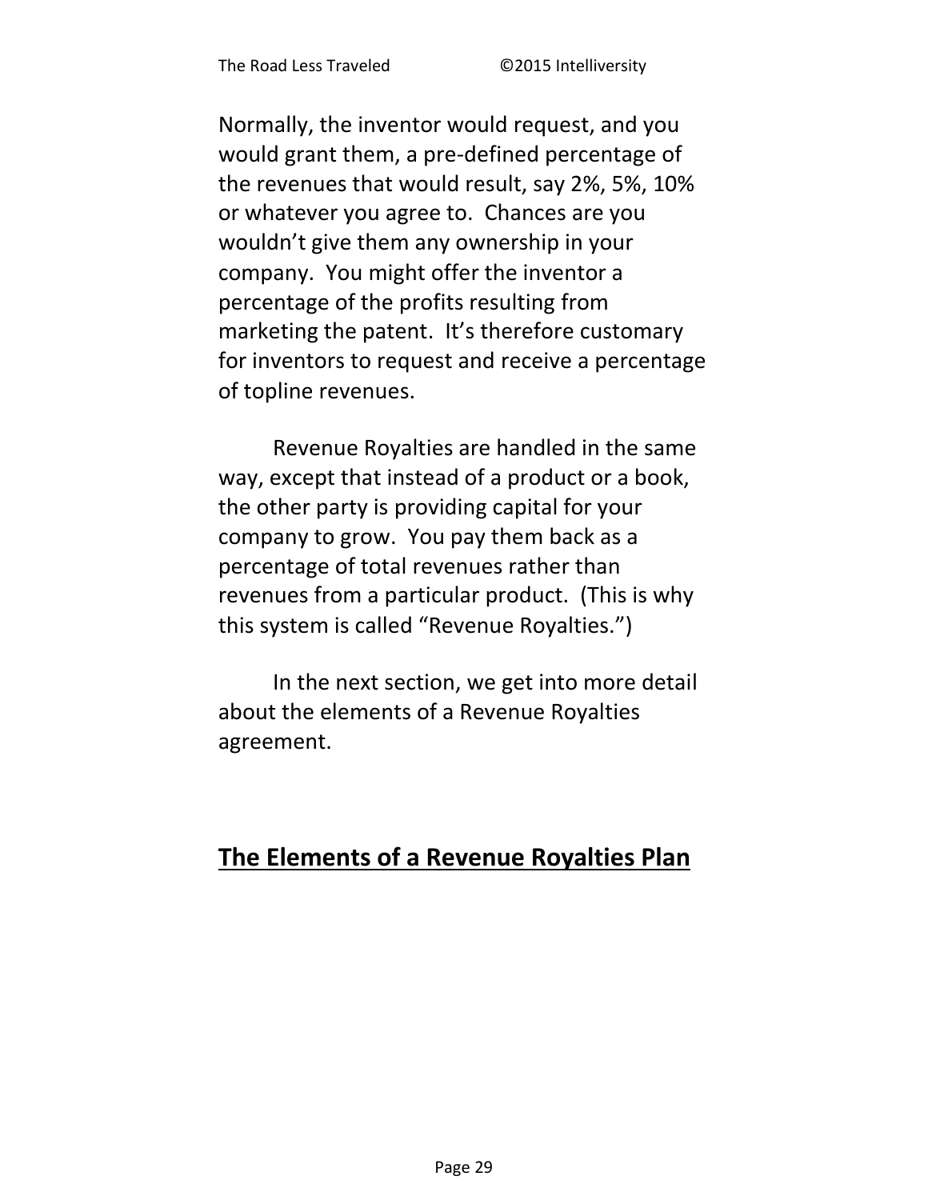Normally, the inventor would request, and you would grant them, a pre-defined percentage of the revenues that would result, say 2%, 5%, 10% or whatever you agree to. Chances are you wouldn't give them any ownership in your company. You might offer the inventor a percentage of the profits resulting from marketing the patent. It's therefore customary for inventors to request and receive a percentage of topline revenues.

Revenue Royalties are handled in the same way, except that instead of a product or a book, the other party is providing capital for your company to grow. You pay them back as a percentage of total revenues rather than revenues from a particular product. (This is why this system is called "Revenue Royalties.")

In the next section, we get into more detail about the elements of a Revenue Royalties agreement.

## The Elements of a Revenue Royalties Plan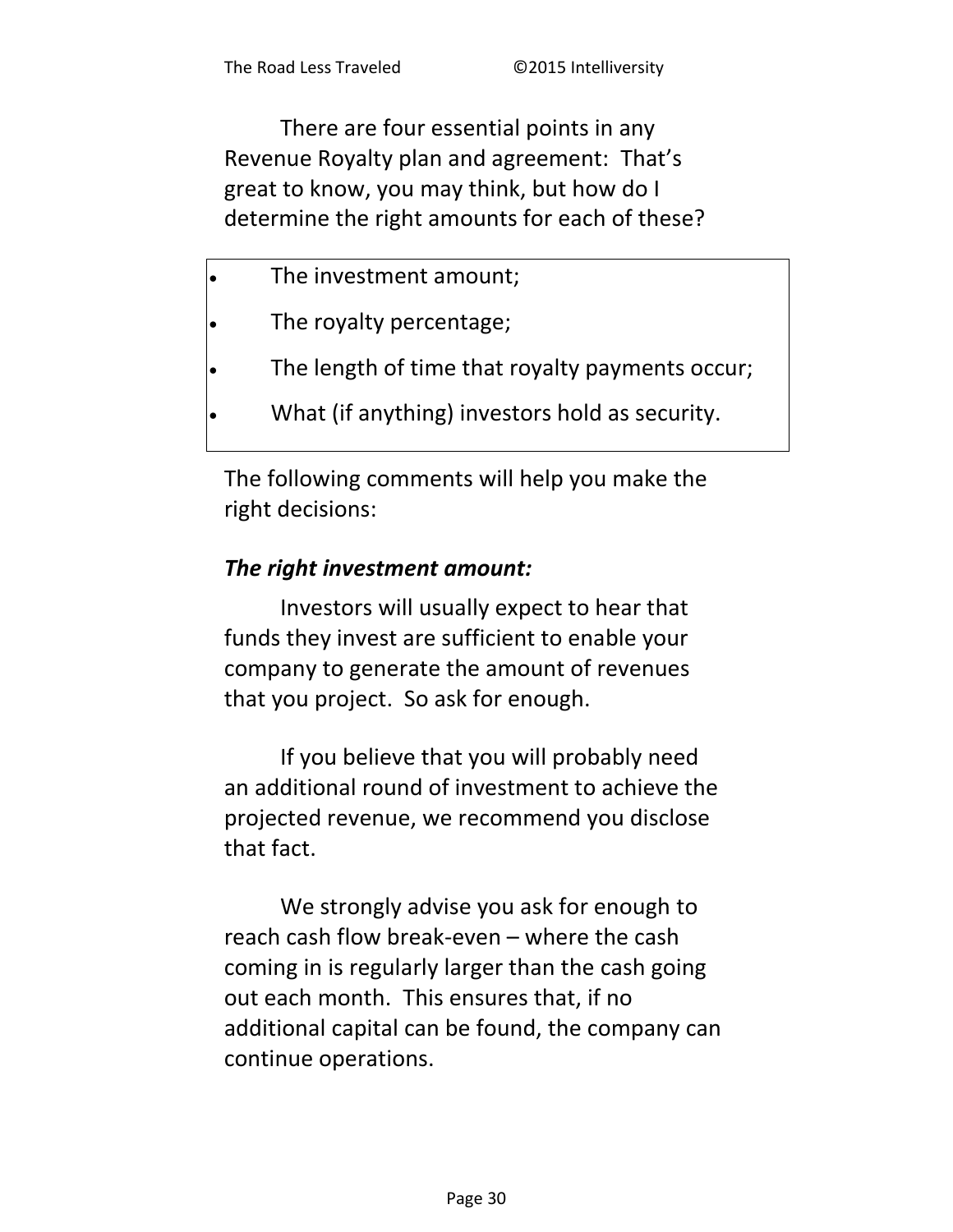There are four essential points in any Revenue Royalty plan and agreement: That's great to know, you may think, but how do I determine the right amounts for each of these?

- The investment amount;
- The royalty percentage;
- The length of time that royalty payments occur;
- What (if anything) investors hold as security.

The following comments will help you make the right decisions:

***The right investment amount:***

Investors will usually expect to hear that funds they invest are sufficient to enable your company to generate the amount of revenues that you project. So ask for enough.

If you believe that you will probably need an additional round of investment to achieve the projected revenue, we recommend you disclose that fact.

We strongly advise you ask for enough to reach cash flow break-even – where the cash coming in is regularly larger than the cash going out each month. This ensures that, if no additional capital can be found, the company can continue operations.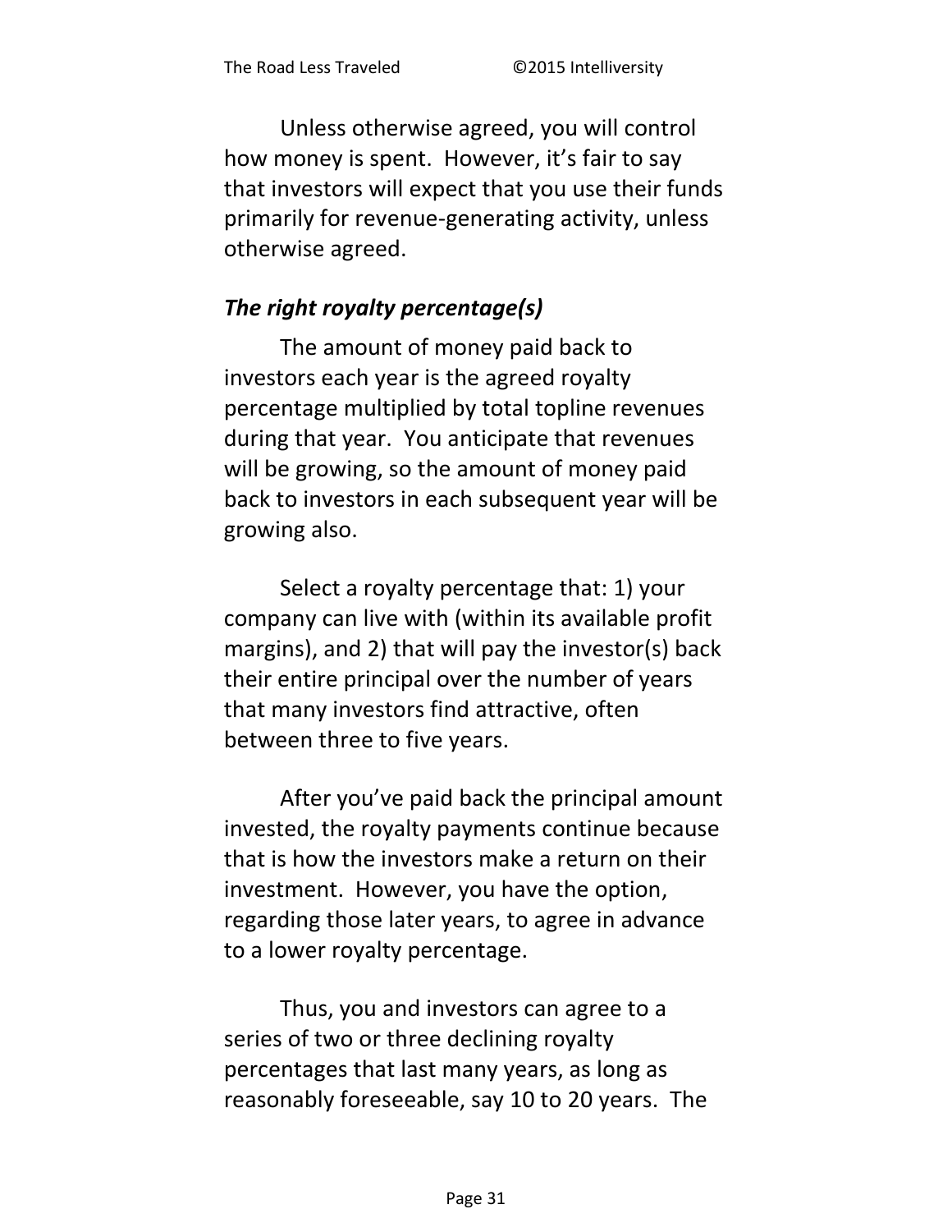Unless otherwise agreed, you will control how money is spent. However, it's fair to say that investors will expect that you use their funds primarily for revenue-generating activity, unless otherwise agreed.

### *The right royalty percentage(s)*

The amount of money paid back to investors each year is the agreed royalty percentage multiplied by total topline revenues during that year. You anticipate that revenues will be growing, so the amount of money paid back to investors in each subsequent year will be growing also.

Select a royalty percentage that: 1) your company can live with (within its available profit margins), and 2) that will pay the investor(s) back their entire principal over the number of years that many investors find attractive, often between three to five years.

After you've paid back the principal amount invested, the royalty payments continue because that is how the investors make a return on their investment. However, you have the option, regarding those later years, to agree in advance to a lower royalty percentage.

Thus, you and investors can agree to a series of two or three declining royalty percentages that last many years, as long as reasonably foreseeable, say 10 to 20 years. The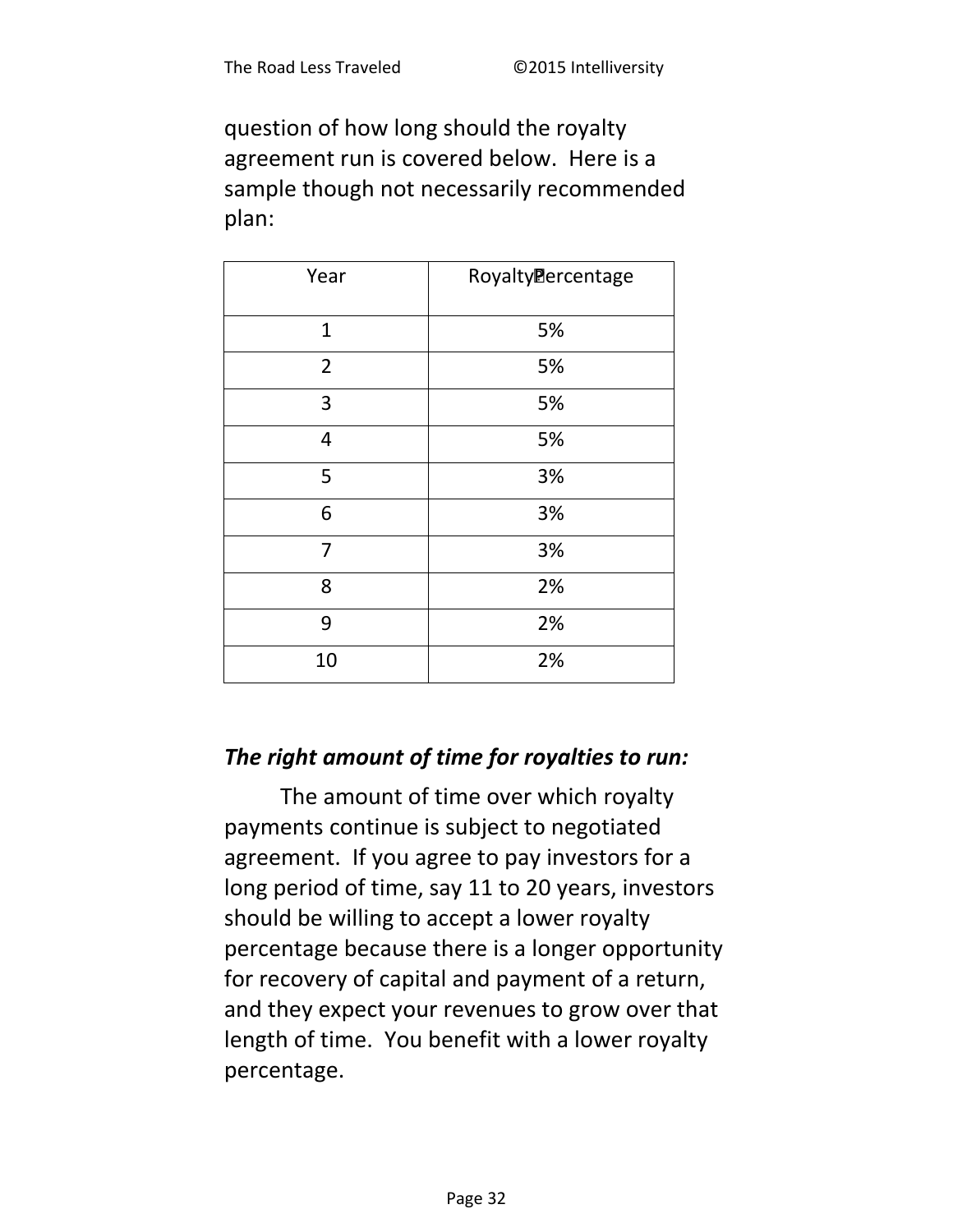question of how long should the royalty agreement run is covered below. Here is a sample though not necessarily recommended plan:

| Year | Royalty Percentage |
| --- | --- |
| 1 | 5% |
| 2 | 5% |
| 3 | 5% |
| 4 | 5% |
| 5 | 3% |
| 6 | 3% |
| 7 | 3% |
| 8 | 2% |
| 9 | 2% |
| 10 | 2% |

***The right amount of time for royalties to run:***

The amount of time over which royalty payments continue is subject to negotiated agreement. If you agree to pay investors for a long period of time, say 11 to 20 years, investors should be willing to accept a lower royalty percentage because there is a longer opportunity for recovery of capital and payment of a return, and they expect your revenues to grow over that length of time. You benefit with a lower royalty percentage.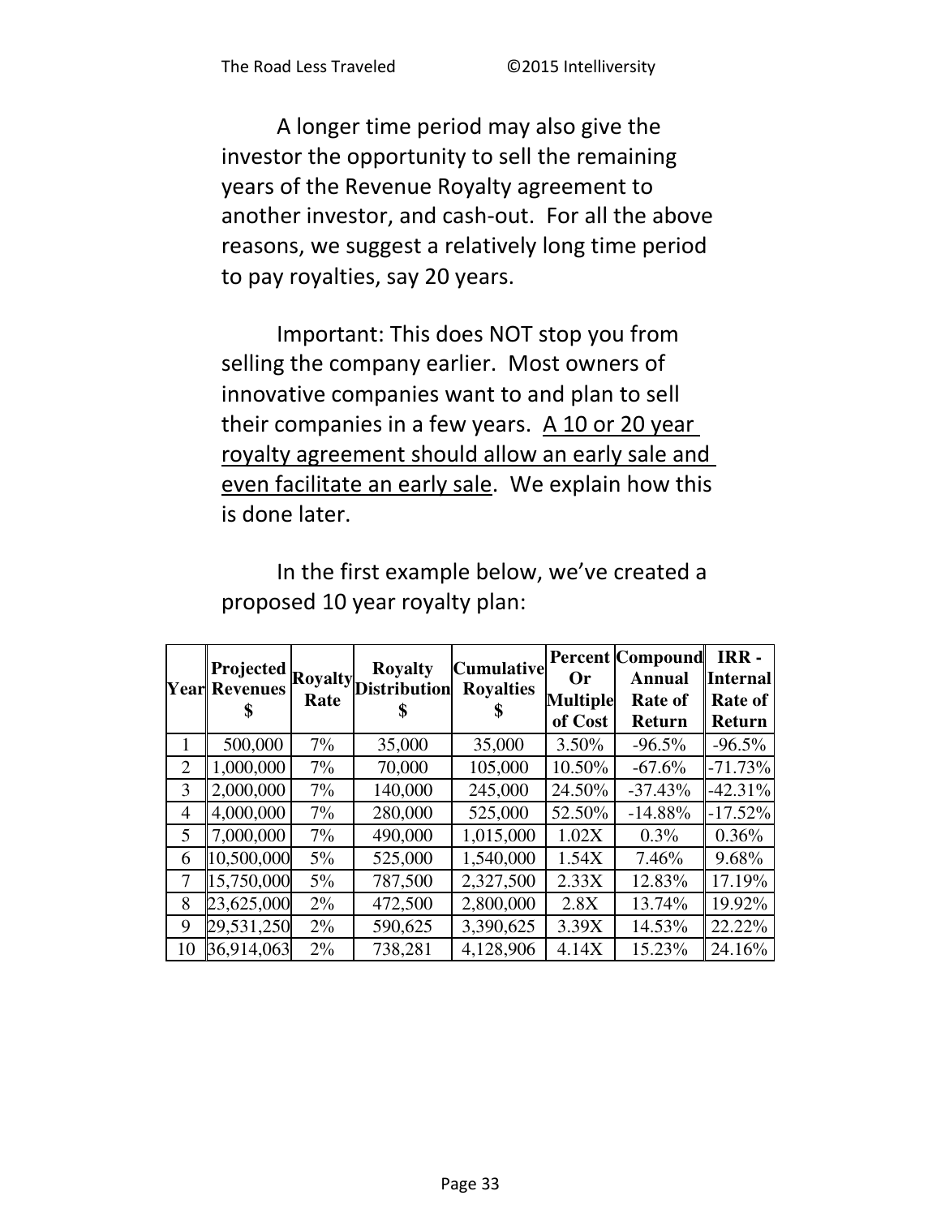A longer time period may also give the investor the opportunity to sell the remaining years of the Revenue Royalty agreement to another investor, and cash-out. For all the above reasons, we suggest a relatively long time period to pay royalties, say 20 years.

Important: This does NOT stop you from selling the company earlier. Most owners of innovative companies want to and plan to sell their companies in a few years. <u>A 10 or 20 year royalty agreement should allow an early sale and even facilitate an early sale</u>. We explain how this is done later.

In the first example below, we've created a proposed 10 year royalty plan:

| Year | Projected Revenues $ | Royalty Rate | Royalty Distribution $ | Cumulative Royalties $ | Percent Or Multiple of Cost | Compound Annual Rate of Return | IRR - Internal Rate of Return |
|---|---|---|---|---|---|---|---|
| 1 | 500,000 | 7% | 35,000 | 35,000 | 3.50% | -96.5% | -96.5% |
| 2 | 1,000,000 | 7% | 70,000 | 105,000 | 10.50% | -67.6% | -71.73% |
| 3 | 2,000,000 | 7% | 140,000 | 245,000 | 24.50% | -37.43% | -42.31% |
| 4 | 4,000,000 | 7% | 280,000 | 525,000 | 52.50% | -14.88% | -17.52% |
| 5 | 7,000,000 | 7% | 490,000 | 1,015,000 | 1.02X | 0.3% | 0.36% |
| 6 | 10,500,000 | 5% | 525,000 | 1,540,000 | 1.54X | 7.46% | 9.68% |
| 7 | 15,750,000 | 5% | 787,500 | 2,327,500 | 2.33X | 12.83% | 17.19% |
| 8 | 23,625,000 | 2% | 472,500 | 2,800,000 | 2.8X | 13.74% | 19.92% |
| 9 | 29,531,250 | 2% | 590,625 | 3,390,625 | 3.39X | 14.53% | 22.22% |
| 10 | 36,914,063 | 2% | 738,281 | 4,128,906 | 4.14X | 15.23% | 24.16% |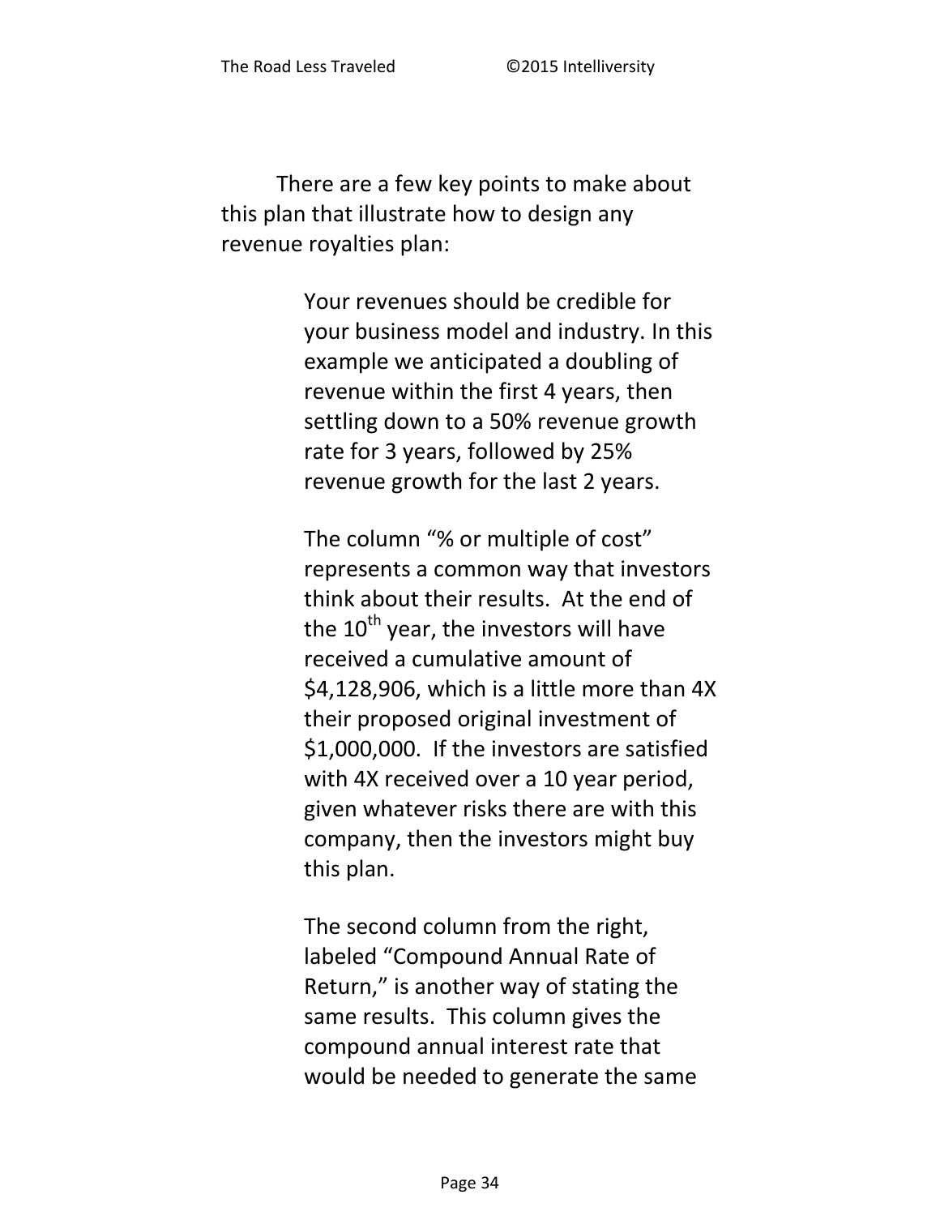There are a few key points to make about this plan that illustrate how to design any revenue royalties plan:

> Your revenues should be credible for your business model and industry. In this example we anticipated a doubling of revenue within the first 4 years, then settling down to a 50% revenue growth rate for 3 years, followed by 25% revenue growth for the last 2 years.
>
> The column "% or multiple of cost" represents a common way that investors think about their results. At the end of the 10th year, the investors will have received a cumulative amount of $4,128,906, which is a little more than 4X their proposed original investment of $1,000,000. If the investors are satisfied with 4X received over a 10 year period, given whatever risks there are with this company, then the investors might buy this plan.
>
> The second column from the right, labeled "Compound Annual Rate of Return," is another way of stating the same results. This column gives the compound annual interest rate that would be needed to generate the same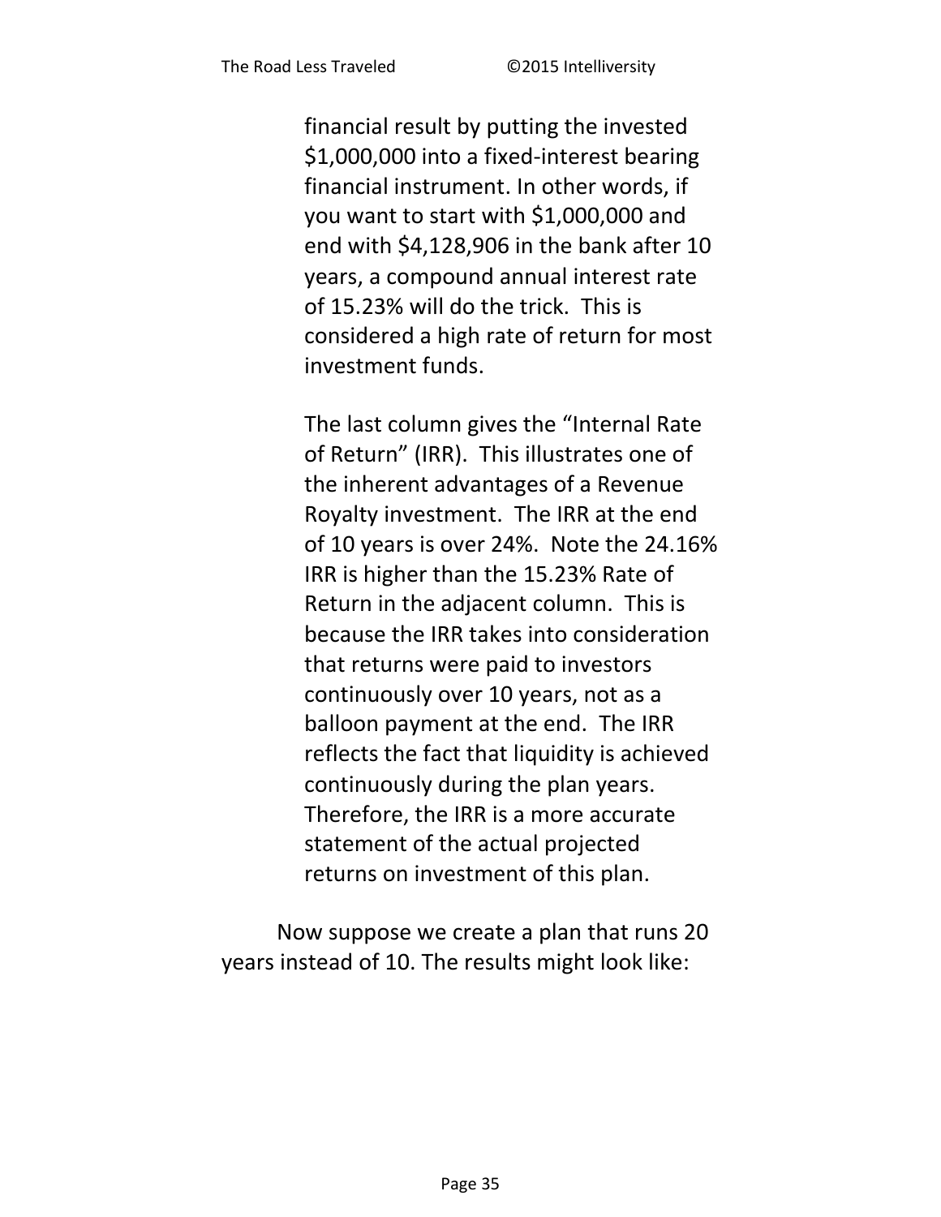financial result by putting the invested $1,000,000 into a fixed-interest bearing financial instrument. In other words, if you want to start with $1,000,000 and end with $4,128,906 in the bank after 10 years, a compound annual interest rate of 15.23% will do the trick. This is considered a high rate of return for most investment funds.

The last column gives the "Internal Rate of Return" (IRR). This illustrates one of the inherent advantages of a Revenue Royalty investment. The IRR at the end of 10 years is over 24%. Note the 24.16% IRR is higher than the 15.23% Rate of Return in the adjacent column. This is because the IRR takes into consideration that returns were paid to investors continuously over 10 years, not as a balloon payment at the end. The IRR reflects the fact that liquidity is achieved continuously during the plan years. Therefore, the IRR is a more accurate statement of the actual projected returns on investment of this plan.

Now suppose we create a plan that runs 20 years instead of 10. The results might look like: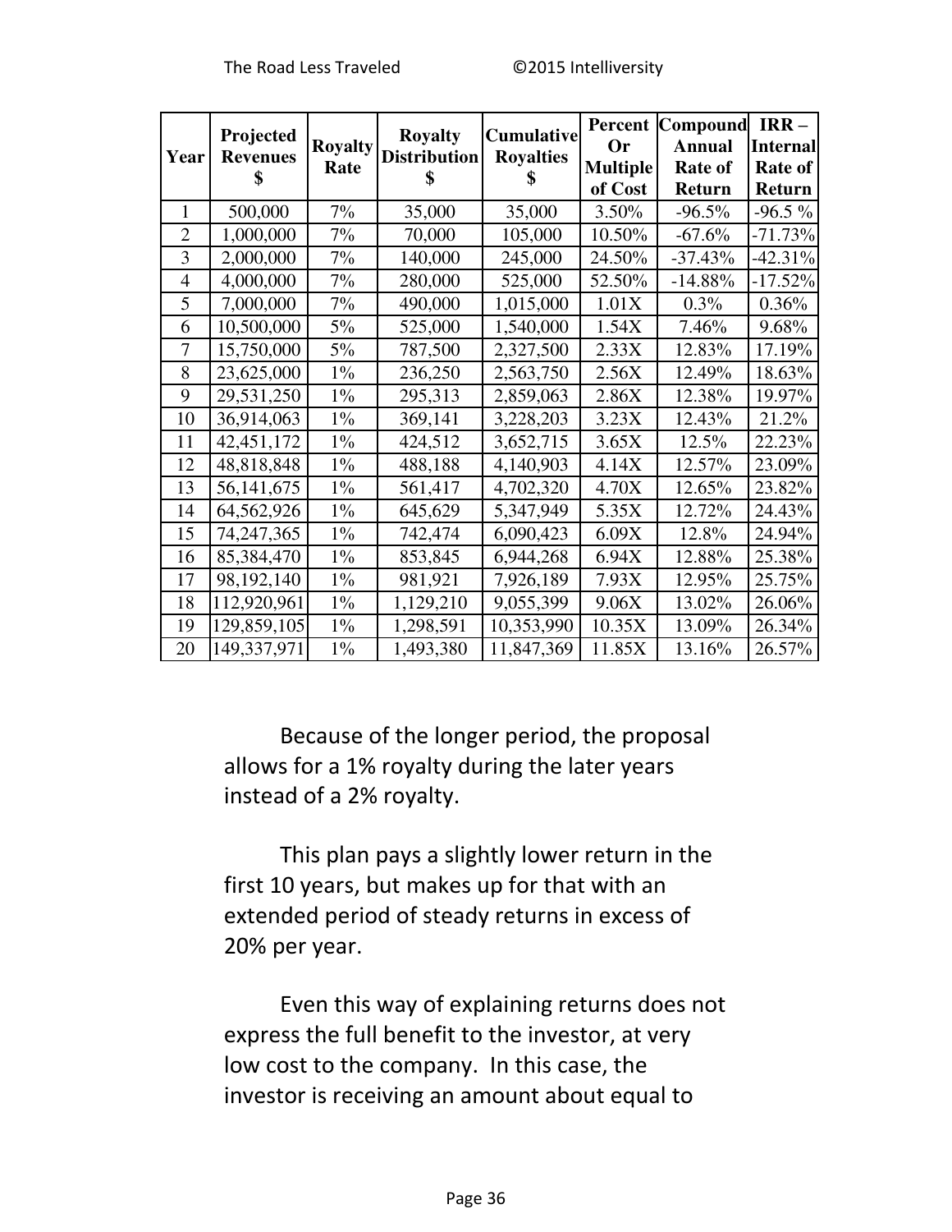| Year | Projected Revenues $ | Royalty Rate | Royalty Distribution $ | Cumulative Royalties $ | Percent Or Multiple of Cost | Compound Annual Rate of Return | IRR – Internal Rate of Return |
|---|---|---|---|---|---|---|---|
| 1 | 500,000 | 7% | 35,000 | 35,000 | 3.50% | -96.5% | -96.5 % |
| 2 | 1,000,000 | 7% | 70,000 | 105,000 | 10.50% | -67.6% | -71.73% |
| 3 | 2,000,000 | 7% | 140,000 | 245,000 | 24.50% | -37.43% | -42.31% |
| 4 | 4,000,000 | 7% | 280,000 | 525,000 | 52.50% | -14.88% | -17.52% |
| 5 | 7,000,000 | 7% | 490,000 | 1,015,000 | 1.01X | 0.3% | 0.36% |
| 6 | 10,500,000 | 5% | 525,000 | 1,540,000 | 1.54X | 7.46% | 9.68% |
| 7 | 15,750,000 | 5% | 787,500 | 2,327,500 | 2.33X | 12.83% | 17.19% |
| 8 | 23,625,000 | 1% | 236,250 | 2,563,750 | 2.56X | 12.49% | 18.63% |
| 9 | 29,531,250 | 1% | 295,313 | 2,859,063 | 2.86X | 12.38% | 19.97% |
| 10 | 36,914,063 | 1% | 369,141 | 3,228,203 | 3.23X | 12.43% | 21.2% |
| 11 | 42,451,172 | 1% | 424,512 | 3,652,715 | 3.65X | 12.5% | 22.23% |
| 12 | 48,818,848 | 1% | 488,188 | 4,140,903 | 4.14X | 12.57% | 23.09% |
| 13 | 56,141,675 | 1% | 561,417 | 4,702,320 | 4.70X | 12.65% | 23.82% |
| 14 | 64,562,926 | 1% | 645,629 | 5,347,949 | 5.35X | 12.72% | 24.43% |
| 15 | 74,247,365 | 1% | 742,474 | 6,090,423 | 6.09X | 12.8% | 24.94% |
| 16 | 85,384,470 | 1% | 853,845 | 6,944,268 | 6.94X | 12.88% | 25.38% |
| 17 | 98,192,140 | 1% | 981,921 | 7,926,189 | 7.93X | 12.95% | 25.75% |
| 18 | 112,920,961 | 1% | 1,129,210 | 9,055,399 | 9.06X | 13.02% | 26.06% |
| 19 | 129,859,105 | 1% | 1,298,591 | 10,353,990 | 10.35X | 13.09% | 26.34% |
| 20 | 149,337,971 | 1% | 1,493,380 | 11,847,369 | 11.85X | 13.16% | 26.57% |

Because of the longer period, the proposal allows for a 1% royalty during the later years instead of a 2% royalty.

This plan pays a slightly lower return in the first 10 years, but makes up for that with an extended period of steady returns in excess of 20% per year.

Even this way of explaining returns does not express the full benefit to the investor, at very low cost to the company. In this case, the investor is receiving an amount about equal to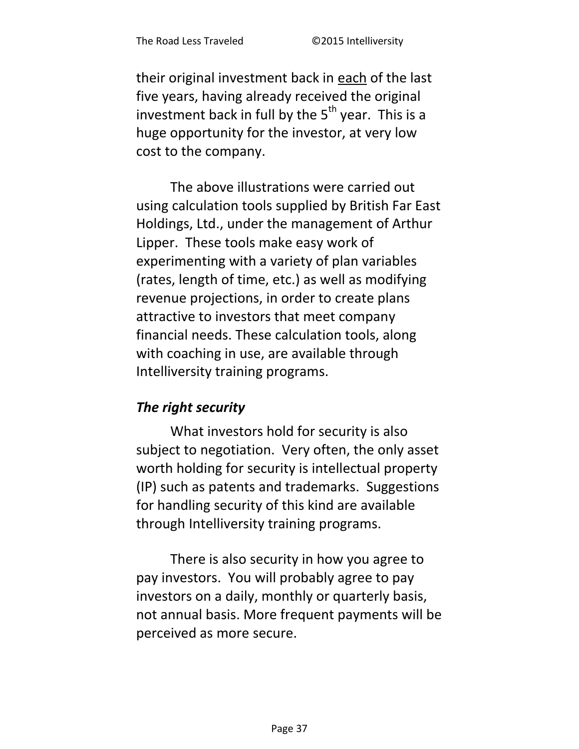their original investment back in <u>each</u> of the last five years, having already received the original investment back in full by the 5th year.  This is a huge opportunity for the investor, at very low cost to the company.

The above illustrations were carried out using calculation tools supplied by British Far East Holdings, Ltd., under the management of Arthur Lipper.  These tools make easy work of experimenting with a variety of plan variables (rates, length of time, etc.) as well as modifying revenue projections, in order to create plans attractive to investors that meet company financial needs. These calculation tools, along with coaching in use, are available through Intelliversity training programs.

***The right security***

What investors hold for security is also subject to negotiation.  Very often, the only asset worth holding for security is intellectual property (IP) such as patents and trademarks.  Suggestions for handling security of this kind are available through Intelliversity training programs.

There is also security in how you agree to pay investors.  You will probably agree to pay investors on a daily, monthly or quarterly basis, not annual basis. More frequent payments will be perceived as more secure.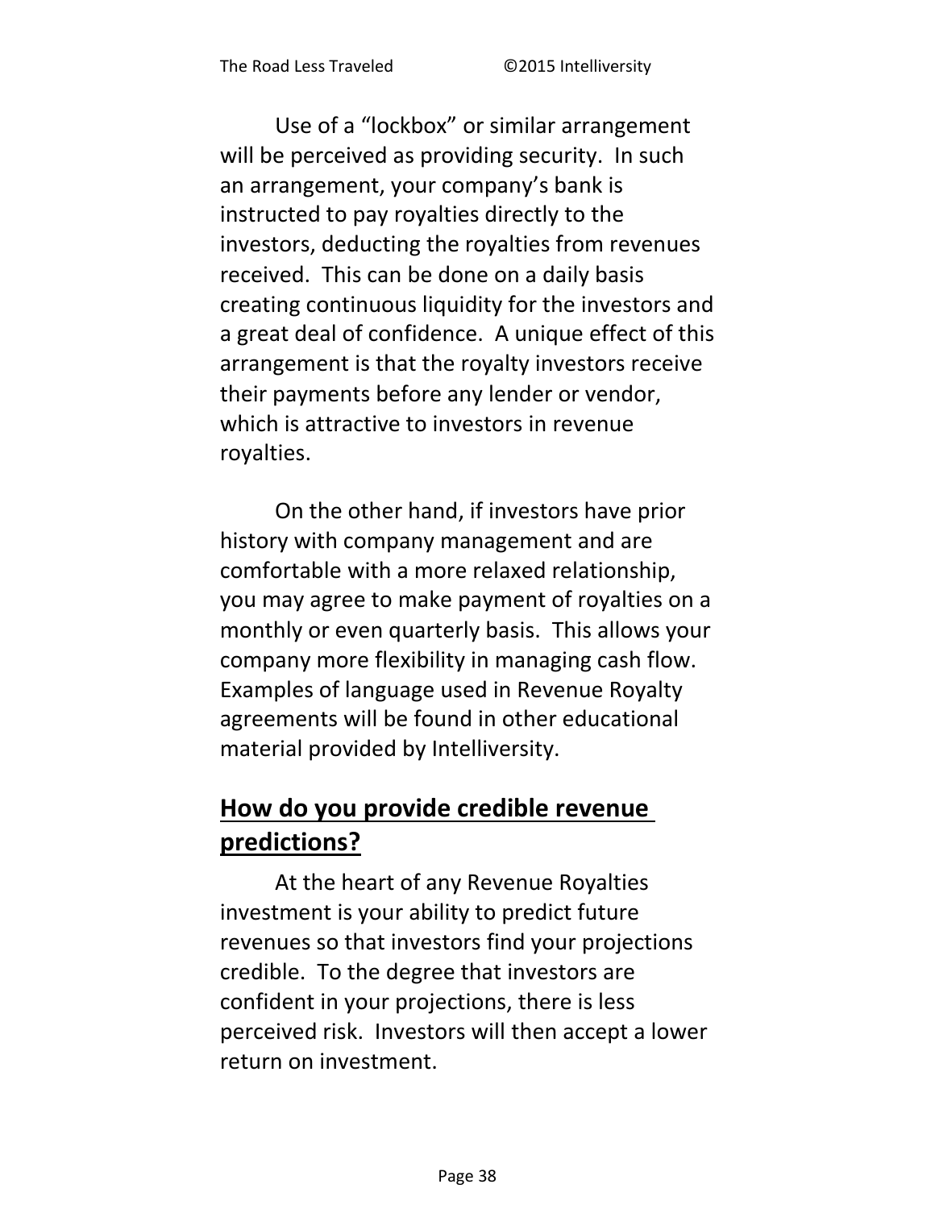Use of a “lockbox” or similar arrangement will be perceived as providing security. In such an arrangement, your company’s bank is instructed to pay royalties directly to the investors, deducting the royalties from revenues received. This can be done on a daily basis creating continuous liquidity for the investors and a great deal of confidence. A unique effect of this arrangement is that the royalty investors receive their payments before any lender or vendor, which is attractive to investors in revenue royalties.

On the other hand, if investors have prior history with company management and are comfortable with a more relaxed relationship, you may agree to make payment of royalties on a monthly or even quarterly basis. This allows your company more flexibility in managing cash flow. Examples of language used in Revenue Royalty agreements will be found in other educational material provided by Intelliversity.

## How do you provide credible revenue predictions?

At the heart of any Revenue Royalties investment is your ability to predict future revenues so that investors find your projections credible. To the degree that investors are confident in your projections, there is less perceived risk. Investors will then accept a lower return on investment.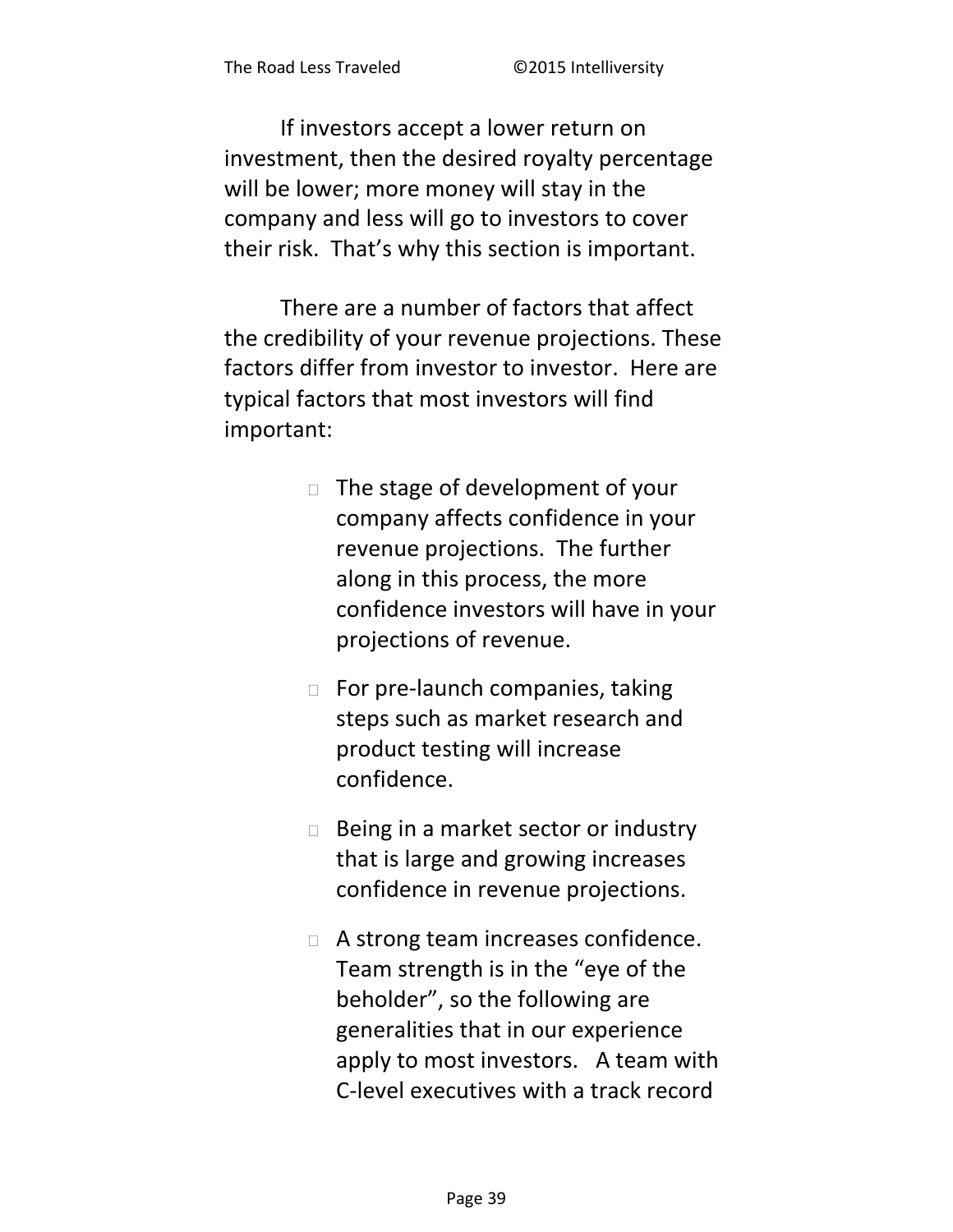If investors accept a lower return on investment, then the desired royalty percentage will be lower; more money will stay in the company and less will go to investors to cover their risk. That's why this section is important.

There are a number of factors that affect the credibility of your revenue projections. These factors differ from investor to investor. Here are typical factors that most investors will find important:

- The stage of development of your company affects confidence in your revenue projections. The further along in this process, the more confidence investors will have in your projections of revenue.

- For pre-launch companies, taking steps such as market research and product testing will increase confidence.

- Being in a market sector or industry that is large and growing increases confidence in revenue projections.

- A strong team increases confidence. Team strength is in the "eye of the beholder", so the following are generalities that in our experience apply to most investors. A team with C-level executives with a track record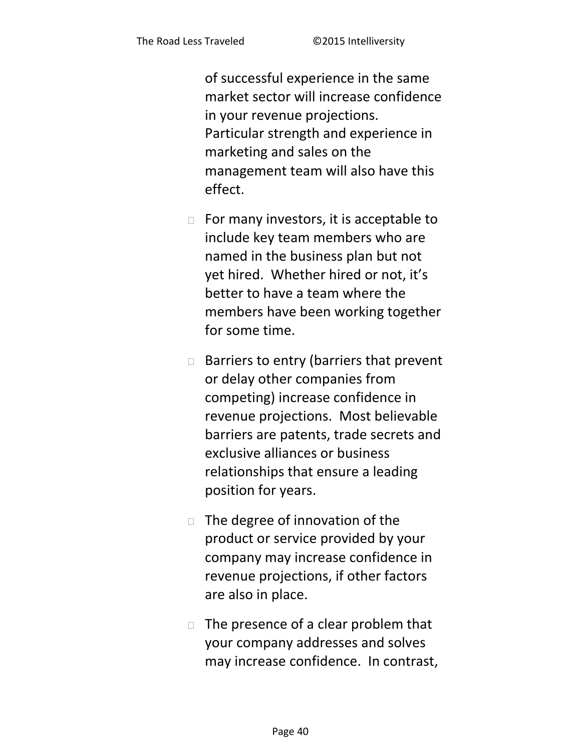of successful experience in the same market sector will increase confidence in your revenue projections. Particular strength and experience in marketing and sales on the management team will also have this effect.

- For many investors, it is acceptable to include key team members who are named in the business plan but not yet hired. Whether hired or not, it's better to have a team where the members have been working together for some time.

- Barriers to entry (barriers that prevent or delay other companies from competing) increase confidence in revenue projections. Most believable barriers are patents, trade secrets and exclusive alliances or business relationships that ensure a leading position for years.

- The degree of innovation of the product or service provided by your company may increase confidence in revenue projections, if other factors are also in place.

- The presence of a clear problem that your company addresses and solves may increase confidence. In contrast,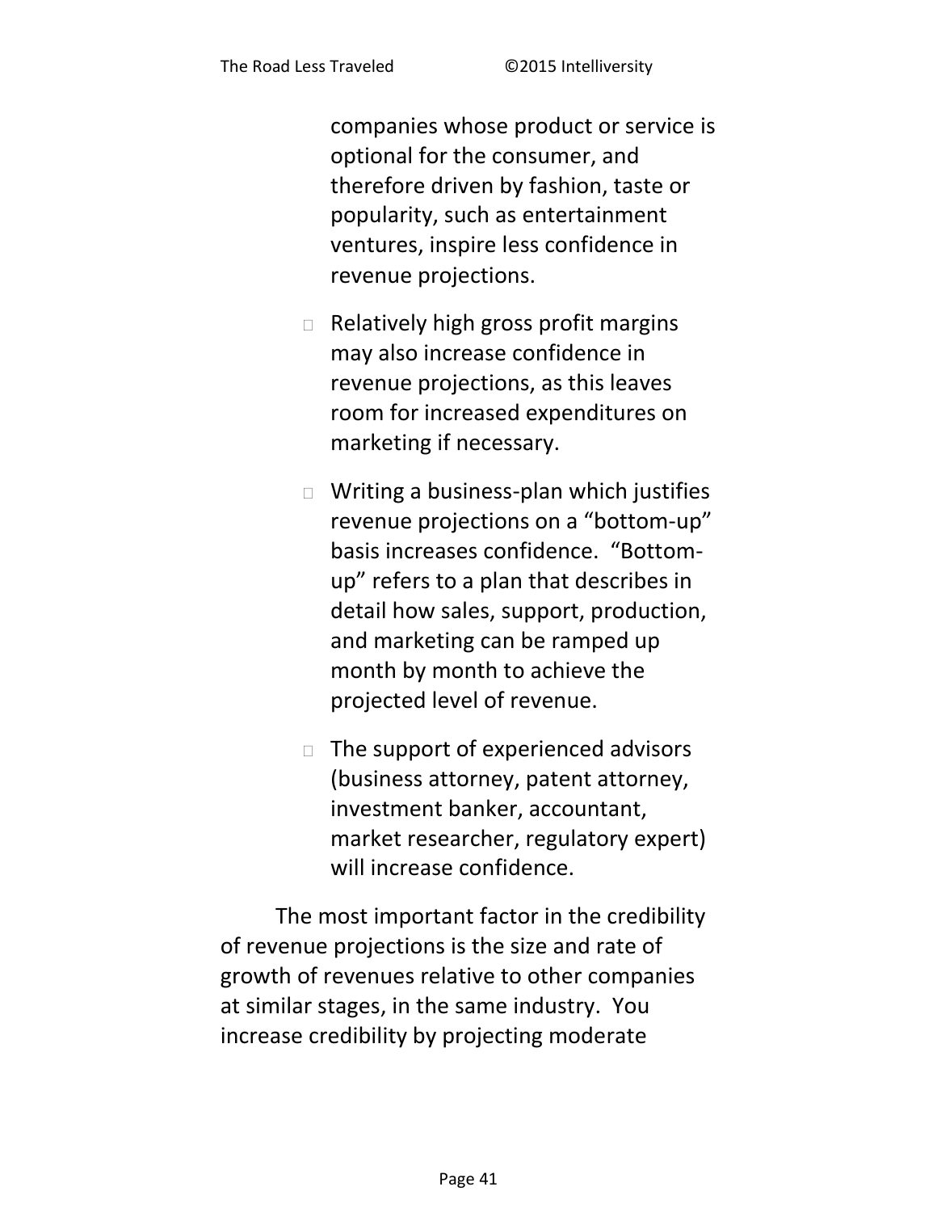companies whose product or service is optional for the consumer, and therefore driven by fashion, taste or popularity, such as entertainment ventures, inspire less confidence in revenue projections.

- Relatively high gross profit margins may also increase confidence in revenue projections, as this leaves room for increased expenditures on marketing if necessary.

- Writing a business-plan which justifies revenue projections on a “bottom-up” basis increases confidence. “Bottom-up” refers to a plan that describes in detail how sales, support, production, and marketing can be ramped up month by month to achieve the projected level of revenue.

- The support of experienced advisors (business attorney, patent attorney, investment banker, accountant, market researcher, regulatory expert) will increase confidence.

The most important factor in the credibility of revenue projections is the size and rate of growth of revenues relative to other companies at similar stages, in the same industry. You increase credibility by projecting moderate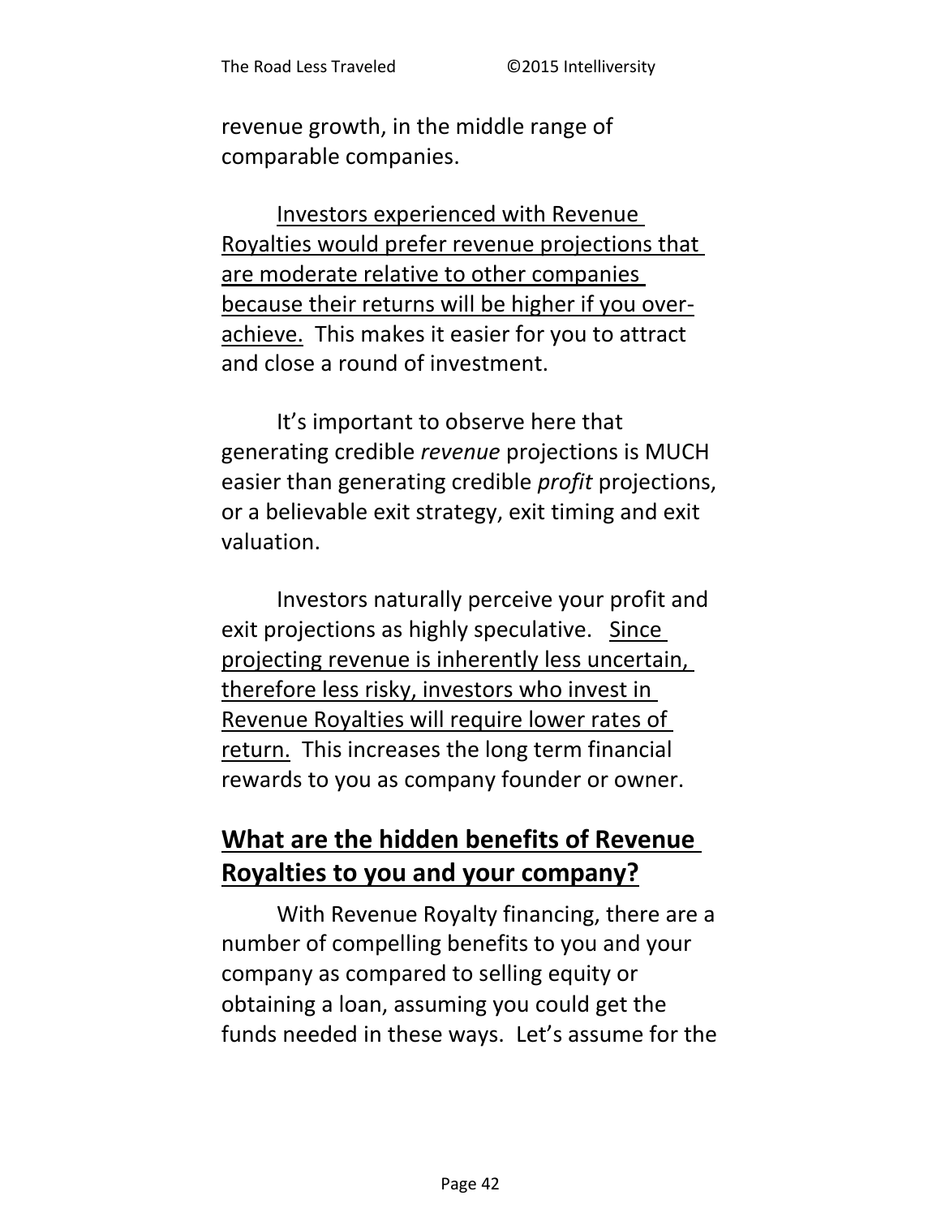revenue growth, in the middle range of comparable companies.

<u>Investors experienced with Revenue Royalties would prefer revenue projections that are moderate relative to other companies because their returns will be higher if you over-achieve.</u> This makes it easier for you to attract and close a round of investment.

It's important to observe here that generating credible *revenue* projections is MUCH easier than generating credible *profit* projections, or a believable exit strategy, exit timing and exit valuation.

Investors naturally perceive your profit and exit projections as highly speculative. <u>Since projecting revenue is inherently less uncertain, therefore less risky, investors who invest in Revenue Royalties will require lower rates of return.</u> This increases the long term financial rewards to you as company founder or owner.

## What are the hidden benefits of Revenue Royalties to you and your company?

With Revenue Royalty financing, there are a number of compelling benefits to you and your company as compared to selling equity or obtaining a loan, assuming you could get the funds needed in these ways. Let's assume for the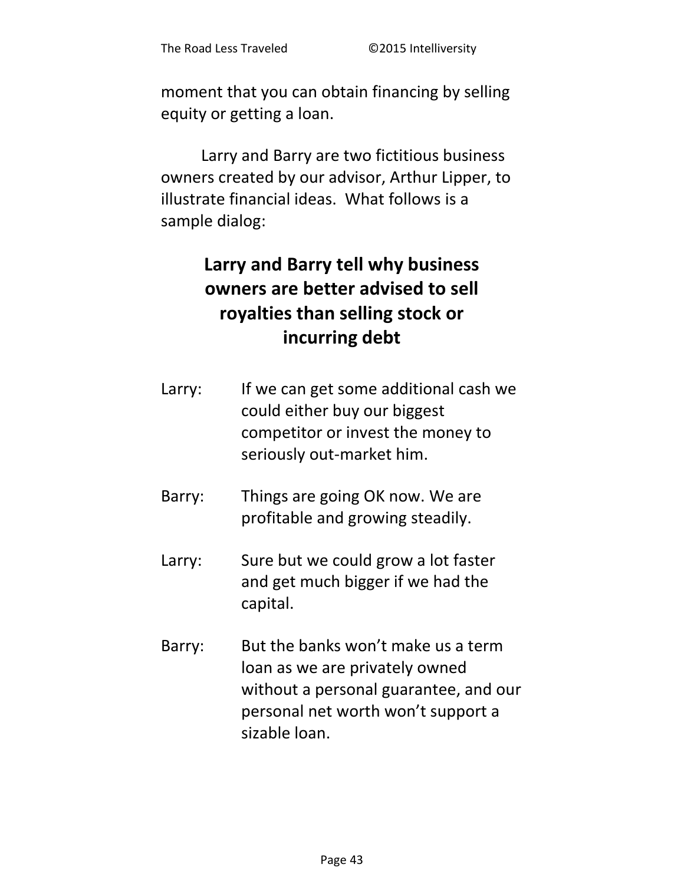moment that you can obtain financing by selling equity or getting a loan.

Larry and Barry are two fictitious business owners created by our advisor, Arthur Lipper, to illustrate financial ideas. What follows is a sample dialog:

## Larry and Barry tell why business owners are better advised to sell royalties than selling stock or incurring debt

Larry: If we can get some additional cash we could either buy our biggest competitor or invest the money to seriously out-market him.

Barry: Things are going OK now. We are profitable and growing steadily.

Larry: Sure but we could grow a lot faster and get much bigger if we had the capital.

Barry: But the banks won't make us a term loan as we are privately owned without a personal guarantee, and our personal net worth won't support a sizable loan.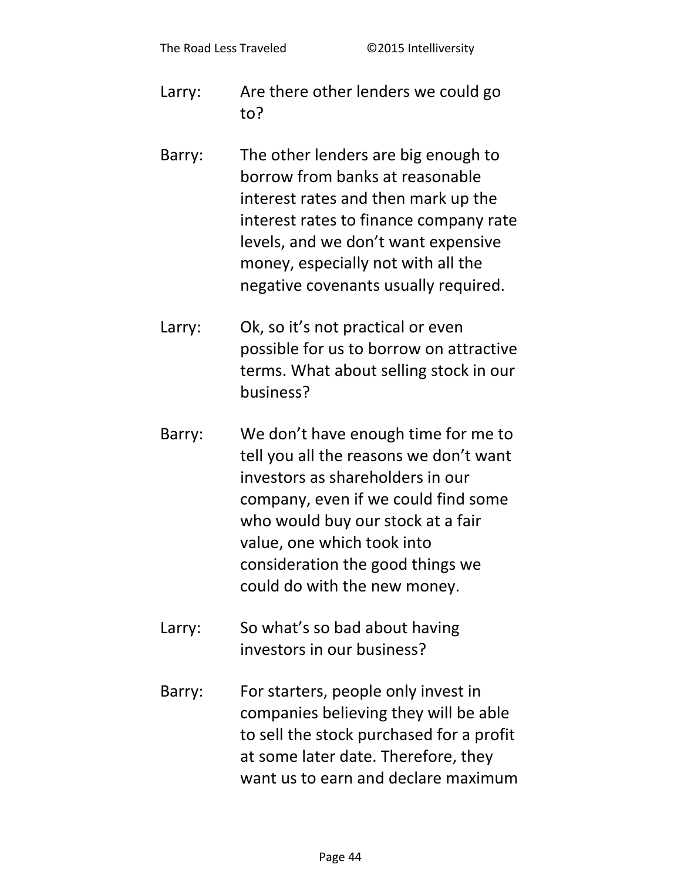Larry: Are there other lenders we could go to?

Barry: The other lenders are big enough to borrow from banks at reasonable interest rates and then mark up the interest rates to finance company rate levels, and we don't want expensive money, especially not with all the negative covenants usually required.

Larry: Ok, so it's not practical or even possible for us to borrow on attractive terms. What about selling stock in our business?

Barry: We don't have enough time for me to tell you all the reasons we don't want investors as shareholders in our company, even if we could find some who would buy our stock at a fair value, one which took into consideration the good things we could do with the new money.

Larry: So what's so bad about having investors in our business?

Barry: For starters, people only invest in companies believing they will be able to sell the stock purchased for a profit at some later date. Therefore, they want us to earn and declare maximum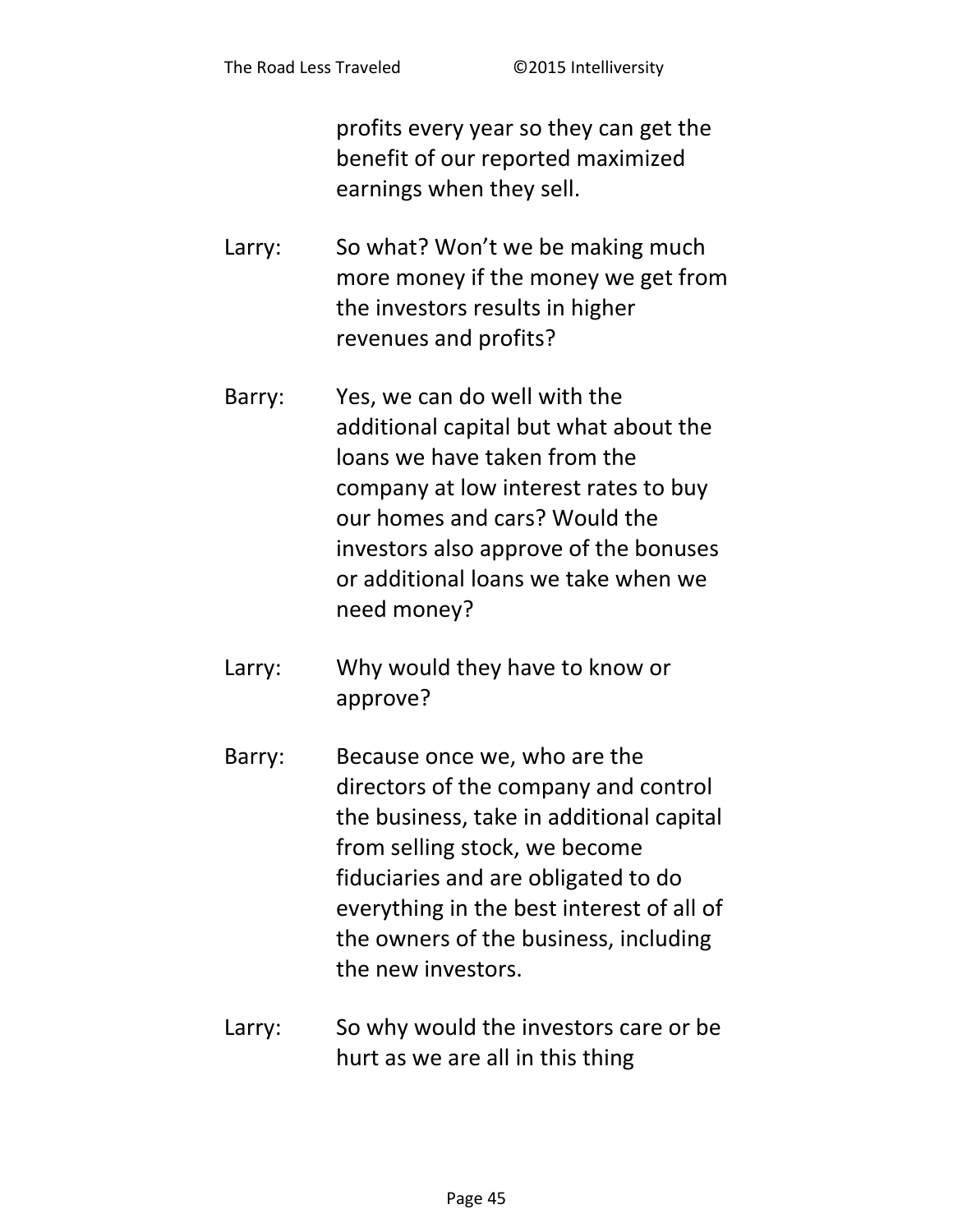profits every year so they can get the benefit of our reported maximized earnings when they sell.

Larry: So what? Won't we be making much more money if the money we get from the investors results in higher revenues and profits?

Barry: Yes, we can do well with the additional capital but what about the loans we have taken from the company at low interest rates to buy our homes and cars? Would the investors also approve of the bonuses or additional loans we take when we need money?

Larry: Why would they have to know or approve?

Barry: Because once we, who are the directors of the company and control the business, take in additional capital from selling stock, we become fiduciaries and are obligated to do everything in the best interest of all of the owners of the business, including the new investors.

Larry: So why would the investors care or be hurt as we are all in this thing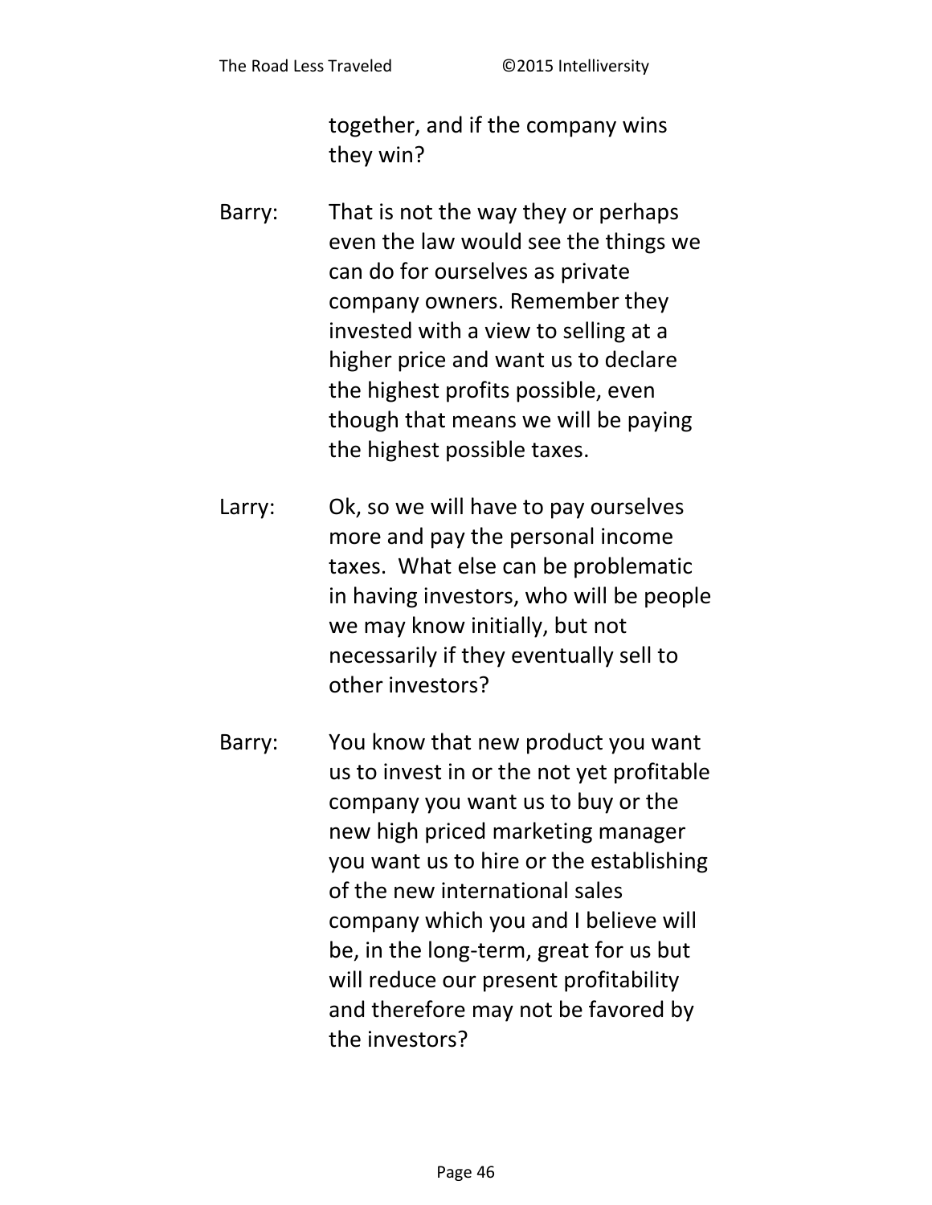together, and if the company wins they win?

Barry: That is not the way they or perhaps even the law would see the things we can do for ourselves as private company owners. Remember they invested with a view to selling at a higher price and want us to declare the highest profits possible, even though that means we will be paying the highest possible taxes.

Larry: Ok, so we will have to pay ourselves more and pay the personal income taxes. What else can be problematic in having investors, who will be people we may know initially, but not necessarily if they eventually sell to other investors?

Barry: You know that new product you want us to invest in or the not yet profitable company you want us to buy or the new high priced marketing manager you want us to hire or the establishing of the new international sales company which you and I believe will be, in the long-term, great for us but will reduce our present profitability and therefore may not be favored by the investors?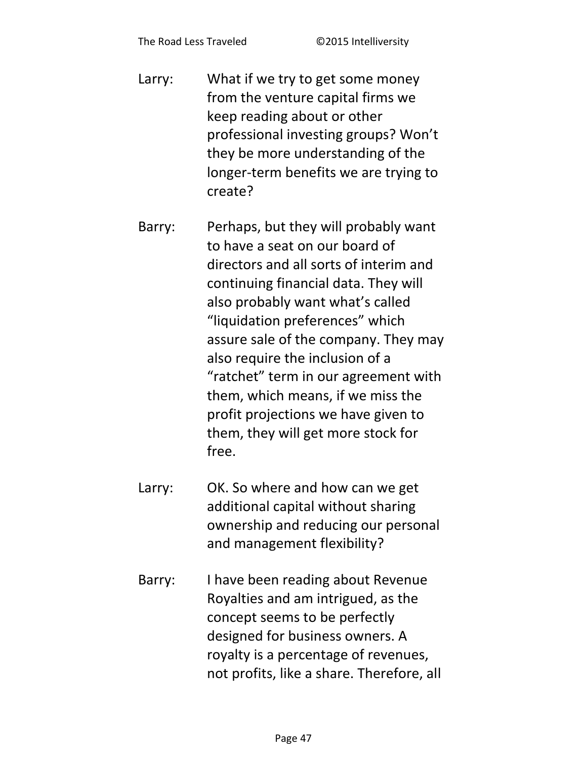Larry: What if we try to get some money from the venture capital firms we keep reading about or other professional investing groups? Won't they be more understanding of the longer-term benefits we are trying to create?

Barry: Perhaps, but they will probably want to have a seat on our board of directors and all sorts of interim and continuing financial data. They will also probably want what's called "liquidation preferences" which assure sale of the company. They may also require the inclusion of a "ratchet" term in our agreement with them, which means, if we miss the profit projections we have given to them, they will get more stock for free.

Larry: OK. So where and how can we get additional capital without sharing ownership and reducing our personal and management flexibility?

Barry: I have been reading about Revenue Royalties and am intrigued, as the concept seems to be perfectly designed for business owners. A royalty is a percentage of revenues, not profits, like a share. Therefore, all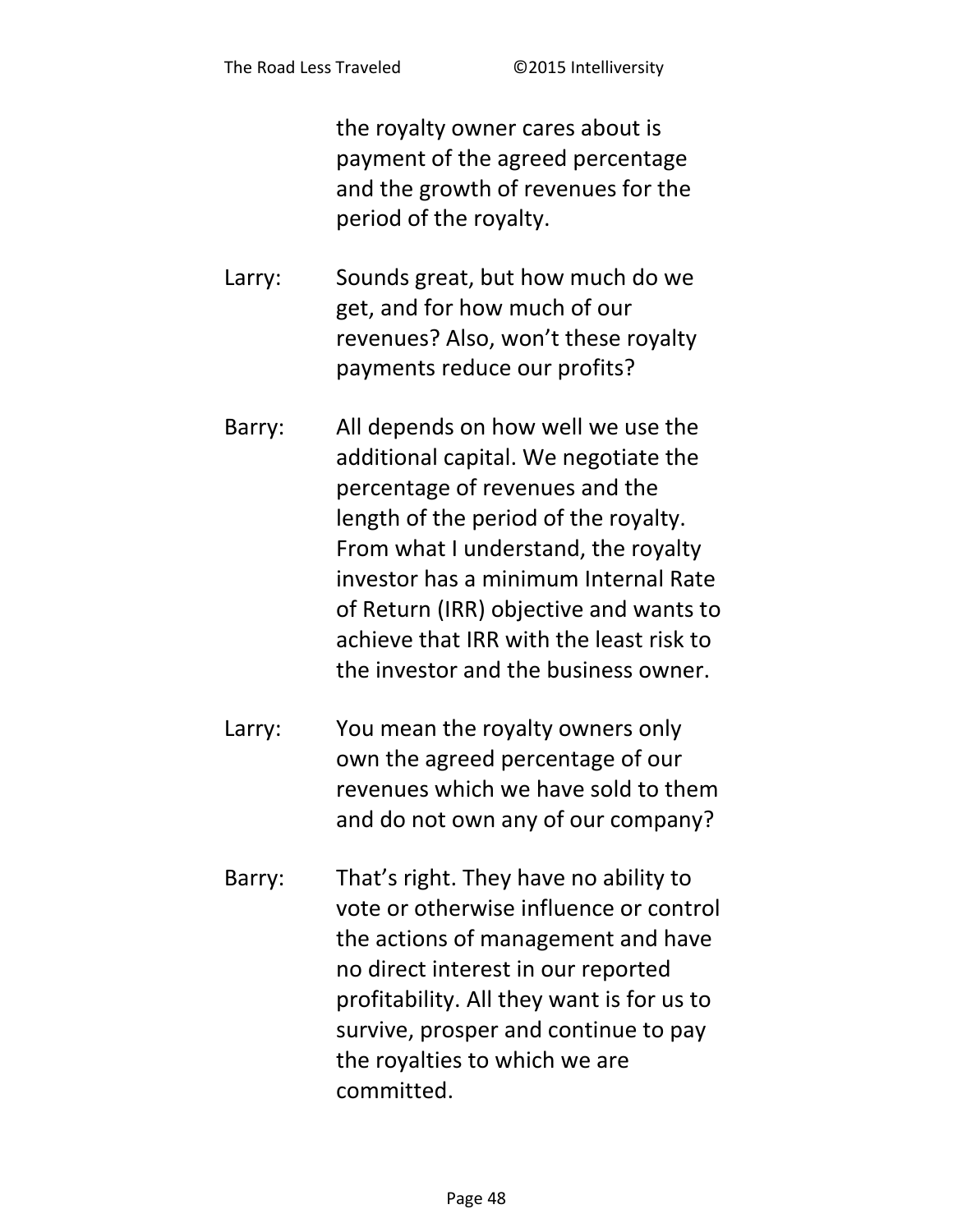the royalty owner cares about is payment of the agreed percentage and the growth of revenues for the period of the royalty.

Larry: Sounds great, but how much do we get, and for how much of our revenues? Also, won't these royalty payments reduce our profits?

Barry: All depends on how well we use the additional capital. We negotiate the percentage of revenues and the length of the period of the royalty. From what I understand, the royalty investor has a minimum Internal Rate of Return (IRR) objective and wants to achieve that IRR with the least risk to the investor and the business owner.

Larry: You mean the royalty owners only own the agreed percentage of our revenues which we have sold to them and do not own any of our company?

Barry: That's right. They have no ability to vote or otherwise influence or control the actions of management and have no direct interest in our reported profitability. All they want is for us to survive, prosper and continue to pay the royalties to which we are committed.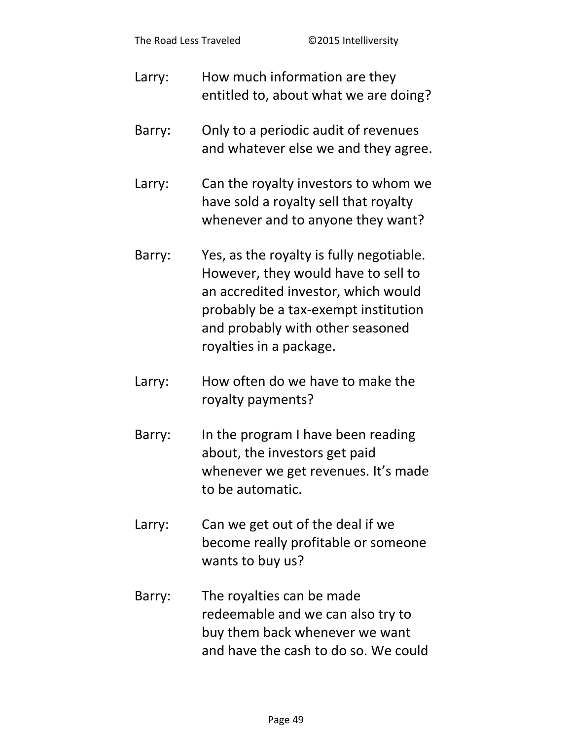Larry: How much information are they entitled to, about what we are doing?

Barry: Only to a periodic audit of revenues and whatever else we and they agree.

Larry: Can the royalty investors to whom we have sold a royalty sell that royalty whenever and to anyone they want?

Barry: Yes, as the royalty is fully negotiable. However, they would have to sell to an accredited investor, which would probably be a tax-exempt institution and probably with other seasoned royalties in a package.

Larry: How often do we have to make the royalty payments?

Barry: In the program I have been reading about, the investors get paid whenever we get revenues. It's made to be automatic.

Larry: Can we get out of the deal if we become really profitable or someone wants to buy us?

Barry: The royalties can be made redeemable and we can also try to buy them back whenever we want and have the cash to do so. We could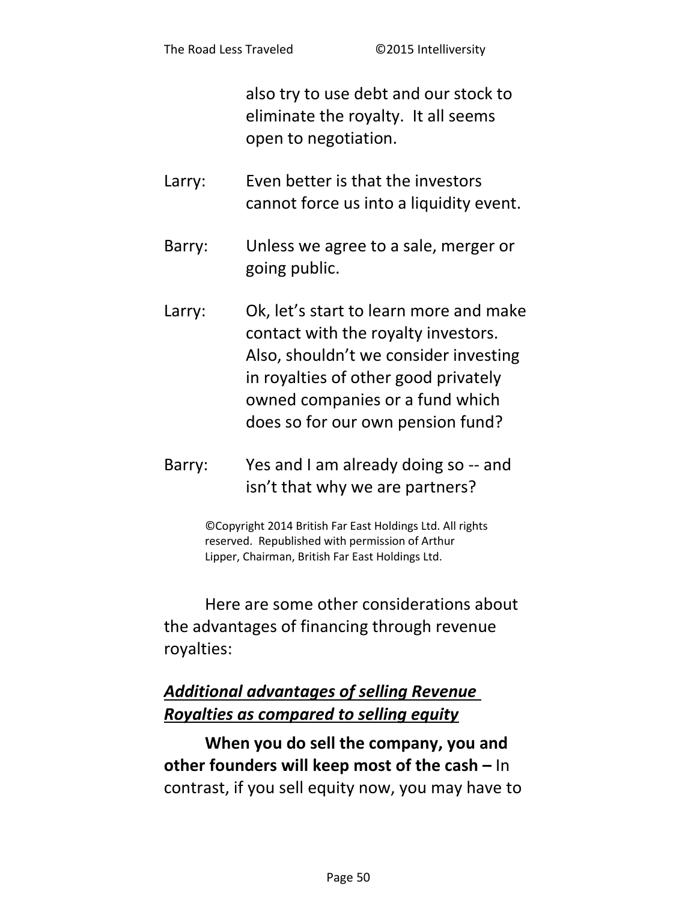also try to use debt and our stock to eliminate the royalty. It all seems open to negotiation.

Larry: Even better is that the investors cannot force us into a liquidity event.

Barry: Unless we agree to a sale, merger or going public.

Larry: Ok, let's start to learn more and make contact with the royalty investors. Also, shouldn't we consider investing in royalties of other good privately owned companies or a fund which does so for our own pension fund?

Barry: Yes and I am already doing so -- and isn't that why we are partners?

©Copyright 2014 British Far East Holdings Ltd. All rights reserved. Republished with permission of Arthur Lipper, Chairman, British Far East Holdings Ltd.

Here are some other considerations about the advantages of financing through revenue royalties:

***Additional advantages of selling Revenue Royalties as compared to selling equity***

**When you do sell the company, you and other founders will keep most of the cash –** In contrast, if you sell equity now, you may have to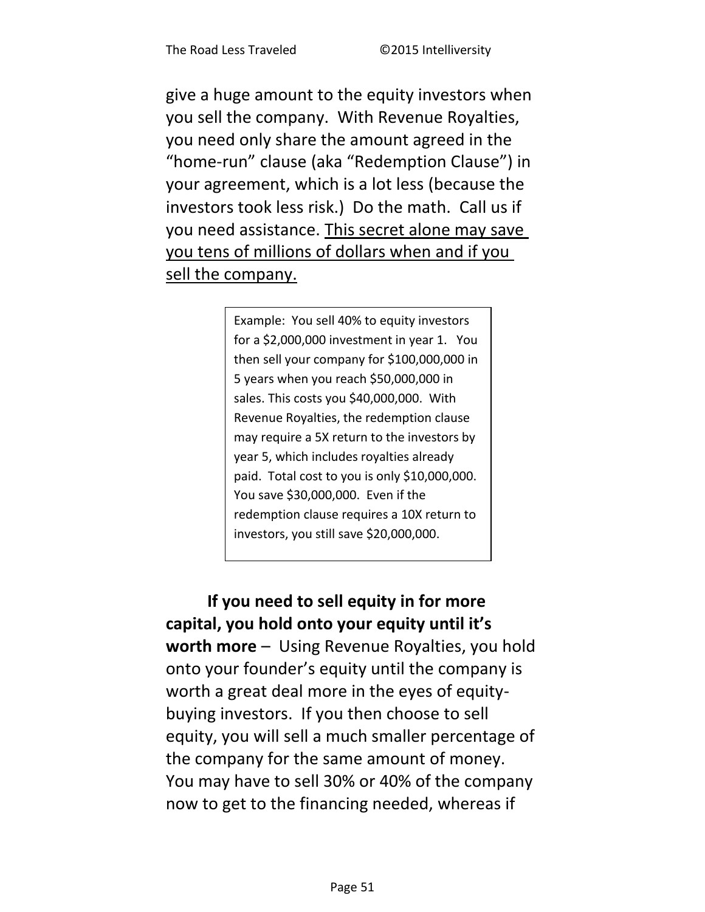give a huge amount to the equity investors when you sell the company. With Revenue Royalties, you need only share the amount agreed in the “home-run” clause (aka “Redemption Clause”) in your agreement, which is a lot less (because the investors took less risk.) Do the math. Call us if you need assistance. <u>This secret alone may save you tens of millions of dollars when and if you sell the company.</u>

> Example: You sell 40% to equity investors for a $2,000,000 investment in year 1. You then sell your company for $100,000,000 in 5 years when you reach $50,000,000 in sales. This costs you $40,000,000. With Revenue Royalties, the redemption clause may require a 5X return to the investors by year 5, which includes royalties already paid. Total cost to you is only $10,000,000. You save $30,000,000. Even if the redemption clause requires a 10X return to investors, you still save $20,000,000.

**If you need to sell equity in for more capital, you hold onto your equity until it’s worth more** – Using Revenue Royalties, you hold onto your founder’s equity until the company is worth a great deal more in the eyes of equity-buying investors. If you then choose to sell equity, you will sell a much smaller percentage of the company for the same amount of money. You may have to sell 30% or 40% of the company now to get to the financing needed, whereas if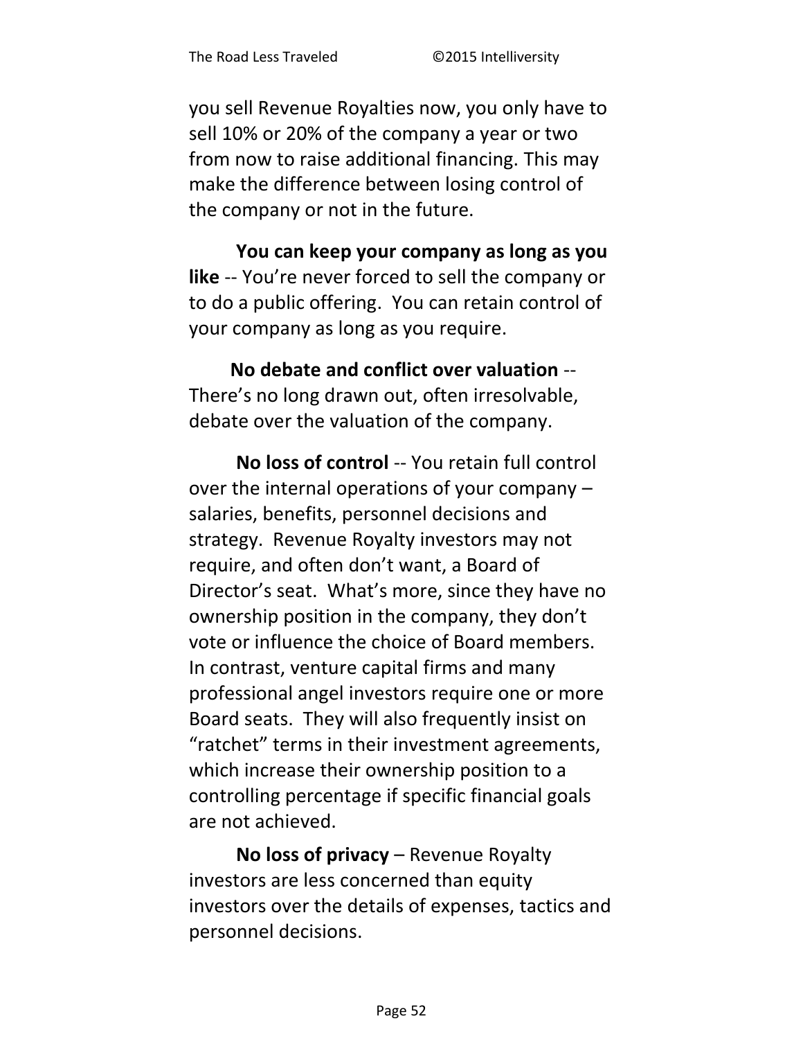you sell Revenue Royalties now, you only have to sell 10% or 20% of the company a year or two from now to raise additional financing. This may make the difference between losing control of the company or not in the future.

**You can keep your company as long as you like** -- You're never forced to sell the company or to do a public offering. You can retain control of your company as long as you require.

**No debate and conflict over valuation** -- There's no long drawn out, often irresolvable, debate over the valuation of the company.

**No loss of control** -- You retain full control over the internal operations of your company – salaries, benefits, personnel decisions and strategy. Revenue Royalty investors may not require, and often don't want, a Board of Director's seat. What's more, since they have no ownership position in the company, they don't vote or influence the choice of Board members. In contrast, venture capital firms and many professional angel investors require one or more Board seats. They will also frequently insist on "ratchet" terms in their investment agreements, which increase their ownership position to a controlling percentage if specific financial goals are not achieved.

**No loss of privacy** – Revenue Royalty investors are less concerned than equity investors over the details of expenses, tactics and personnel decisions.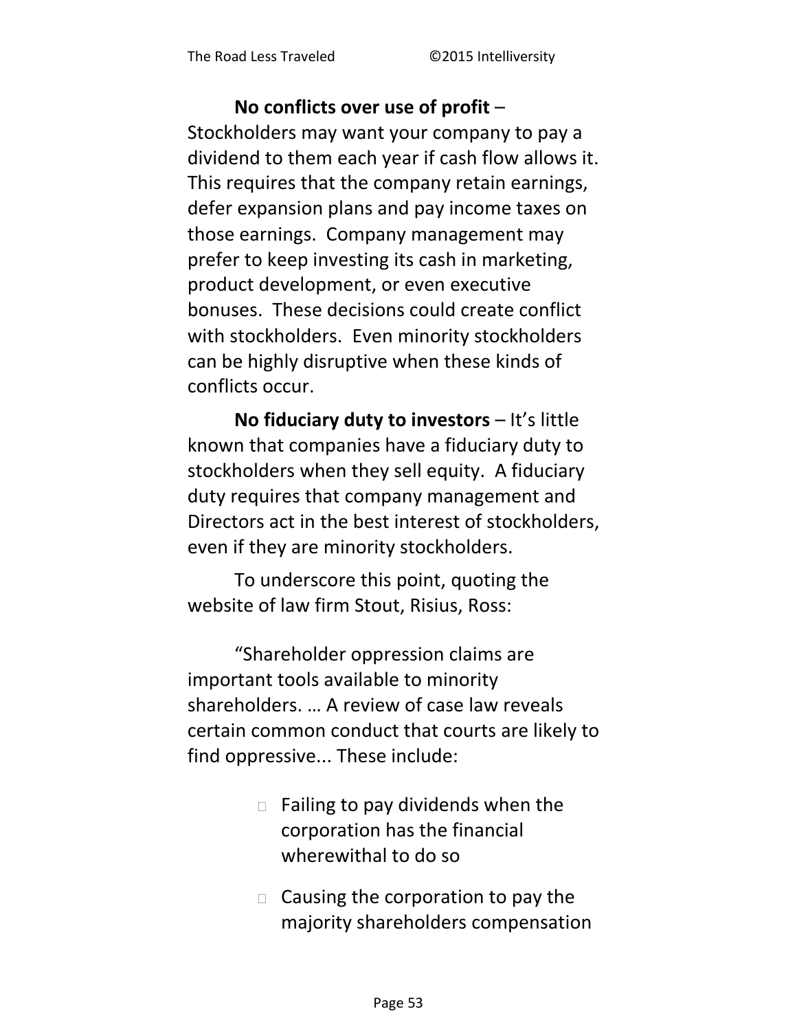**No conflicts over use of profit** – Stockholders may want your company to pay a dividend to them each year if cash flow allows it. This requires that the company retain earnings, defer expansion plans and pay income taxes on those earnings. Company management may prefer to keep investing its cash in marketing, product development, or even executive bonuses. These decisions could create conflict with stockholders. Even minority stockholders can be highly disruptive when these kinds of conflicts occur.

**No fiduciary duty to investors** – It's little known that companies have a fiduciary duty to stockholders when they sell equity. A fiduciary duty requires that company management and Directors act in the best interest of stockholders, even if they are minority stockholders.

To underscore this point, quoting the website of law firm Stout, Risius, Ross:

"Shareholder oppression claims are important tools available to minority shareholders. … A review of case law reveals certain common conduct that courts are likely to find oppressive... These include:

- Failing to pay dividends when the corporation has the financial wherewithal to do so
- Causing the corporation to pay the majority shareholders compensation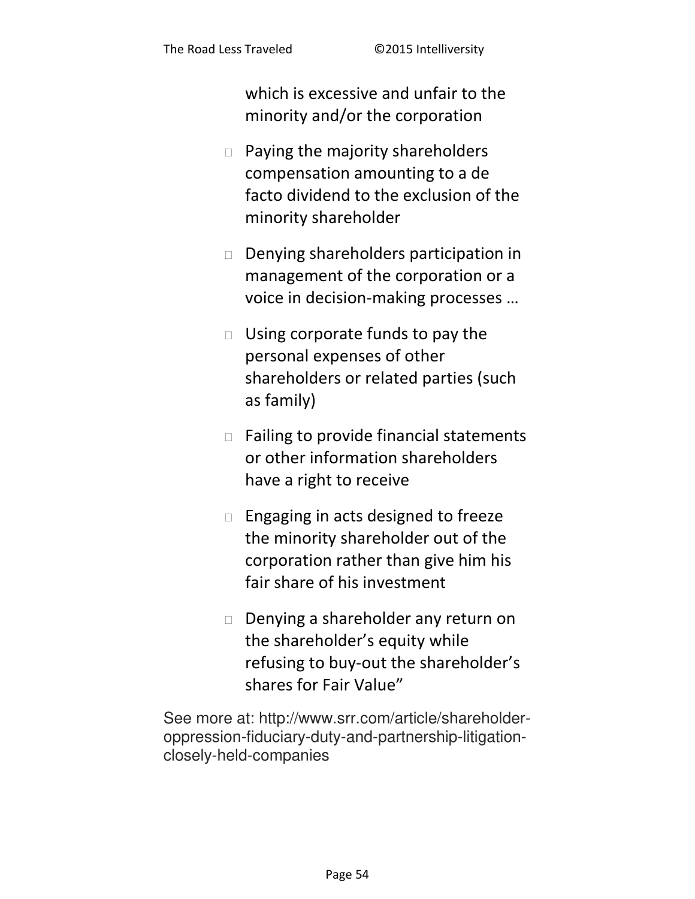which is excessive and unfair to the minority and/or the corporation

- Paying the majority shareholders compensation amounting to a de facto dividend to the exclusion of the minority shareholder
- Denying shareholders participation in management of the corporation or a voice in decision-making processes …
- Using corporate funds to pay the personal expenses of other shareholders or related parties (such as family)
- Failing to provide financial statements or other information shareholders have a right to receive
- Engaging in acts designed to freeze the minority shareholder out of the corporation rather than give him his fair share of his investment
- Denying a shareholder any return on the shareholder's equity while refusing to buy-out the shareholder's shares for Fair Value"

See more at: http://www.srr.com/article/shareholder-oppression-fiduciary-duty-and-partnership-litigation-closely-held-companies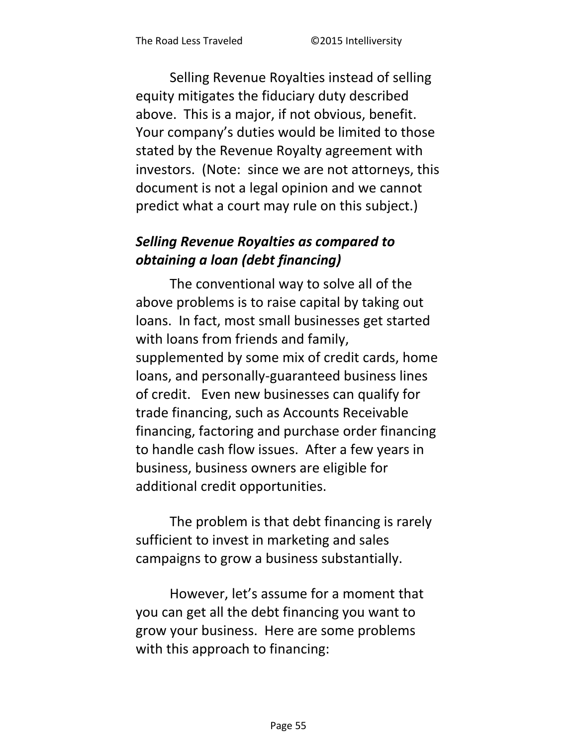Selling Revenue Royalties instead of selling equity mitigates the fiduciary duty described above. This is a major, if not obvious, benefit. Your company's duties would be limited to those stated by the Revenue Royalty agreement with investors. (Note: since we are not attorneys, this document is not a legal opinion and we cannot predict what a court may rule on this subject.)

### *Selling Revenue Royalties as compared to obtaining a loan (debt financing)*

The conventional way to solve all of the above problems is to raise capital by taking out loans. In fact, most small businesses get started with loans from friends and family, supplemented by some mix of credit cards, home loans, and personally-guaranteed business lines of credit. Even new businesses can qualify for trade financing, such as Accounts Receivable financing, factoring and purchase order financing to handle cash flow issues. After a few years in business, business owners are eligible for additional credit opportunities.

The problem is that debt financing is rarely sufficient to invest in marketing and sales campaigns to grow a business substantially.

However, let's assume for a moment that you can get all the debt financing you want to grow your business. Here are some problems with this approach to financing: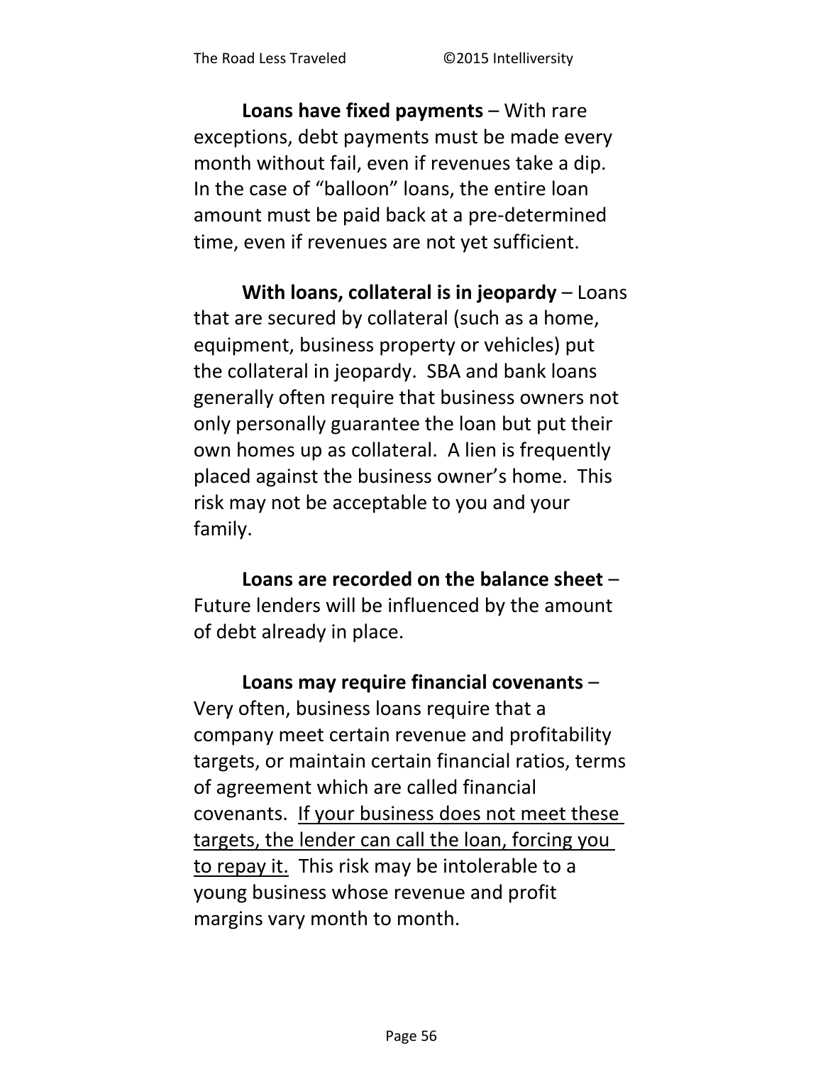**Loans have fixed payments** – With rare exceptions, debt payments must be made every month without fail, even if revenues take a dip. In the case of "balloon" loans, the entire loan amount must be paid back at a pre-determined time, even if revenues are not yet sufficient.

**With loans, collateral is in jeopardy** – Loans that are secured by collateral (such as a home, equipment, business property or vehicles) put the collateral in jeopardy. SBA and bank loans generally often require that business owners not only personally guarantee the loan but put their own homes up as collateral. A lien is frequently placed against the business owner's home. This risk may not be acceptable to you and your family.

**Loans are recorded on the balance sheet** – Future lenders will be influenced by the amount of debt already in place.

**Loans may require financial covenants** – Very often, business loans require that a company meet certain revenue and profitability targets, or maintain certain financial ratios, terms of agreement which are called financial covenants. <u>If your business does not meet these targets, the lender can call the loan, forcing you to repay it.</u> This risk may be intolerable to a young business whose revenue and profit margins vary month to month.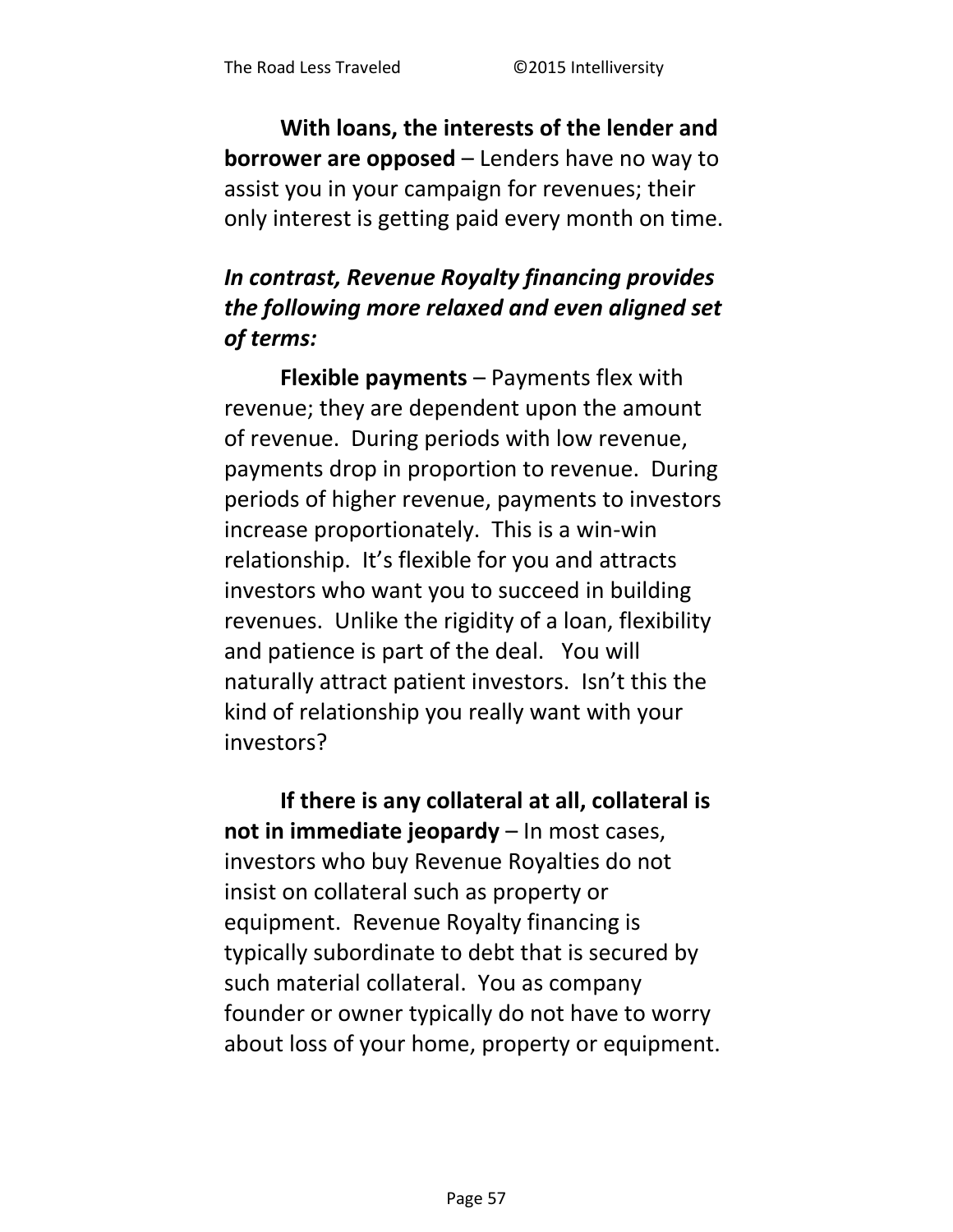**With loans, the interests of the lender and borrower are opposed** – Lenders have no way to assist you in your campaign for revenues; their only interest is getting paid every month on time.

***In contrast, Revenue Royalty financing provides the following more relaxed and even aligned set of terms:***

**Flexible payments** – Payments flex with revenue; they are dependent upon the amount of revenue. During periods with low revenue, payments drop in proportion to revenue. During periods of higher revenue, payments to investors increase proportionately. This is a win-win relationship. It's flexible for you and attracts investors who want you to succeed in building revenues. Unlike the rigidity of a loan, flexibility and patience is part of the deal. You will naturally attract patient investors. Isn't this the kind of relationship you really want with your investors?

**If there is any collateral at all, collateral is not in immediate jeopardy** – In most cases, investors who buy Revenue Royalties do not insist on collateral such as property or equipment. Revenue Royalty financing is typically subordinate to debt that is secured by such material collateral. You as company founder or owner typically do not have to worry about loss of your home, property or equipment.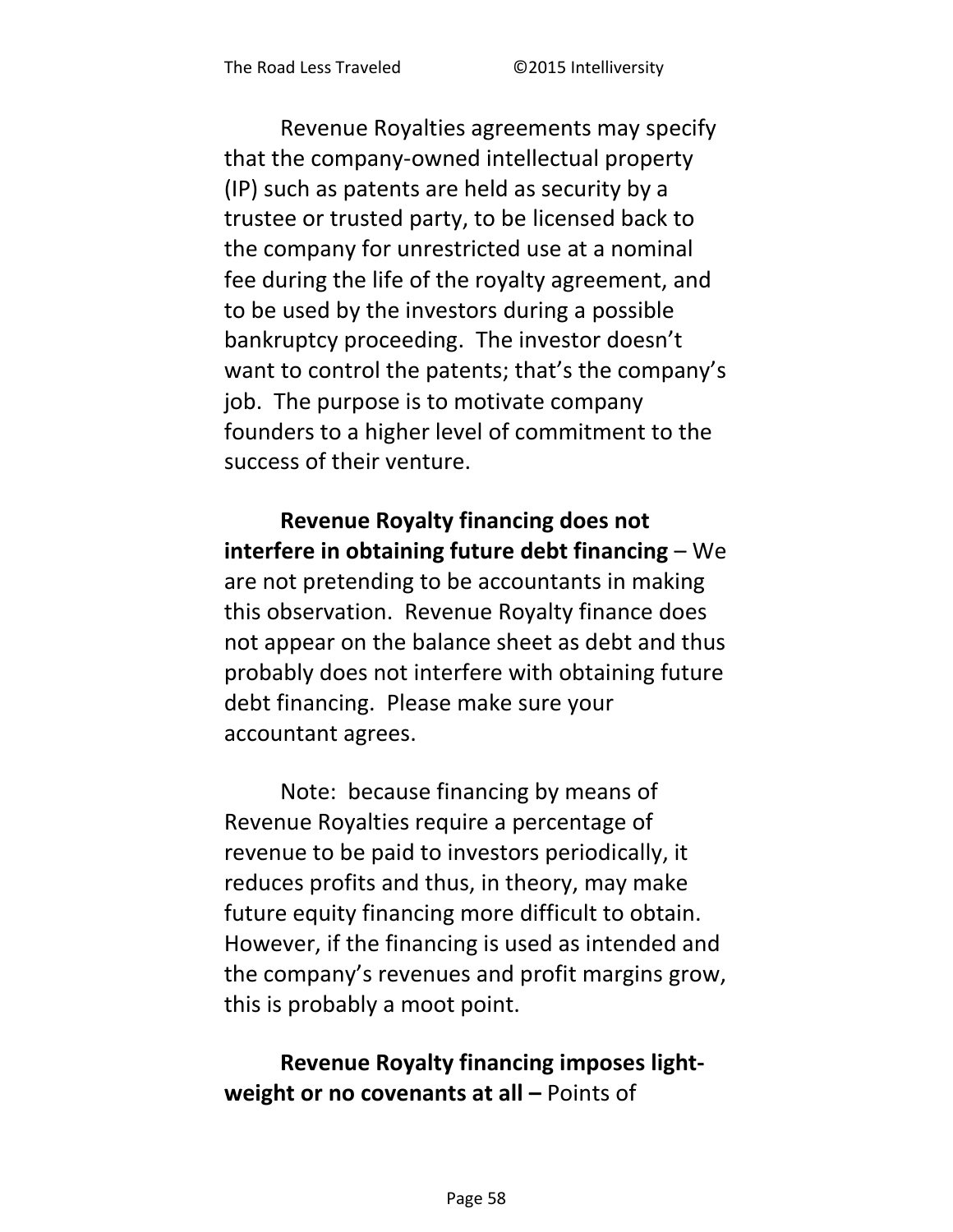Revenue Royalties agreements may specify that the company-owned intellectual property (IP) such as patents are held as security by a trustee or trusted party, to be licensed back to the company for unrestricted use at a nominal fee during the life of the royalty agreement, and to be used by the investors during a possible bankruptcy proceeding. The investor doesn't want to control the patents; that's the company's job. The purpose is to motivate company founders to a higher level of commitment to the success of their venture.

**Revenue Royalty financing does not interfere in obtaining future debt financing** – We are not pretending to be accountants in making this observation. Revenue Royalty finance does not appear on the balance sheet as debt and thus probably does not interfere with obtaining future debt financing. Please make sure your accountant agrees.

Note: because financing by means of Revenue Royalties require a percentage of revenue to be paid to investors periodically, it reduces profits and thus, in theory, may make future equity financing more difficult to obtain. However, if the financing is used as intended and the company's revenues and profit margins grow, this is probably a moot point.

**Revenue Royalty financing imposes light-weight or no covenants at all –** Points of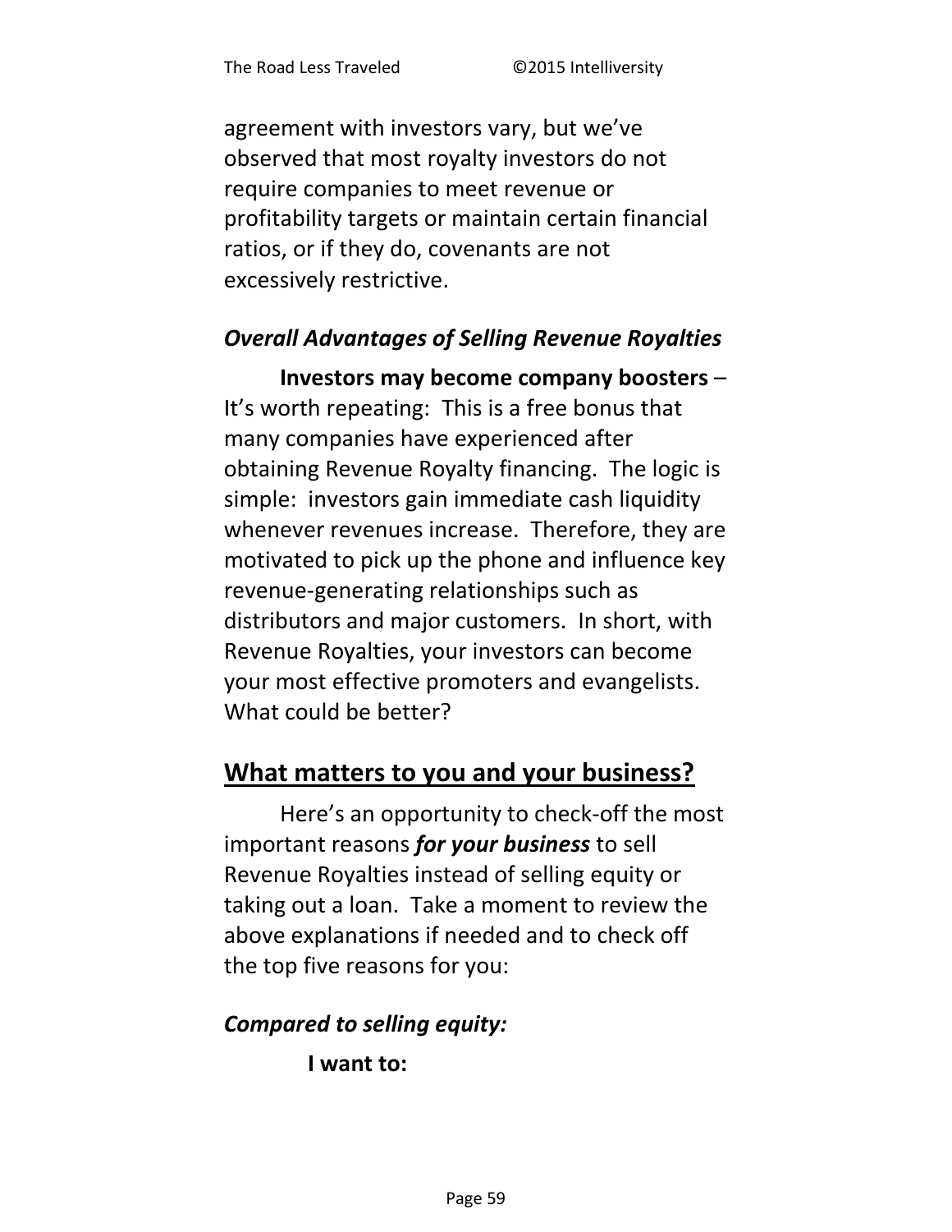agreement with investors vary, but we've observed that most royalty investors do not require companies to meet revenue or profitability targets or maintain certain financial ratios, or if they do, covenants are not excessively restrictive.

### *Overall Advantages of Selling Revenue Royalties*

**Investors may become company boosters** – It's worth repeating: This is a free bonus that many companies have experienced after obtaining Revenue Royalty financing. The logic is simple: investors gain immediate cash liquidity whenever revenues increase. Therefore, they are motivated to pick up the phone and influence key revenue-generating relationships such as distributors and major customers. In short, with Revenue Royalties, your investors can become your most effective promoters and evangelists. What could be better?

## What matters to you and your business?

Here's an opportunity to check-off the most important reasons ***for your business*** to sell Revenue Royalties instead of selling equity or taking out a loan. Take a moment to review the above explanations if needed and to check off the top five reasons for you:

### *Compared to selling equity:*

**I want to:**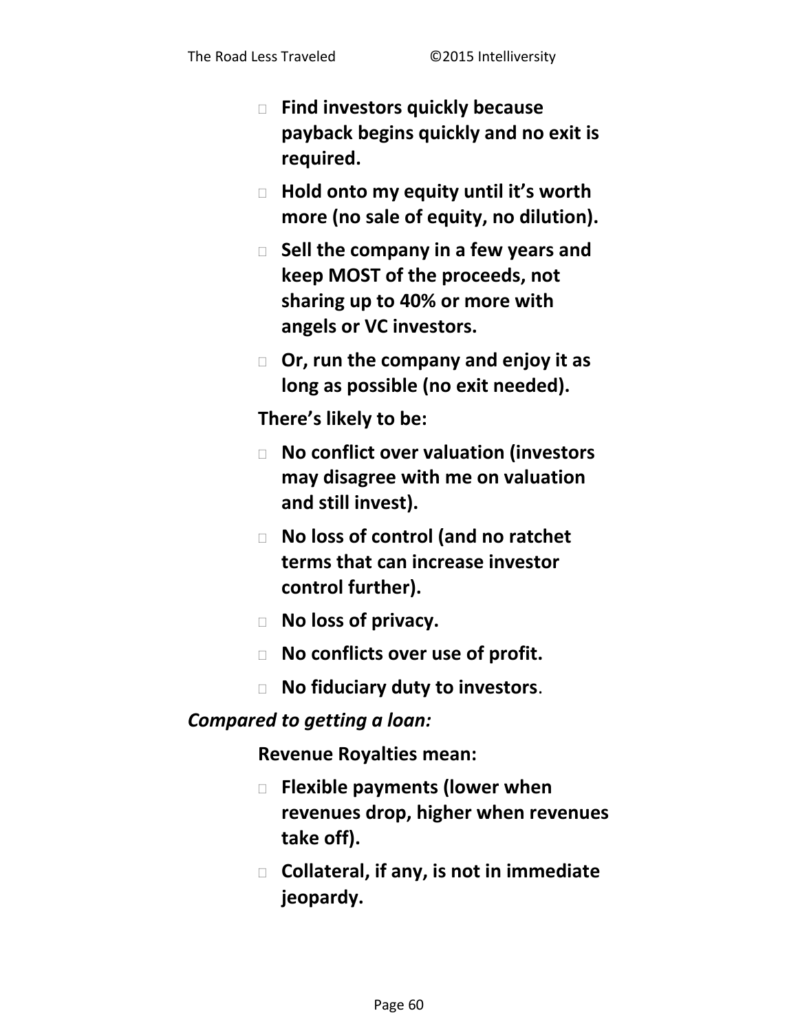- **Find investors quickly because payback begins quickly and no exit is required.**
- **Hold onto my equity until it's worth more (no sale of equity, no dilution).**
- **Sell the company in a few years and keep MOST of the proceeds, not sharing up to 40% or more with angels or VC investors.**
- **Or, run the company and enjoy it as long as possible (no exit needed).**

**There's likely to be:**

- **No conflict over valuation (investors may disagree with me on valuation and still invest).**
- **No loss of control (and no ratchet terms that can increase investor control further).**
- **No loss of privacy.**
- **No conflicts over use of profit.**
- **No fiduciary duty to investors**.

***Compared to getting a loan:***

**Revenue Royalties mean:**

- **Flexible payments (lower when revenues drop, higher when revenues take off).**
- **Collateral, if any, is not in immediate jeopardy.**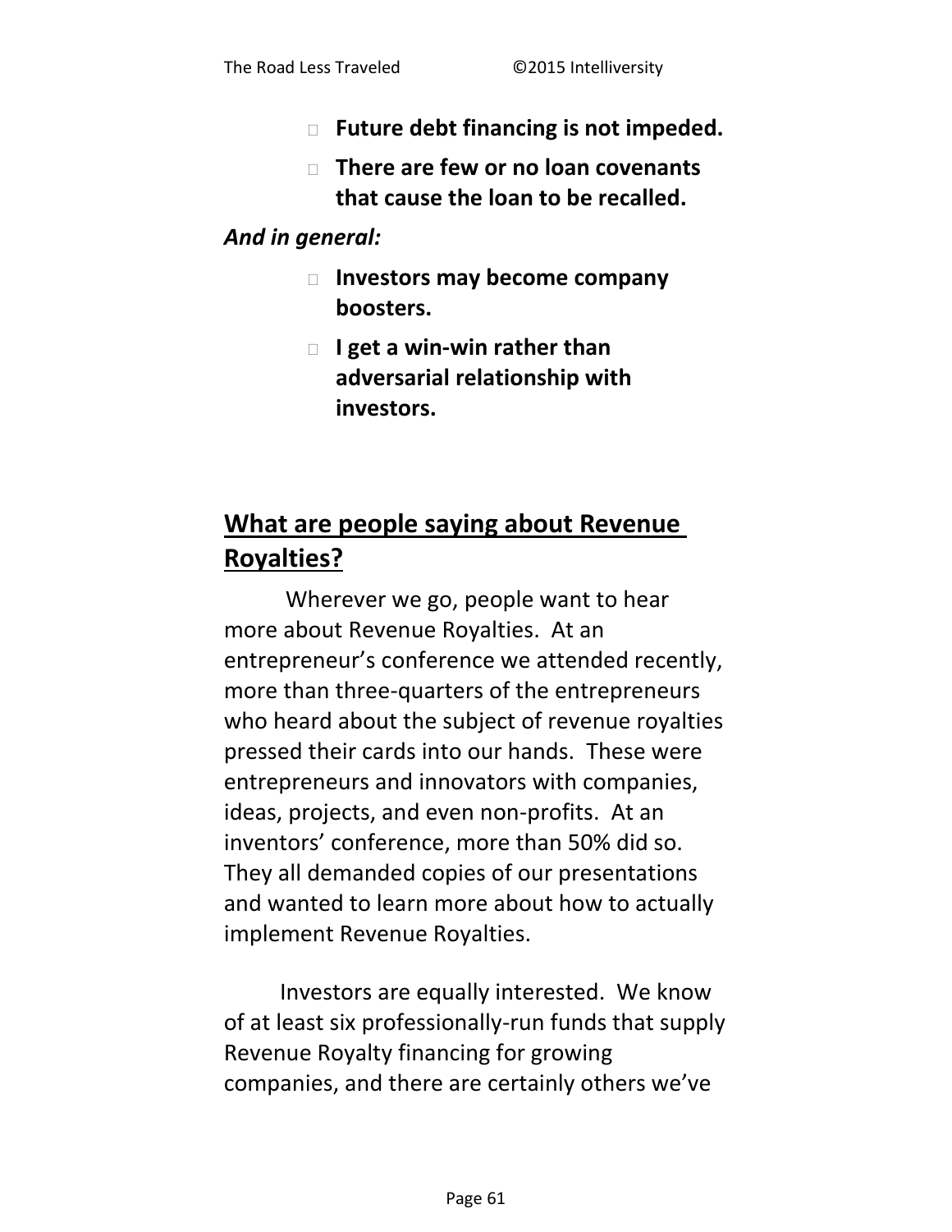- **Future debt financing is not impeded.**
- **There are few or no loan covenants that cause the loan to be recalled.**

***And in general:***

- **Investors may become company boosters.**
- **I get a win-win rather than adversarial relationship with investors.**

## What are people saying about Revenue Royalties?

Wherever we go, people want to hear more about Revenue Royalties. At an entrepreneur's conference we attended recently, more than three-quarters of the entrepreneurs who heard about the subject of revenue royalties pressed their cards into our hands. These were entrepreneurs and innovators with companies, ideas, projects, and even non-profits. At an inventors' conference, more than 50% did so. They all demanded copies of our presentations and wanted to learn more about how to actually implement Revenue Royalties.

Investors are equally interested. We know of at least six professionally-run funds that supply Revenue Royalty financing for growing companies, and there are certainly others we've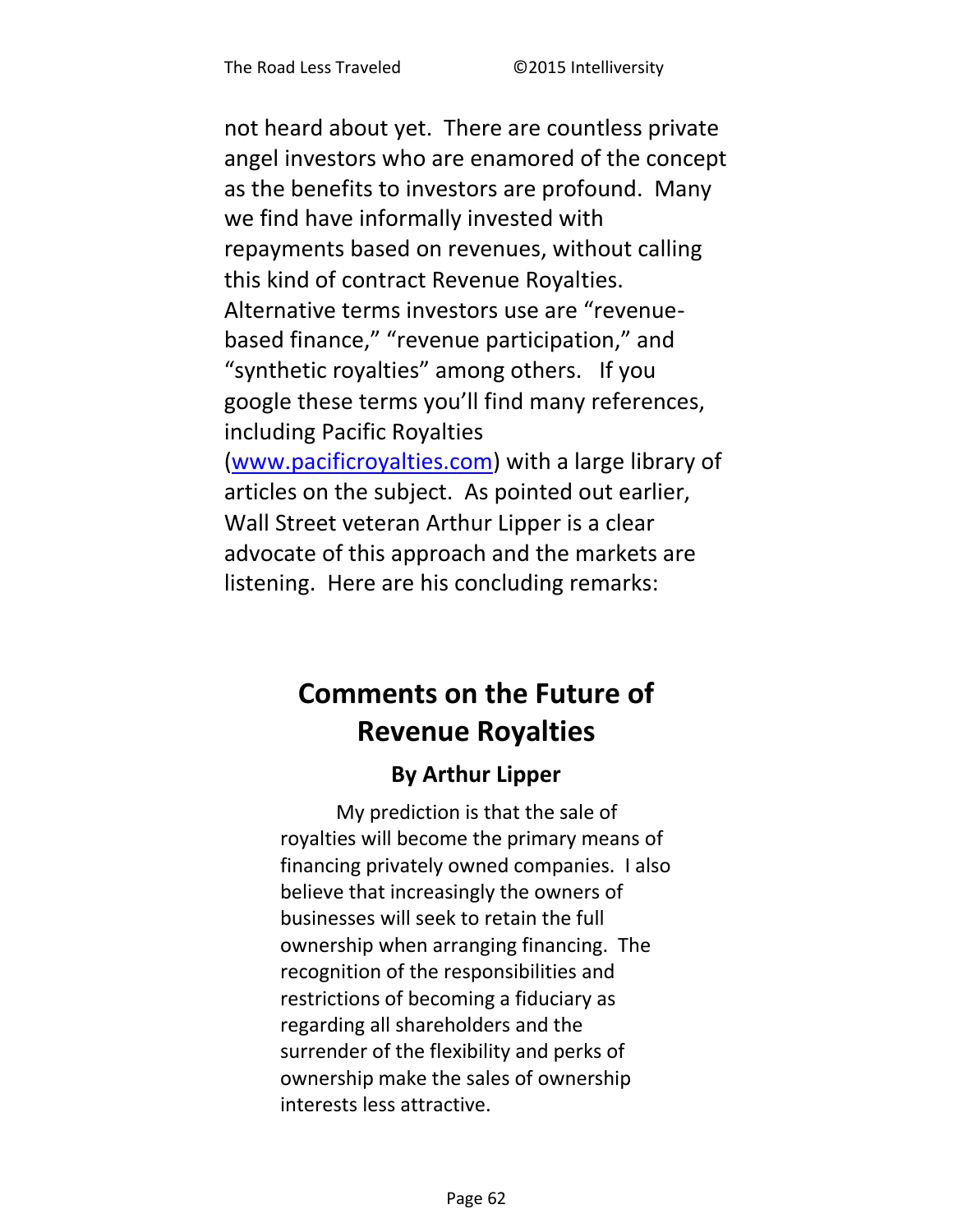not heard about yet. There are countless private angel investors who are enamored of the concept as the benefits to investors are profound. Many we find have informally invested with repayments based on revenues, without calling this kind of contract Revenue Royalties. Alternative terms investors use are "revenue-based finance," "revenue participation," and "synthetic royalties" among others. If you google these terms you'll find many references, including Pacific Royalties ([www.pacificroyalties.com](http://www.pacificroyalties.com)) with a large library of articles on the subject. As pointed out earlier, Wall Street veteran Arthur Lipper is a clear advocate of this approach and the markets are listening. Here are his concluding remarks:

## Comments on the Future of Revenue Royalties

### By Arthur Lipper

My prediction is that the sale of royalties will become the primary means of financing privately owned companies. I also believe that increasingly the owners of businesses will seek to retain the full ownership when arranging financing. The recognition of the responsibilities and restrictions of becoming a fiduciary as regarding all shareholders and the surrender of the flexibility and perks of ownership make the sales of ownership interests less attractive.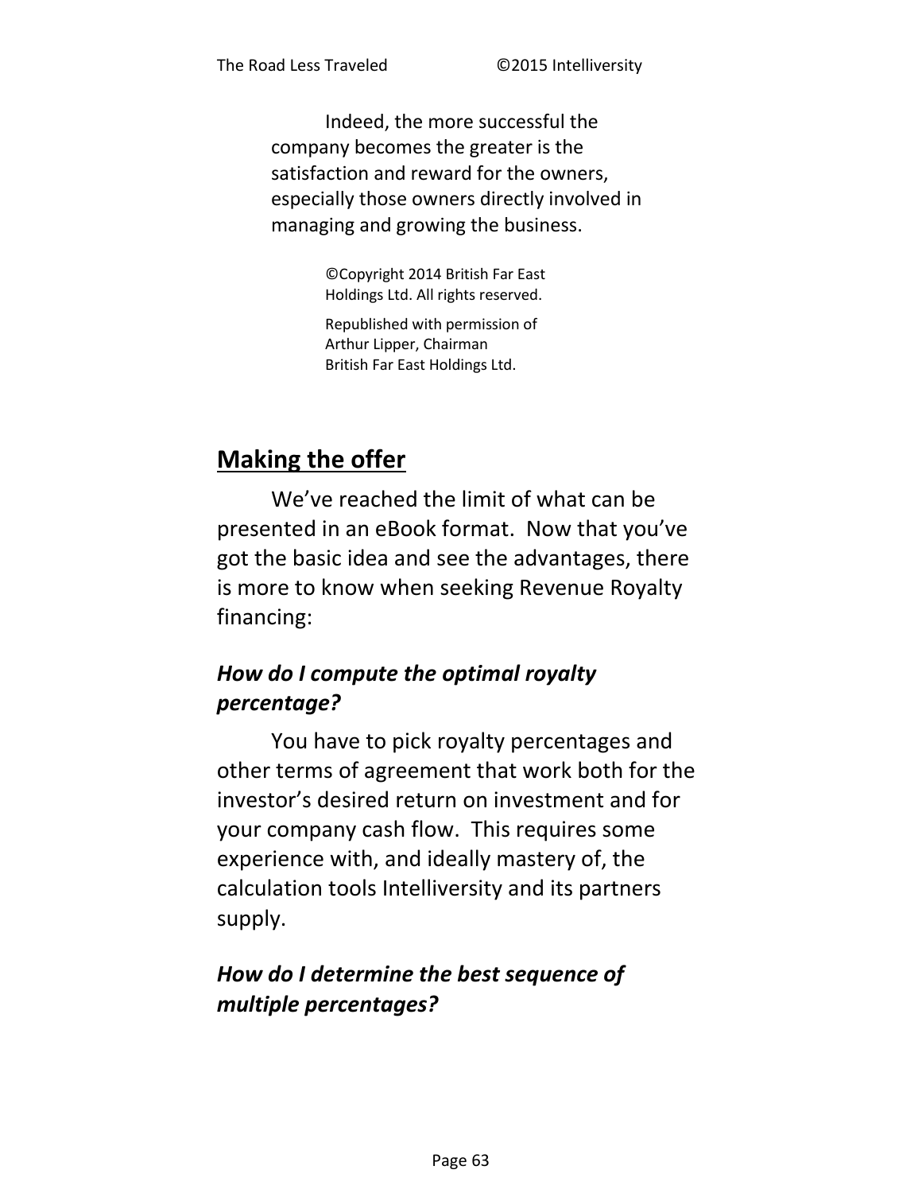Indeed, the more successful the company becomes the greater is the satisfaction and reward for the owners, especially those owners directly involved in managing and growing the business.

©Copyright 2014 British Far East Holdings Ltd. All rights reserved.

Republished with permission of Arthur Lipper, Chairman British Far East Holdings Ltd.

## Making the offer

We've reached the limit of what can be presented in an eBook format. Now that you've got the basic idea and see the advantages, there is more to know when seeking Revenue Royalty financing:

### *How do I compute the optimal royalty percentage?*

You have to pick royalty percentages and other terms of agreement that work both for the investor's desired return on investment and for your company cash flow. This requires some experience with, and ideally mastery of, the calculation tools Intelliversity and its partners supply.

### *How do I determine the best sequence of multiple percentages?*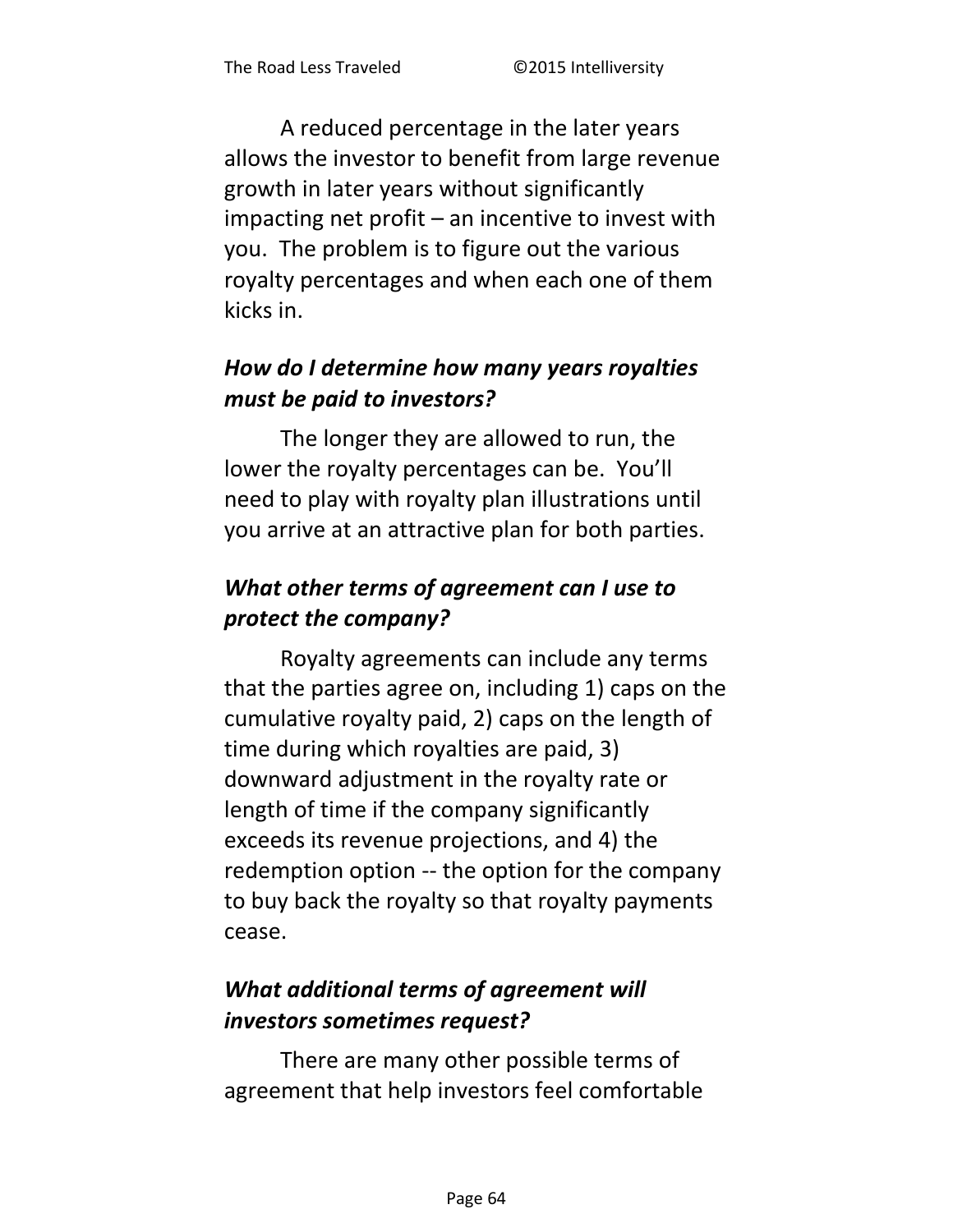A reduced percentage in the later years allows the investor to benefit from large revenue growth in later years without significantly impacting net profit – an incentive to invest with you. The problem is to figure out the various royalty percentages and when each one of them kicks in.

### *How do I determine how many years royalties must be paid to investors?*

The longer they are allowed to run, the lower the royalty percentages can be. You'll need to play with royalty plan illustrations until you arrive at an attractive plan for both parties.

### *What other terms of agreement can I use to protect the company?*

Royalty agreements can include any terms that the parties agree on, including 1) caps on the cumulative royalty paid, 2) caps on the length of time during which royalties are paid, 3) downward adjustment in the royalty rate or length of time if the company significantly exceeds its revenue projections, and 4) the redemption option -- the option for the company to buy back the royalty so that royalty payments cease.

### *What additional terms of agreement will investors sometimes request?*

There are many other possible terms of agreement that help investors feel comfortable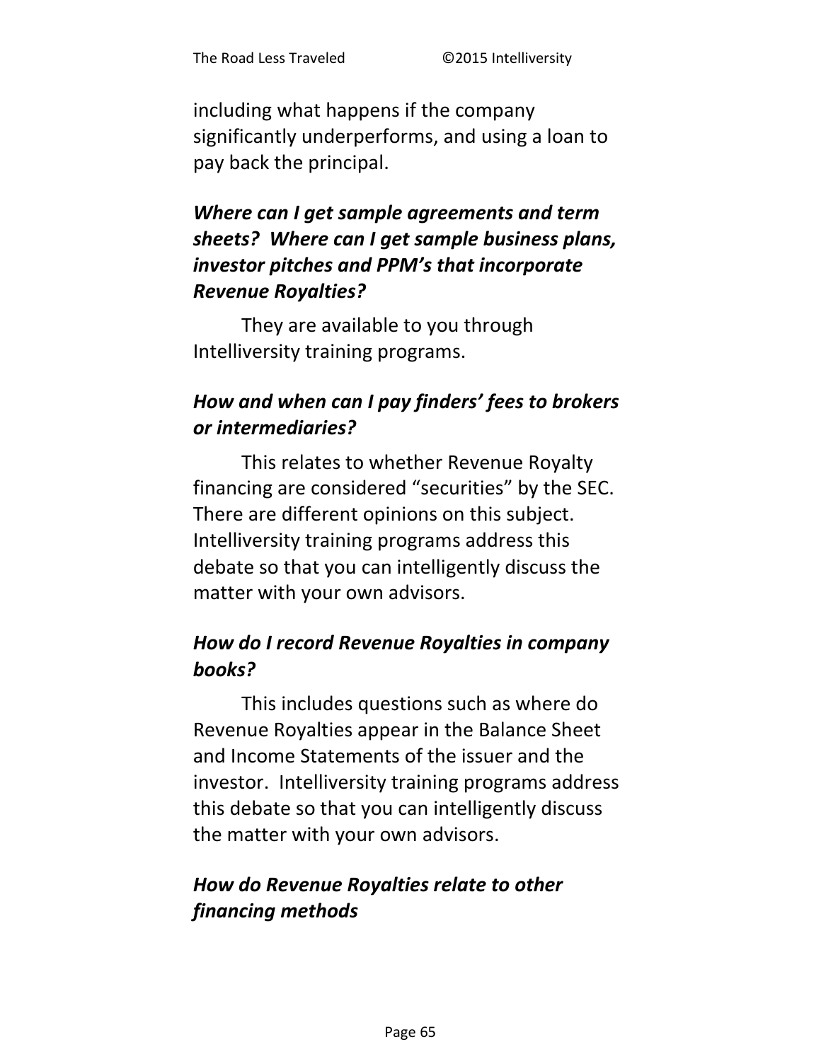including what happens if the company significantly underperforms, and using a loan to pay back the principal.

***Where can I get sample agreements and term sheets? Where can I get sample business plans, investor pitches and PPM's that incorporate Revenue Royalties?***

They are available to you through Intelliversity training programs.

***How and when can I pay finders' fees to brokers or intermediaries?***

This relates to whether Revenue Royalty financing are considered "securities" by the SEC. There are different opinions on this subject. Intelliversity training programs address this debate so that you can intelligently discuss the matter with your own advisors.

***How do I record Revenue Royalties in company books?***

This includes questions such as where do Revenue Royalties appear in the Balance Sheet and Income Statements of the issuer and the investor. Intelliversity training programs address this debate so that you can intelligently discuss the matter with your own advisors.

***How do Revenue Royalties relate to other financing methods***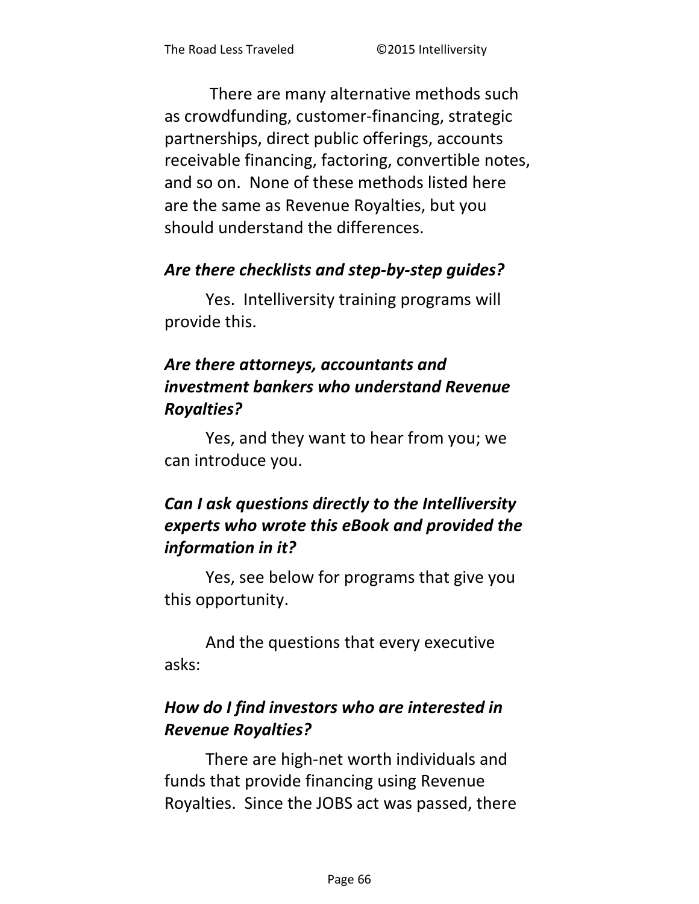There are many alternative methods such as crowdfunding, customer-financing, strategic partnerships, direct public offerings, accounts receivable financing, factoring, convertible notes, and so on. None of these methods listed here are the same as Revenue Royalties, but you should understand the differences.

### *Are there checklists and step-by-step guides?*

Yes. Intelliversity training programs will provide this.

### *Are there attorneys, accountants and investment bankers who understand Revenue Royalties?*

Yes, and they want to hear from you; we can introduce you.

### *Can I ask questions directly to the Intelliversity experts who wrote this eBook and provided the information in it?*

Yes, see below for programs that give you this opportunity.

And the questions that every executive asks:

### *How do I find investors who are interested in Revenue Royalties?*

There are high-net worth individuals and funds that provide financing using Revenue Royalties. Since the JOBS act was passed, there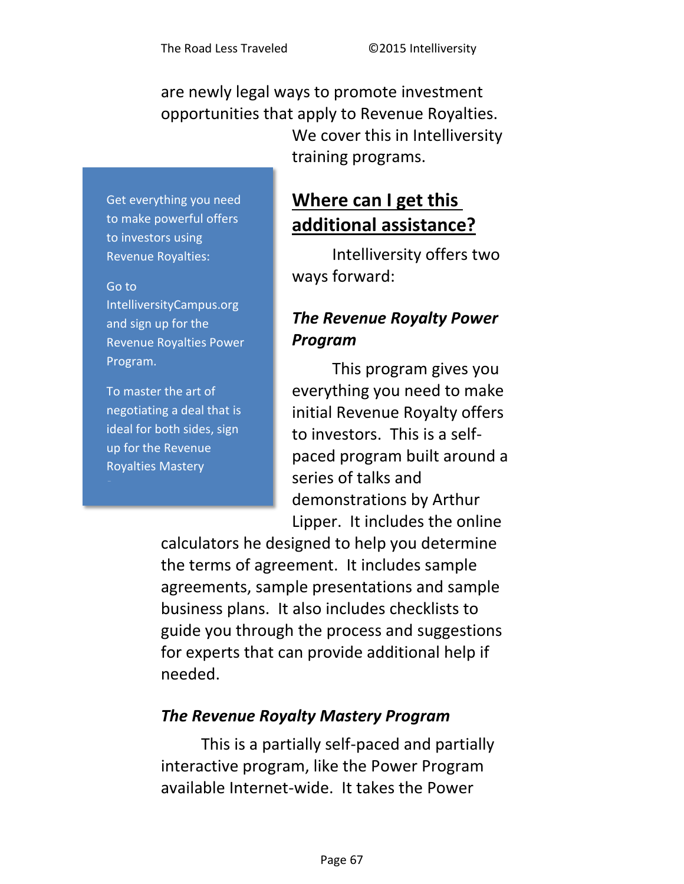are newly legal ways to promote investment opportunities that apply to Revenue Royalties. We cover this in Intelliversity training programs.

> Get everything you need to make powerful offers to investors using Revenue Royalties:
>
> Go to IntelliversityCampus.org and sign up for the Revenue Royalties Power Program.
>
> To master the art of negotiating a deal that is ideal for both sides, sign up for the Revenue Royalties Mastery

## **Where can I get this additional assistance?**

Intelliversity offers two ways forward:

### ***The Revenue Royalty Power Program***

This program gives you everything you need to make initial Revenue Royalty offers to investors. This is a self-paced program built around a series of talks and demonstrations by Arthur Lipper. It includes the online calculators he designed to help you determine the terms of agreement. It includes sample agreements, sample presentations and sample business plans. It also includes checklists to guide you through the process and suggestions for experts that can provide additional help if needed.

### ***The Revenue Royalty Mastery Program***

This is a partially self-paced and partially interactive program, like the Power Program available Internet-wide. It takes the Power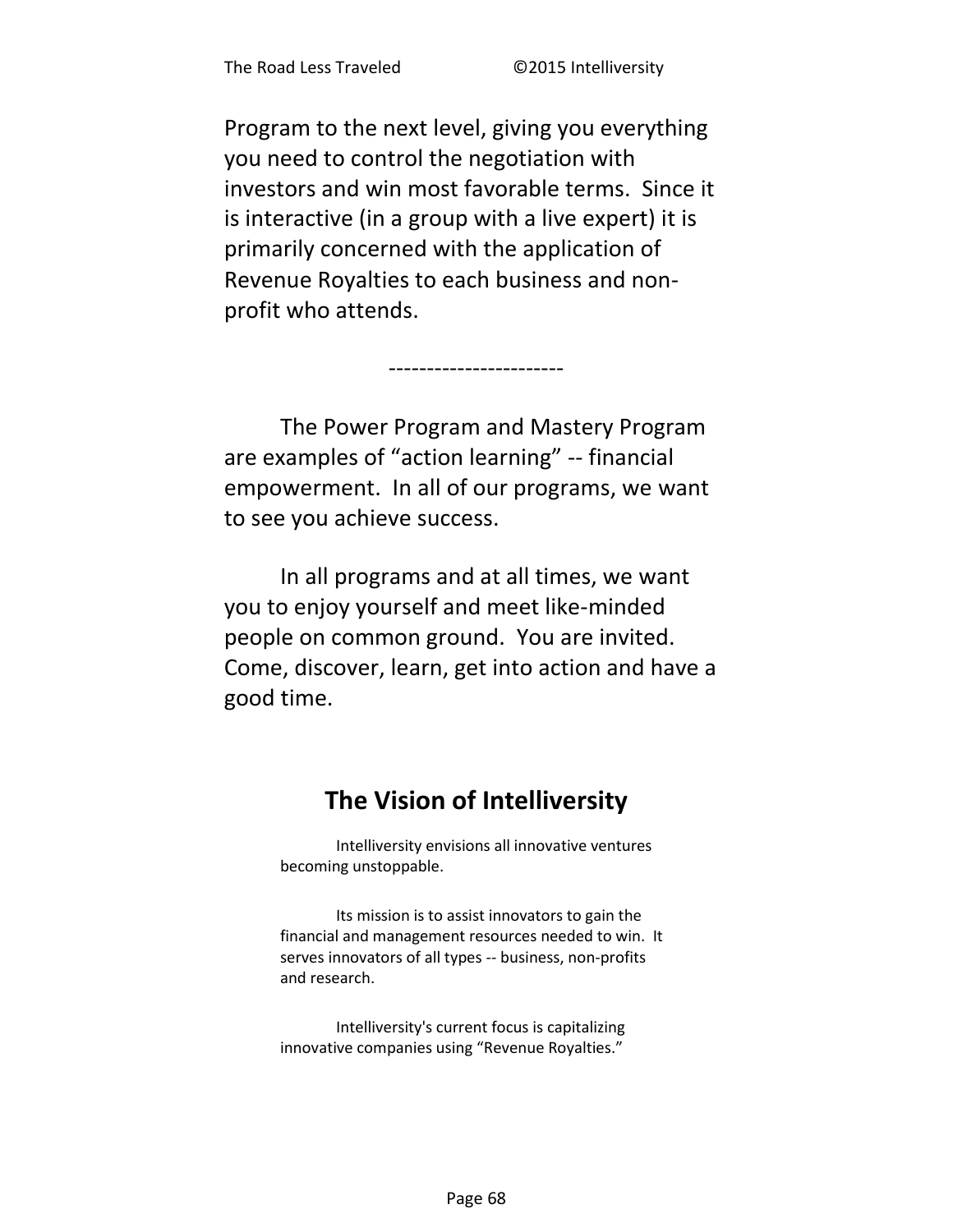Program to the next level, giving you everything you need to control the negotiation with investors and win most favorable terms.  Since it is interactive (in a group with a live expert) it is primarily concerned with the application of Revenue Royalties to each business and non-profit who attends.

-----------------------

The Power Program and Mastery Program are examples of "action learning" -- financial empowerment.  In all of our programs, we want to see you achieve success.

In all programs and at all times, we want you to enjoy yourself and meet like-minded people on common ground.  You are invited. Come, discover, learn, get into action and have a good time.

## The Vision of Intelliversity

Intelliversity envisions all innovative ventures becoming unstoppable.

Its mission is to assist innovators to gain the financial and management resources needed to win.  It serves innovators of all types -- business, non-profits and research.

Intelliversity's current focus is capitalizing innovative companies using "Revenue Royalties."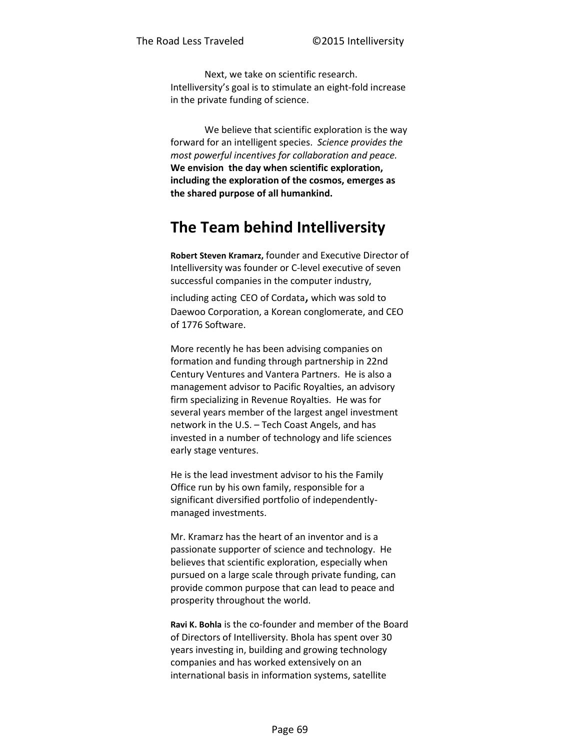Next, we take on scientific research. Intelliversity's goal is to stimulate an eight-fold increase in the private funding of science.

We believe that scientific exploration is the way forward for an intelligent species. *Science provides the most powerful incentives for collaboration and peace.* **We envision the day when scientific exploration, including the exploration of the cosmos, emerges as the shared purpose of all humankind.**

## The Team behind Intelliversity

**Robert Steven Kramarz,** founder and Executive Director of Intelliversity was founder or C-level executive of seven successful companies in the computer industry, including acting CEO of Cordata**,** which was sold to Daewoo Corporation, a Korean conglomerate, and CEO of 1776 Software.

More recently he has been advising companies on formation and funding through partnership in 22nd Century Ventures and Vantera Partners. He is also a management advisor to Pacific Royalties, an advisory firm specializing in Revenue Royalties. He was for several years member of the largest angel investment network in the U.S. – Tech Coast Angels, and has invested in a number of technology and life sciences early stage ventures.

He is the lead investment advisor to his the Family Office run by his own family, responsible for a significant diversified portfolio of independently-managed investments.

Mr. Kramarz has the heart of an inventor and is a passionate supporter of science and technology. He believes that scientific exploration, especially when pursued on a large scale through private funding, can provide common purpose that can lead to peace and prosperity throughout the world.

**Ravi K. Bohla** is the co-founder and member of the Board of Directors of Intelliversity. Bhola has spent over 30 years investing in, building and growing technology companies and has worked extensively on an international basis in information systems, satellite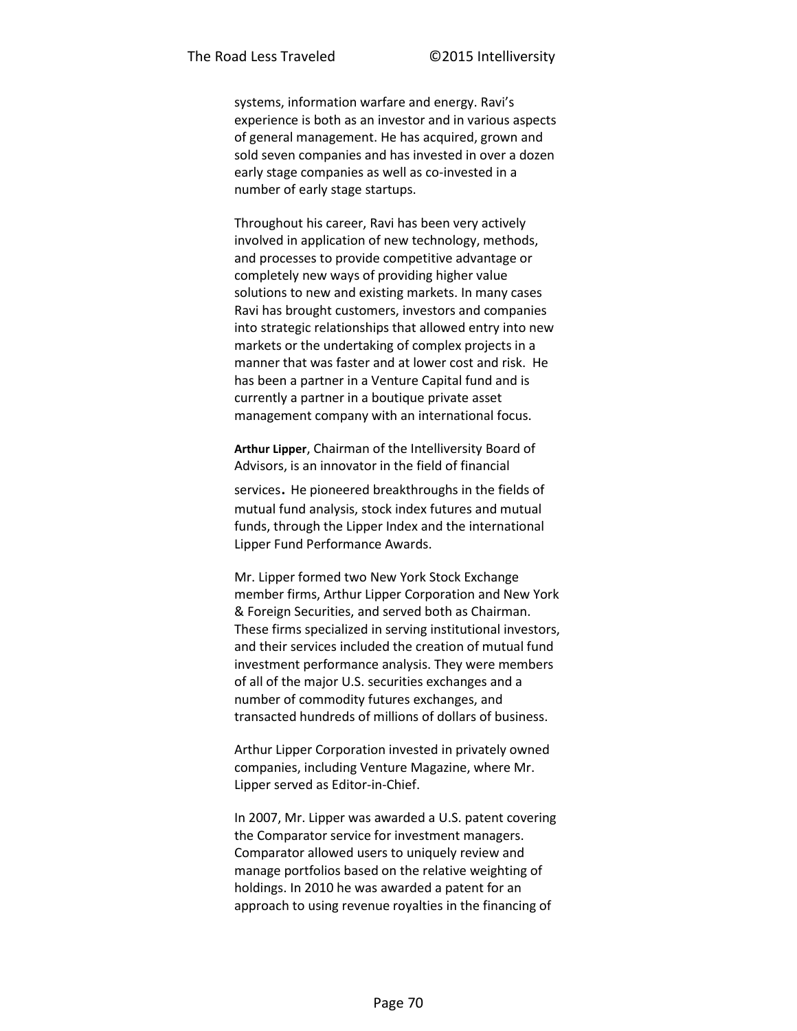systems, information warfare and energy. Ravi's experience is both as an investor and in various aspects of general management. He has acquired, grown and sold seven companies and has invested in over a dozen early stage companies as well as co-invested in a number of early stage startups.

Throughout his career, Ravi has been very actively involved in application of new technology, methods, and processes to provide competitive advantage or completely new ways of providing higher value solutions to new and existing markets. In many cases Ravi has brought customers, investors and companies into strategic relationships that allowed entry into new markets or the undertaking of complex projects in a manner that was faster and at lower cost and risk. He has been a partner in a Venture Capital fund and is currently a partner in a boutique private asset management company with an international focus.

**Arthur Lipper**, Chairman of the Intelliversity Board of Advisors, is an innovator in the field of financial services. He pioneered breakthroughs in the fields of mutual fund analysis, stock index futures and mutual funds, through the Lipper Index and the international Lipper Fund Performance Awards.

Mr. Lipper formed two New York Stock Exchange member firms, Arthur Lipper Corporation and New York & Foreign Securities, and served both as Chairman. These firms specialized in serving institutional investors, and their services included the creation of mutual fund investment performance analysis. They were members of all of the major U.S. securities exchanges and a number of commodity futures exchanges, and transacted hundreds of millions of dollars of business.

Arthur Lipper Corporation invested in privately owned companies, including Venture Magazine, where Mr. Lipper served as Editor-in-Chief.

In 2007, Mr. Lipper was awarded a U.S. patent covering the Comparator service for investment managers. Comparator allowed users to uniquely review and manage portfolios based on the relative weighting of holdings. In 2010 he was awarded a patent for an approach to using revenue royalties in the financing of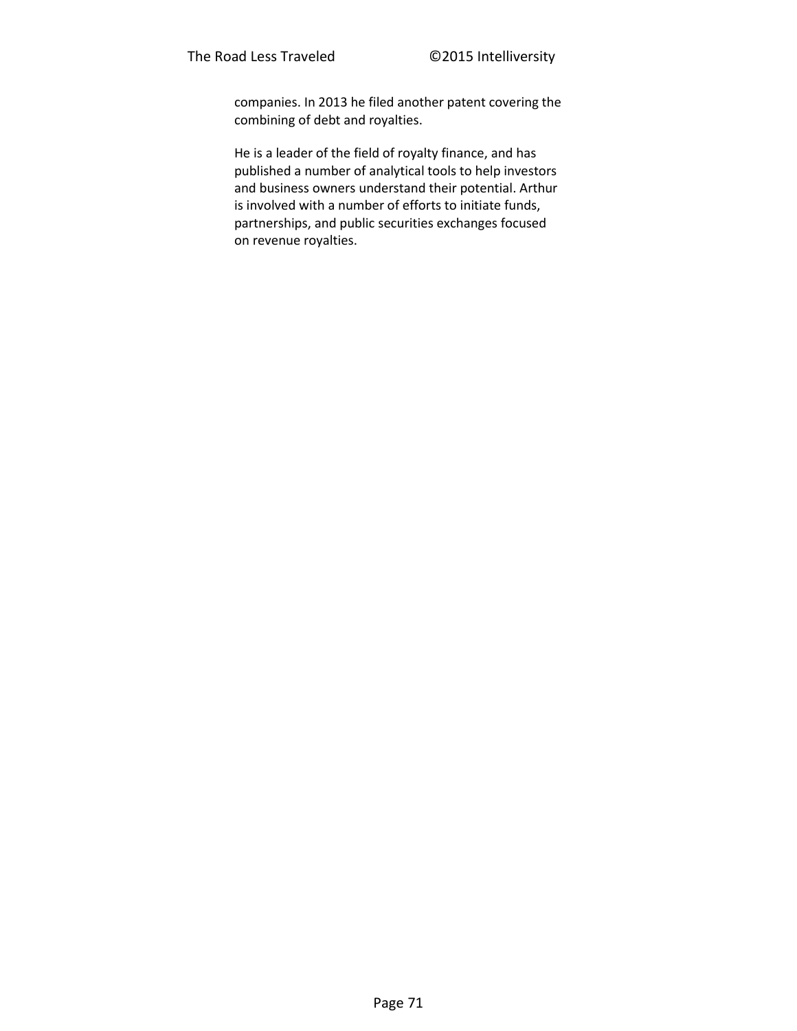companies. In 2013 he filed another patent covering the combining of debt and royalties.

He is a leader of the field of royalty finance, and has published a number of analytical tools to help investors and business owners understand their potential. Arthur is involved with a number of efforts to initiate funds, partnerships, and public securities exchanges focused on revenue royalties.